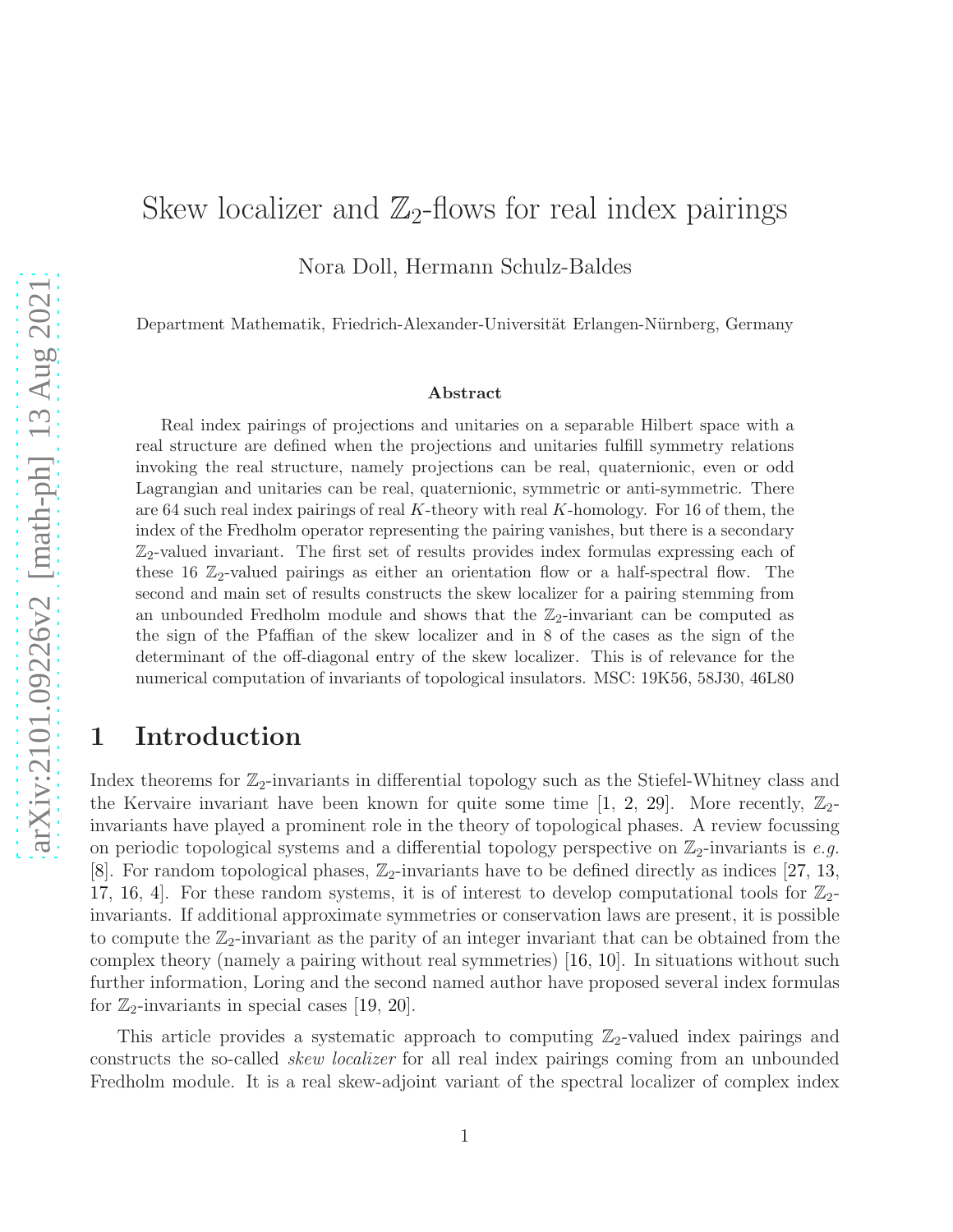# Skew localizer and $\mathbb{Z}_2$-flows for real index pairings

Nora Doll, Hermann Schulz-Baldes

Department Mathematik, Friedrich-Alexander-Universität Erlangen-Nürnberg, Germany

### Abstract

Real index pairings of projections and unitaries on a separable Hilbert space with a real structure are defined when the projections and unitaries fulfill symmetry relations invoking the real structure, namely projections can be real, quaternionic, even or odd Lagrangian and unitaries can be real, quaternionic, symmetric or anti-symmetric. There are 64 such real index pairings of real $K$-theory with real $K$-homology. For 16 of them, the index of the Fredholm operator representing the pairing vanishes, but there is a secondary $\mathbb{Z}_2$-valued invariant. The first set of results provides index formulas expressing each of these 16 $\mathbb{Z}_2$-valued pairings as either an orientation flow or a half-spectral flow. The second and main set of results constructs the skew localizer for a pairing stemming from an unbounded Fredholm module and shows that the $\mathbb{Z}_2$-invariant can be computed as the sign of the Pfaffian of the skew localizer and in 8 of the cases as the sign of the determinant of the off-diagonal entry of the skew localizer. This is of relevance for the numerical computation of invariants of topological insulators. MSC: 19K56, 58J30, 46L80

# 1 Introduction

Index theorems for $\mathbb{Z}_2$-invariants in differential topology such as the Stiefel-Whitney class and the Kervaire invariant have been known for quite some time [1, 2, 29]. More recently, $\mathbb{Z}_2$-invariants have played a prominent role in the theory of topological phases. A review focussing on periodic topological systems and a differential topology perspective on $\mathbb{Z}_2$-invariants is *e.g.* [8]. For random topological phases, $\mathbb{Z}_2$-invariants have to be defined directly as indices [27, 13, 17, 16, 4]. For these random systems, it is of interest to develop computational tools for $\mathbb{Z}_2$-invariants. If additional approximate symmetries or conservation laws are present, it is possible to compute the $\mathbb{Z}_2$-invariant as the parity of an integer invariant that can be obtained from the complex theory (namely a pairing without real symmetries) [16, 10]. In situations without such further information, Loring and the second named author have proposed several index formulas for $\mathbb{Z}_2$-invariants in special cases [19, 20].

This article provides a systematic approach to computing $\mathbb{Z}_2$-valued index pairings and constructs the so-called *skew localizer* for all real index pairings coming from an unbounded Fredholm module. It is a real skew-adjoint variant of the spectral localizer of complex index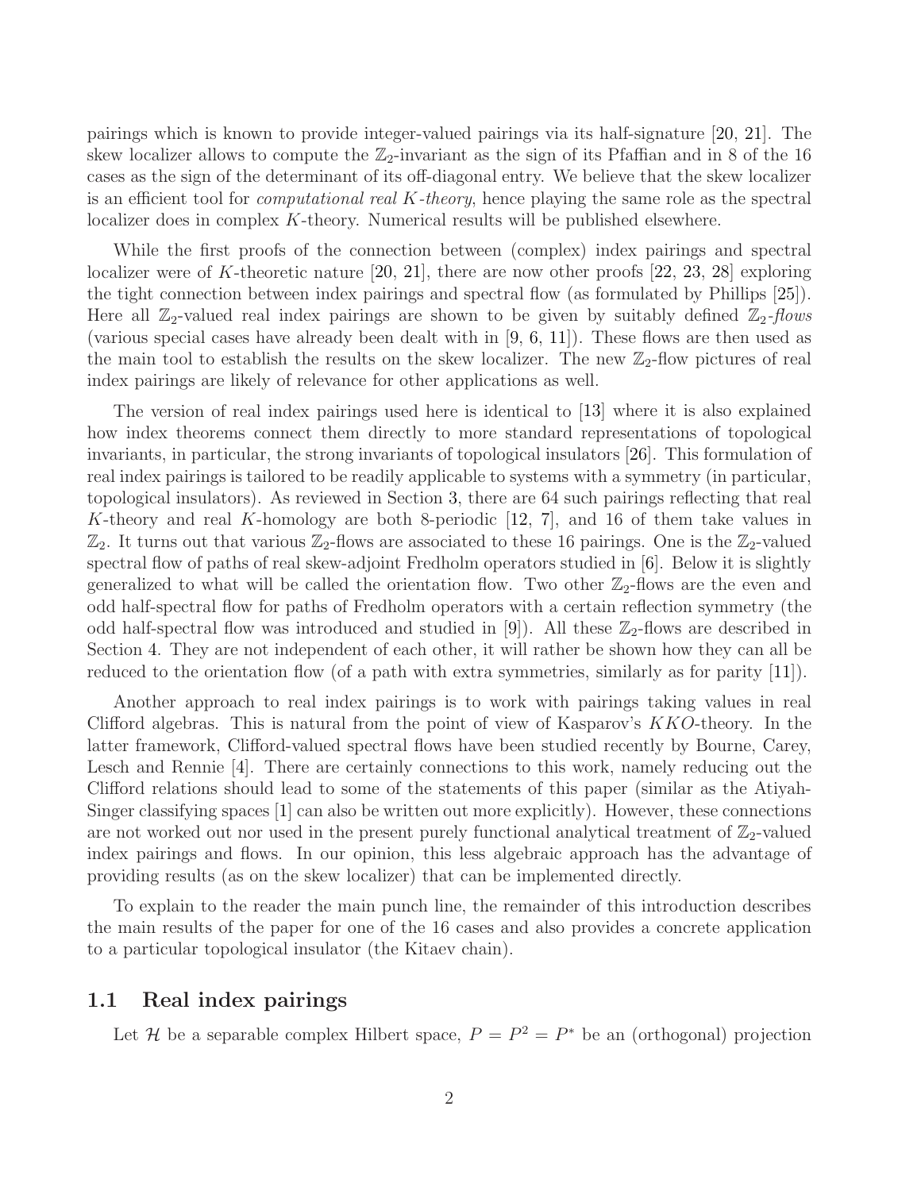pairings which is known to provide integer-valued pairings via its half-signature [20, 21]. The skew localizer allows to compute the $\mathbb{Z}_2$-invariant as the sign of its Pfaffian and in 8 of the 16 cases as the sign of the determinant of its off-diagonal entry. We believe that the skew localizer is an efficient tool for *computational real $K$-theory*, hence playing the same role as the spectral localizer does in complex $K$-theory. Numerical results will be published elsewhere.

While the first proofs of the connection between (complex) index pairings and spectral localizer were of $K$-theoretic nature [20, 21], there are now other proofs [22, 23, 28] exploring the tight connection between index pairings and spectral flow (as formulated by Phillips [25]). Here all $\mathbb{Z}_2$-valued real index pairings are shown to be given by suitably defined $\mathbb{Z}_2$-*flows* (various special cases have already been dealt with in [9, 6, 11]). These flows are then used as the main tool to establish the results on the skew localizer. The new $\mathbb{Z}_2$-flow pictures of real index pairings are likely of relevance for other applications as well.

The version of real index pairings used here is identical to [13] where it is also explained how index theorems connect them directly to more standard representations of topological invariants, in particular, the strong invariants of topological insulators [26]. This formulation of real index pairings is tailored to be readily applicable to systems with a symmetry (in particular, topological insulators). As reviewed in Section 3, there are 64 such pairings reflecting that real $K$-theory and real $K$-homology are both 8-periodic [12, 7], and 16 of them take values in $\mathbb{Z}_2$. It turns out that various $\mathbb{Z}_2$-flows are associated to these 16 pairings. One is the $\mathbb{Z}_2$-valued spectral flow of paths of real skew-adjoint Fredholm operators studied in [6]. Below it is slightly generalized to what will be called the orientation flow. Two other $\mathbb{Z}_2$-flows are the even and odd half-spectral flow for paths of Fredholm operators with a certain reflection symmetry (the odd half-spectral flow was introduced and studied in [9]). All these $\mathbb{Z}_2$-flows are described in Section 4. They are not independent of each other, it will rather be shown how they can all be reduced to the orientation flow (of a path with extra symmetries, similarly as for parity [11]).

Another approach to real index pairings is to work with pairings taking values in real Clifford algebras. This is natural from the point of view of Kasparov's $KKO$-theory. In the latter framework, Clifford-valued spectral flows have been studied recently by Bourne, Carey, Lesch and Rennie [4]. There are certainly connections to this work, namely reducing out the Clifford relations should lead to some of the statements of this paper (similar as the Atiyah-Singer classifying spaces [1] can also be written out more explicitly). However, these connections are not worked out nor used in the present purely functional analytical treatment of $\mathbb{Z}_2$-valued index pairings and flows. In our opinion, this less algebraic approach has the advantage of providing results (as on the skew localizer) that can be implemented directly.

To explain to the reader the main punch line, the remainder of this introduction describes the main results of the paper for one of the 16 cases and also provides a concrete application to a particular topological insulator (the Kitaev chain).

## 1.1 Real index pairings

Let $\mathcal{H}$ be a separable complex Hilbert space, $P = P^2 = P^*$ be an (orthogonal) projection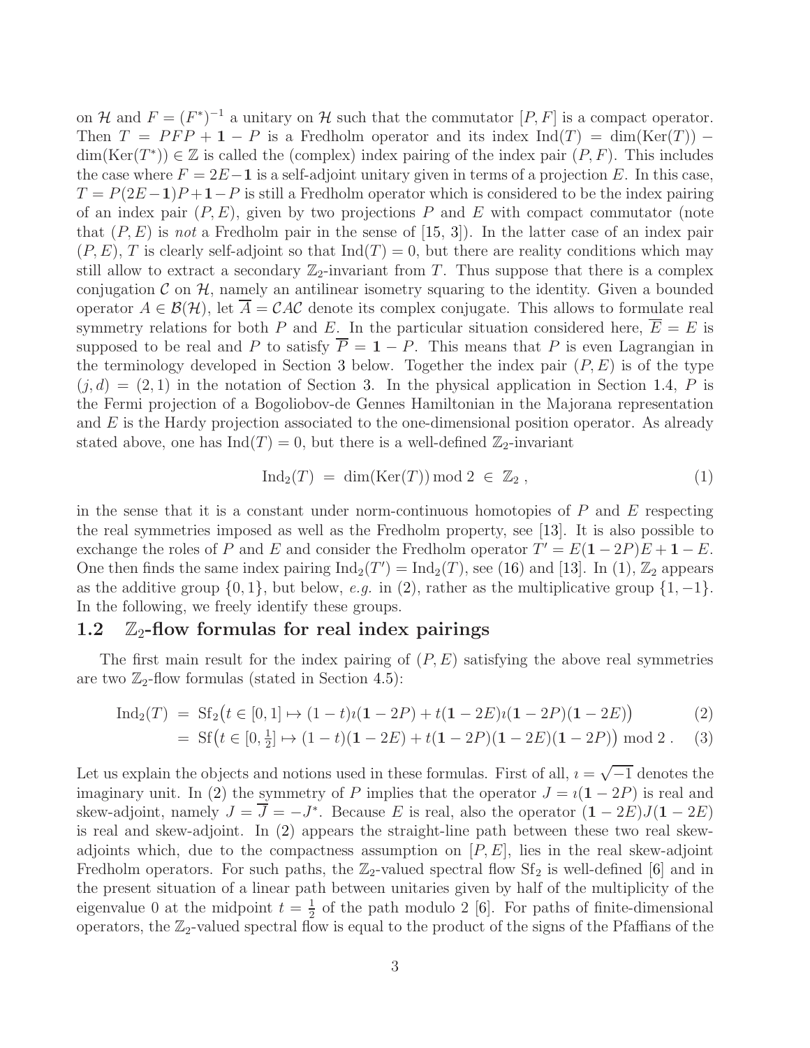on $\mathcal{H}$ and $F = (F^*)^{-1}$ a unitary on $\mathcal{H}$ such that the commutator $[P, F]$ is a compact operator. Then $T = PFP + \mathbf{1} - P$ is a Fredholm operator and its index $\text{Ind}(T) = \dim(\text{Ker}(T)) - \dim(\text{Ker}(T^*)) \in \mathbb{Z}$ is called the (complex) index pairing of the index pair $(P, F)$. This includes the case where $F = 2E - \mathbf{1}$ is a self-adjoint unitary given in terms of a projection $E$. In this case, $T = P(2E - \mathbf{1})P + \mathbf{1} - P$ is still a Fredholm operator which is considered to be the index pairing of an index pair $(P, E)$, given by two projections $P$ and $E$ with compact commutator (note that $(P, E)$ is *not* a Fredholm pair in the sense of [15, 3]). In the latter case of an index pair $(P, E)$, $T$ is clearly self-adjoint so that $\text{Ind}(T) = 0$, but there are reality conditions which may still allow to extract a secondary $\mathbb{Z}_2$-invariant from $T$. Thus suppose that there is a complex conjugation $\mathcal{C}$ on $\mathcal{H}$, namely an antilinear isometry squaring to the identity. Given a bounded operator $A \in \mathcal{B}(\mathcal{H})$, let $\overline{A} = \mathcal{C}A\mathcal{C}$ denote its complex conjugate. This allows to formulate real symmetry relations for both $P$ and $E$. In the particular situation considered here, $\overline{E} = E$ is supposed to be real and $P$ to satisfy $\overline{P} = \mathbf{1} - P$. This means that $P$ is even Lagrangian in the terminology developed in Section 3 below. Together the index pair $(P, E)$ is of the type $(j, d) = (2, 1)$ in the notation of Section 3. In the physical application in Section 1.4, $P$ is the Fermi projection of a Bogoliobov-de Gennes Hamiltonian in the Majorana representation and $E$ is the Hardy projection associated to the one-dimensional position operator. As already stated above, one has $\text{Ind}(T) = 0$, but there is a well-defined $\mathbb{Z}_2$-invariant

$$\text{Ind}_2(T) \;=\; \dim(\text{Ker}(T)) \bmod 2 \;\in\; \mathbb{Z}_2 \,, \tag{1}$$

in the sense that it is a constant under norm-continuous homotopies of $P$ and $E$ respecting the real symmetries imposed as well as the Fredholm property, see [13]. It is also possible to exchange the roles of $P$ and $E$ and consider the Fredholm operator $T' = E(\mathbf{1} - 2P)E + \mathbf{1} - E$. One then finds the same index pairing $\text{Ind}_2(T') = \text{Ind}_2(T)$, see (16) and [13]. In (1), $\mathbb{Z}_2$ appears as the additive group $\{0, 1\}$, but below, *e.g.* in (2), rather as the multiplicative group $\{1, -1\}$. In the following, we freely identify these groups.

### 1.2 $\mathbb{Z}_2$-flow formulas for real index pairings

The first main result for the index pairing of $(P, E)$ satisfying the above real symmetries are two $\mathbb{Z}_2$-flow formulas (stated in Section 4.5):

$$\text{Ind}_2(T) \;=\; \text{Sf}_2\big(t \in [0,1] \mapsto (1-t)\imath(\mathbf{1} - 2P) + t(\mathbf{1} - 2E)\imath(\mathbf{1} - 2P)(\mathbf{1} - 2E)\big) \tag{2}$$

$$= \; \text{Sf}\big(t \in [0, \tfrac{1}{2}] \mapsto (1-t)(\mathbf{1} - 2E) + t(\mathbf{1} - 2P)(\mathbf{1} - 2E)(\mathbf{1} - 2P)\big) \bmod 2 \,. \tag{3}$$

Let us explain the objects and notions used in these formulas. First of all, $\imath = \sqrt{-1}$ denotes the imaginary unit. In (2) the symmetry of $P$ implies that the operator $J = \imath(\mathbf{1} - 2P)$ is real and skew-adjoint, namely $J = \overline{J} = -J^*$. Because $E$ is real, also the operator $(\mathbf{1} - 2E)J(\mathbf{1} - 2E)$ is real and skew-adjoint. In (2) appears the straight-line path between these two real skew-adjoints which, due to the compactness assumption on $[P, E]$, lies in the real skew-adjoint Fredholm operators. For such paths, the $\mathbb{Z}_2$-valued spectral flow $\text{Sf}_2$ is well-defined [6] and in the present situation of a linear path between unitaries given by half of the multiplicity of the eigenvalue 0 at the midpoint $t = \frac{1}{2}$ of the path modulo 2 [6]. For paths of finite-dimensional operators, the $\mathbb{Z}_2$-valued spectral flow is equal to the product of the signs of the Pfaffians of the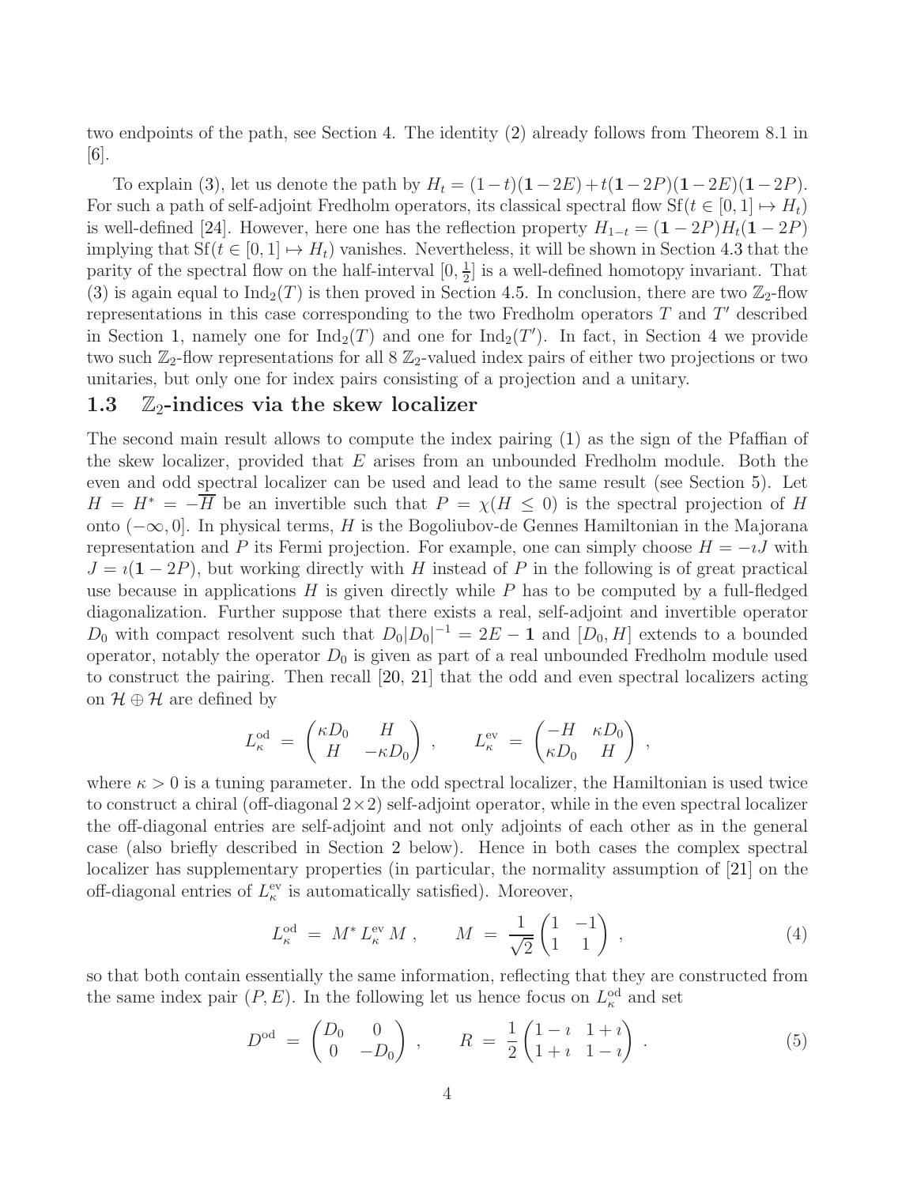two endpoints of the path, see Section 4. The identity (2) already follows from Theorem 8.1 in [6].

To explain (3), let us denote the path by $H_t = (1-t)(\mathbf{1}-2E)+t(\mathbf{1}-2P)(\mathbf{1}-2E)(\mathbf{1}-2P)$. For such a path of self-adjoint Fredholm operators, its classical spectral flow $\mathrm{Sf}(t \in [0,1] \mapsto H_t)$ is well-defined [24]. However, here one has the reflection property $H_{1-t} = (\mathbf{1}-2P)H_t(\mathbf{1}-2P)$ implying that $\mathrm{Sf}(t \in [0,1] \mapsto H_t)$ vanishes. Nevertheless, it will be shown in Section 4.3 that the parity of the spectral flow on the half-interval $[0, \frac{1}{2}]$ is a well-defined homotopy invariant. That (3) is again equal to $\mathrm{Ind}_2(T)$ is then proved in Section 4.5. In conclusion, there are two $\mathbb{Z}_2$-flow representations in this case corresponding to the two Fredholm operators $T$ and $T'$ described in Section 1, namely one for $\mathrm{Ind}_2(T)$ and one for $\mathrm{Ind}_2(T')$. In fact, in Section 4 we provide two such $\mathbb{Z}_2$-flow representations for all 8 $\mathbb{Z}_2$-valued index pairs of either two projections or two unitaries, but only one for index pairs consisting of a projection and a unitary.

### 1.3 $\mathbb{Z}_2$-indices via the skew localizer

The second main result allows to compute the index pairing (1) as the sign of the Pfaffian of the skew localizer, provided that $E$ arises from an unbounded Fredholm module. Both the even and odd spectral localizer can be used and lead to the same result (see Section 5). Let $H = H^* = -\overline{H}$ be an invertible such that $P = \chi(H \leq 0)$ is the spectral projection of $H$ onto $(-\infty, 0]$. In physical terms, $H$ is the Bogoliubov-de Gennes Hamiltonian in the Majorana representation and $P$ its Fermi projection. For example, one can simply choose $H = -\imath J$ with $J = \imath(\mathbf{1}-2P)$, but working directly with $H$ instead of $P$ in the following is of great practical use because in applications $H$ is given directly while $P$ has to be computed by a full-fledged diagonalization. Further suppose that there exists a real, self-adjoint and invertible operator $D_0$ with compact resolvent such that $D_0|D_0|^{-1} = 2E - \mathbf{1}$ and $[D_0, H]$ extends to a bounded operator, notably the operator $D_0$ is given as part of a real unbounded Fredholm module used to construct the pairing. Then recall [20, 21] that the odd and even spectral localizers acting on $\mathcal{H} \oplus \mathcal{H}$ are defined by

$$
L^{\mathrm{od}}_\kappa \;=\; \begin{pmatrix} \kappa D_0 & H \\ H & -\kappa D_0 \end{pmatrix} \,, \qquad L^{\mathrm{ev}}_\kappa \;=\; \begin{pmatrix} -H & \kappa D_0 \\ \kappa D_0 & H \end{pmatrix} \,,
$$

where $\kappa > 0$ is a tuning parameter. In the odd spectral localizer, the Hamiltonian is used twice to construct a chiral (off-diagonal $2\times 2$) self-adjoint operator, while in the even spectral localizer the off-diagonal entries are self-adjoint and not only adjoints of each other as in the general case (also briefly described in Section 2 below). Hence in both cases the complex spectral localizer has supplementary properties (in particular, the normality assumption of [21] on the off-diagonal entries of $L^{\mathrm{ev}}_\kappa$ is automatically satisfied). Moreover,

$$
L^{\mathrm{od}}_\kappa \;=\; M^* \, L^{\mathrm{ev}}_\kappa \, M \,, \qquad M \;=\; \frac{1}{\sqrt{2}} \begin{pmatrix} 1 & -1 \\ 1 & 1 \end{pmatrix} \,, \tag{4}
$$

so that both contain essentially the same information, reflecting that they are constructed from the same index pair $(P, E)$. In the following let us hence focus on $L^{\mathrm{od}}_\kappa$ and set

$$
D^{\mathrm{od}} \;=\; \begin{pmatrix} D_0 & 0 \\ 0 & -D_0 \end{pmatrix} \,, \qquad R \;=\; \frac{1}{2} \begin{pmatrix} 1-\imath & 1+\imath \\ 1+\imath & 1-\imath \end{pmatrix} \,. \tag{5}
$$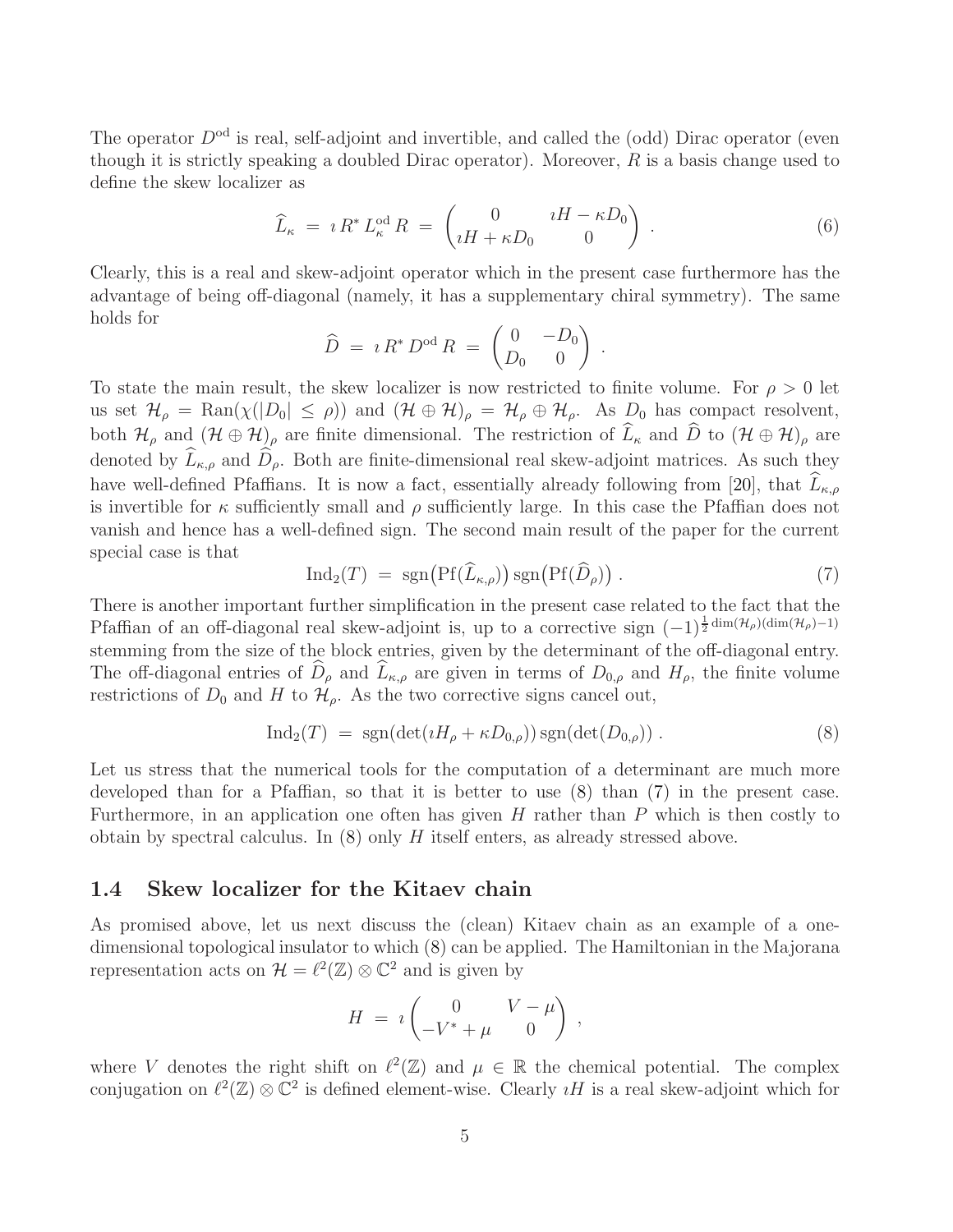The operator $D^{\rm od}$ is real, self-adjoint and invertible, and called the (odd) Dirac operator (even though it is strictly speaking a doubled Dirac operator). Moreover, $R$ is a basis change used to define the skew localizer as

$$\widehat{L}_\kappa \;=\; \imath\, R^*\, L^{\rm od}_\kappa\, R \;=\; \begin{pmatrix} 0 & \imath H - \kappa D_0 \\ \imath H + \kappa D_0 & 0 \end{pmatrix} \;. \tag{6}$$

Clearly, this is a real and skew-adjoint operator which in the present case furthermore has the advantage of being off-diagonal (namely, it has a supplementary chiral symmetry). The same holds for

$$\widehat{D} \;=\; \imath\, R^*\, D^{\rm od}\, R \;=\; \begin{pmatrix} 0 & -D_0 \\ D_0 & 0 \end{pmatrix} \;.$$

To state the main result, the skew localizer is now restricted to finite volume. For $\rho > 0$ let us set $\mathcal{H}_\rho = {\rm Ran}(\chi(|D_0| \leq \rho))$ and $(\mathcal{H} \oplus \mathcal{H})_\rho = \mathcal{H}_\rho \oplus \mathcal{H}_\rho$. As $D_0$ has compact resolvent, both $\mathcal{H}_\rho$ and $(\mathcal{H} \oplus \mathcal{H})_\rho$ are finite dimensional. The restriction of $\widehat{L}_\kappa$ and $\widehat{D}$ to $(\mathcal{H} \oplus \mathcal{H})_\rho$ are denoted by $\widehat{L}_{\kappa,\rho}$ and $\widehat{D}_\rho$. Both are finite-dimensional real skew-adjoint matrices. As such they have well-defined Pfaffians. It is now a fact, essentially already following from [20], that $\widehat{L}_{\kappa,\rho}$ is invertible for $\kappa$ sufficiently small and $\rho$ sufficiently large. In this case the Pfaffian does not vanish and hence has a well-defined sign. The second main result of the paper for the current special case is that

$$\mathrm{Ind}_2(T) \;=\; \mathrm{sgn}\big(\mathrm{Pf}(\widehat{L}_{\kappa,\rho})\big)\,\mathrm{sgn}\big(\mathrm{Pf}(\widehat{D}_\rho)\big) \;. \tag{7}$$

There is another important further simplification in the present case related to the fact that the Pfaffian of an off-diagonal real skew-adjoint is, up to a corrective sign $(-1)^{\frac{1}{2}\dim(\mathcal{H}_\rho)(\dim(\mathcal{H}_\rho)-1)}$ stemming from the size of the block entries, given by the determinant of the off-diagonal entry. The off-diagonal entries of $\widehat{D}_\rho$ and $\widehat{L}_{\kappa,\rho}$ are given in terms of $D_{0,\rho}$ and $H_\rho$, the finite volume restrictions of $D_0$ and $H$ to $\mathcal{H}_\rho$. As the two corrective signs cancel out,

$$\mathrm{Ind}_2(T) \;=\; \mathrm{sgn}(\det(\imath H_\rho + \kappa D_{0,\rho}))\,\mathrm{sgn}(\det(D_{0,\rho})) \;. \tag{8}$$

Let us stress that the numerical tools for the computation of a determinant are much more developed than for a Pfaffian, so that it is better to use (8) than (7) in the present case. Furthermore, in an application one often has given $H$ rather than $P$ which is then costly to obtain by spectral calculus. In (8) only $H$ itself enters, as already stressed above.

### 1.4 Skew localizer for the Kitaev chain

As promised above, let us next discuss the (clean) Kitaev chain as an example of a one-dimensional topological insulator to which (8) can be applied. The Hamiltonian in the Majorana representation acts on $\mathcal{H} = \ell^2(\mathbb{Z}) \otimes \mathbb{C}^2$ and is given by

$$H \;=\; \imath \begin{pmatrix} 0 & V - \mu \\ -V^* + \mu & 0 \end{pmatrix} \;,$$

where $V$ denotes the right shift on $\ell^2(\mathbb{Z})$ and $\mu \in \mathbb{R}$ the chemical potential. The complex conjugation on $\ell^2(\mathbb{Z}) \otimes \mathbb{C}^2$ is defined element-wise. Clearly $\imath H$ is a real skew-adjoint which for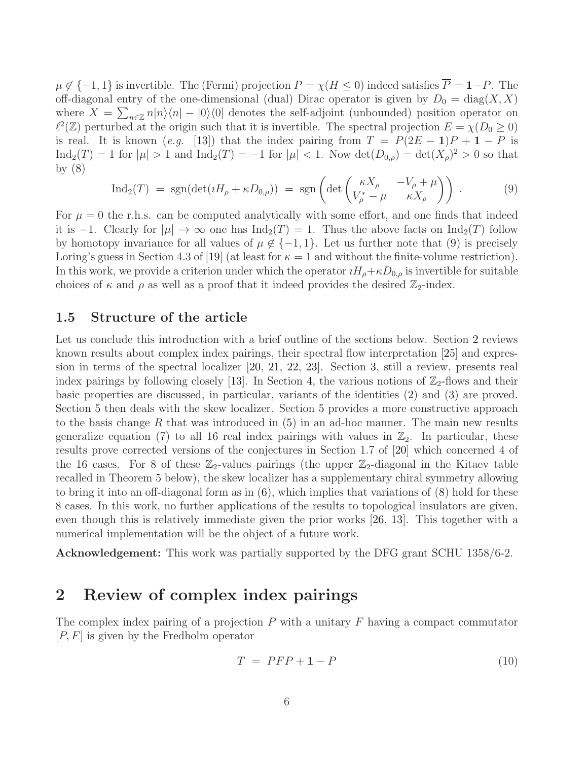$\mu \notin \{-1, 1\}$ is invertible. The (Fermi) projection $P = \chi(H \leq 0)$ indeed satisfies $\overline{P} = \mathbf{1} - P$. The off-diagonal entry of the one-dimensional (dual) Dirac operator is given by $D_0 = \text{diag}(X, X)$ where $X = \sum_{n \in \mathbb{Z}} n|n\rangle\langle n| - |0\rangle\langle 0|$ denotes the self-adjoint (unbounded) position operator on $\ell^2(\mathbb{Z})$ perturbed at the origin such that it is invertible. The spectral projection $E = \chi(D_0 \geq 0)$ is real. It is known (*e.g.* [13]) that the index pairing from $T = P(2E - \mathbf{1})P + \mathbf{1} - P$ is $\text{Ind}_2(T) = 1$ for $|\mu| > 1$ and $\text{Ind}_2(T) = -1$ for $|\mu| < 1$. Now $\det(D_{0,\rho}) = \det(X_\rho)^2 > 0$ so that by (8)

$$
\text{Ind}_2(T) \;=\; \text{sgn}(\det(\imath H_\rho + \kappa D_{0,\rho})) \;=\; \text{sgn}\left(\det\begin{pmatrix} \kappa X_\rho & -V_\rho + \mu \\ V_\rho^* - \mu & \kappa X_\rho \end{pmatrix}\right) . \tag{9}
$$

For $\mu = 0$ the r.h.s. can be computed analytically with some effort, and one finds that indeed it is $-1$. Clearly for $|\mu| \to \infty$ one has $\text{Ind}_2(T) = 1$. Thus the above facts on $\text{Ind}_2(T)$ follow by homotopy invariance for all values of $\mu \notin \{-1, 1\}$. Let us further note that (9) is precisely Loring's guess in Section 4.3 of [19] (at least for $\kappa = 1$ and without the finite-volume restriction). In this work, we provide a criterion under which the operator $\imath H_\rho + \kappa D_{0,\rho}$ is invertible for suitable choices of $\kappa$ and $\rho$ as well as a proof that it indeed provides the desired $\mathbb{Z}_2$-index.

### 1.5 Structure of the article

Let us conclude this introduction with a brief outline of the sections below. Section 2 reviews known results about complex index pairings, their spectral flow interpretation [25] and expression in terms of the spectral localizer [20, 21, 22, 23]. Section 3, still a review, presents real index pairings by following closely [13]. In Section 4, the various notions of $\mathbb{Z}_2$-flows and their basic properties are discussed, in particular, variants of the identities (2) and (3) are proved. Section 5 then deals with the skew localizer. Section 5 provides a more constructive approach to the basis change $R$ that was introduced in (5) in an ad-hoc manner. The main new results generalize equation (7) to all 16 real index pairings with values in $\mathbb{Z}_2$. In particular, these results prove corrected versions of the conjectures in Section 1.7 of [20] which concerned 4 of the 16 cases. For 8 of these $\mathbb{Z}_2$-values pairings (the upper $\mathbb{Z}_2$-diagonal in the Kitaev table recalled in Theorem 5 below), the skew localizer has a supplementary chiral symmetry allowing to bring it into an off-diagonal form as in (6), which implies that variations of (8) hold for these 8 cases. In this work, no further applications of the results to topological insulators are given, even though this is relatively immediate given the prior works [26, 13]. This together with a numerical implementation will be the object of a future work.

**Acknowledgement:** This work was partially supported by the DFG grant SCHU 1358/6-2.

## 2 Review of complex index pairings

The complex index pairing of a projection $P$ with a unitary $F$ having a compact commutator $[P, F]$ is given by the Fredholm operator

$$
T \;=\; PFP + \mathbf{1} - P \tag{10}
$$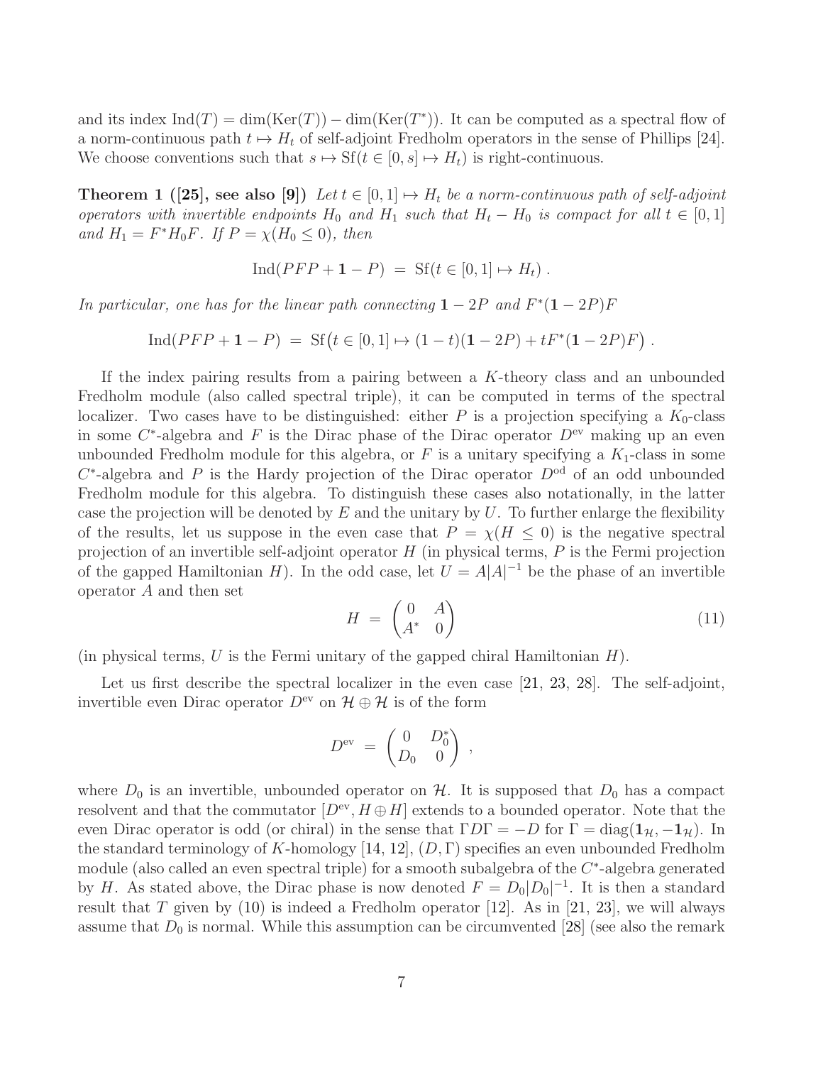and its index $\text{Ind}(T) = \dim(\text{Ker}(T)) - \dim(\text{Ker}(T^*))$. It can be computed as a spectral flow of a norm-continuous path $t \mapsto H_t$ of self-adjoint Fredholm operators in the sense of Phillips [24]. We choose conventions such that $s \mapsto \text{Sf}(t \in [0,s] \mapsto H_t)$ is right-continuous.

**Theorem 1 ([25], see also [9])** *Let $t \in [0,1] \mapsto H_t$ be a norm-continuous path of self-adjoint operators with invertible endpoints $H_0$ and $H_1$ such that $H_t - H_0$ is compact for all $t \in [0,1]$ and $H_1 = F^* H_0 F$. If $P = \chi(H_0 \leq 0)$, then*

$$\text{Ind}(PFP + \mathbf{1} - P) \;=\; \text{Sf}(t \in [0,1] \mapsto H_t)\;.$$

*In particular, one has for the linear path connecting $\mathbf{1} - 2P$ and $F^*(\mathbf{1} - 2P)F$*

$$\text{Ind}(PFP + \mathbf{1} - P) \;=\; \text{Sf}\big(t \in [0,1] \mapsto (1-t)(\mathbf{1} - 2P) + tF^*(\mathbf{1} - 2P)F\big)\;.$$

If the index pairing results from a pairing between a $K$-theory class and an unbounded Fredholm module (also called spectral triple), it can be computed in terms of the spectral localizer. Two cases have to be distinguished: either $P$ is a projection specifying a $K_0$-class in some $C^*$-algebra and $F$ is the Dirac phase of the Dirac operator $D^{\text{ev}}$ making up an even unbounded Fredholm module for this algebra, or $F$ is a unitary specifying a $K_1$-class in some $C^*$-algebra and $P$ is the Hardy projection of the Dirac operator $D^{\text{od}}$ of an odd unbounded Fredholm module for this algebra. To distinguish these cases also notationally, in the latter case the projection will be denoted by $E$ and the unitary by $U$. To further enlarge the flexibility of the results, let us suppose in the even case that $P = \chi(H \leq 0)$ is the negative spectral projection of an invertible self-adjoint operator $H$ (in physical terms, $P$ is the Fermi projection of the gapped Hamiltonian $H$). In the odd case, let $U = A|A|^{-1}$ be the phase of an invertible operator $A$ and then set

$$H \;=\; \begin{pmatrix} 0 & A \\ A^* & 0 \end{pmatrix} \tag{11}$$

(in physical terms, $U$ is the Fermi unitary of the gapped chiral Hamiltonian $H$).

Let us first describe the spectral localizer in the even case [21, 23, 28]. The self-adjoint, invertible even Dirac operator $D^{\text{ev}}$ on $\mathcal{H} \oplus \mathcal{H}$ is of the form

$$D^{\text{ev}} \;=\; \begin{pmatrix} 0 & D_0^* \\ D_0 & 0 \end{pmatrix}\;,$$

where $D_0$ is an invertible, unbounded operator on $\mathcal{H}$. It is supposed that $D_0$ has a compact resolvent and that the commutator $[D^{\text{ev}}, H \oplus H]$ extends to a bounded operator. Note that the even Dirac operator is odd (or chiral) in the sense that $\Gamma D \Gamma = -D$ for $\Gamma = \text{diag}(\mathbf{1}_{\mathcal{H}}, -\mathbf{1}_{\mathcal{H}})$. In the standard terminology of $K$-homology [14, 12], $(D, \Gamma)$ specifies an even unbounded Fredholm module (also called an even spectral triple) for a smooth subalgebra of the $C^*$-algebra generated by $H$. As stated above, the Dirac phase is now denoted $F = D_0|D_0|^{-1}$. It is then a standard result that $T$ given by (10) is indeed a Fredholm operator [12]. As in [21, 23], we will always assume that $D_0$ is normal. While this assumption can be circumvented [28] (see also the remark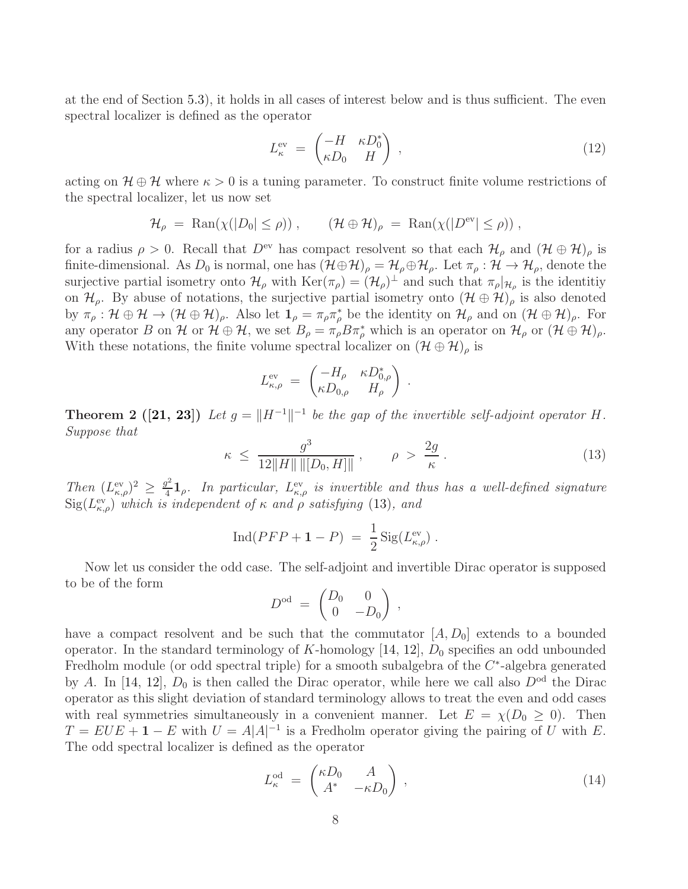at the end of Section 5.3), it holds in all cases of interest below and is thus sufficient. The even spectral localizer is defined as the operator

$$L^{\rm ev}_\kappa \;=\; \begin{pmatrix} -H & \kappa D_0^* \\ \kappa D_0 & H \end{pmatrix}\;, \tag{12}$$

acting on $\mathcal{H}\oplus\mathcal{H}$ where $\kappa>0$ is a tuning parameter. To construct finite volume restrictions of the spectral localizer, let us now set

$$\mathcal{H}_\rho \;=\; {\rm Ran}(\chi(|D_0|\leq\rho))\;, \qquad (\mathcal{H}\oplus\mathcal{H})_\rho \;=\; {\rm Ran}(\chi(|D^{\rm ev}|\leq\rho))\;,$$

for a radius $\rho>0$. Recall that $D^{\rm ev}$ has compact resolvent so that each $\mathcal{H}_\rho$ and $(\mathcal{H}\oplus\mathcal{H})_\rho$ is finite-dimensional. As $D_0$ is normal, one has $(\mathcal{H}\oplus\mathcal{H})_\rho=\mathcal{H}_\rho\oplus\mathcal{H}_\rho$. Let $\pi_\rho:\mathcal{H}\to\mathcal{H}_\rho$, denote the surjective partial isometry onto $\mathcal{H}_\rho$ with ${\rm Ker}(\pi_\rho)=(\mathcal{H}_\rho)^\perp$ and such that $\pi_\rho|_{\mathcal{H}_\rho}$ is the identitiy on $\mathcal{H}_\rho$. By abuse of notations, the surjective partial isometry onto $(\mathcal{H}\oplus\mathcal{H})_\rho$ is also denoted by $\pi_\rho:\mathcal{H}\oplus\mathcal{H}\to(\mathcal{H}\oplus\mathcal{H})_\rho$. Also let $\mathbf{1}_\rho=\pi_\rho\pi_\rho^*$ be the identity on $\mathcal{H}_\rho$ and on $(\mathcal{H}\oplus\mathcal{H})_\rho$. For any operator $B$ on $\mathcal{H}$ or $\mathcal{H}\oplus\mathcal{H}$, we set $B_\rho=\pi_\rho B\pi_\rho^*$ which is an operator on $\mathcal{H}_\rho$ or $(\mathcal{H}\oplus\mathcal{H})_\rho$. With these notations, the finite volume spectral localizer on $(\mathcal{H}\oplus\mathcal{H})_\rho$ is

$$L^{\rm ev}_{\kappa,\rho} \;=\; \begin{pmatrix} -H_\rho & \kappa D_{0,\rho}^* \\ \kappa D_{0,\rho} & H_\rho \end{pmatrix}\;.$$

**Theorem 2 ([21, 23])** *Let $g=\|H^{-1}\|^{-1}$ be the gap of the invertible self-adjoint operator $H$. Suppose that*

$$\kappa \;\leq\; \frac{g^3}{12\|H\|\,\|[D_0,H]\|}\;, \qquad \rho \;>\; \frac{2g}{\kappa}\;. \tag{13}$$

*Then $(L^{\rm ev}_{\kappa,\rho})^2\geq\frac{g^2}{4}\mathbf{1}_\rho$. In particular, $L^{\rm ev}_{\kappa,\rho}$ is invertible and thus has a well-defined signature ${\rm Sig}(L^{\rm ev}_{\kappa,\rho})$ which is independent of $\kappa$ and $\rho$ satisfying* (13)*, and*

$${\rm Ind}(PFP+\mathbf{1}-P) \;=\; \frac{1}{2}\,{\rm Sig}(L^{\rm ev}_{\kappa,\rho})\;.$$

Now let us consider the odd case. The self-adjoint and invertible Dirac operator is supposed to be of the form

$$D^{\rm od} \;=\; \begin{pmatrix} D_0 & 0 \\ 0 & -D_0 \end{pmatrix}\;,$$

have a compact resolvent and be such that the commutator $[A,D_0]$ extends to a bounded operator. In the standard terminology of $K$-homology [14, 12], $D_0$ specifies an odd unbounded Fredholm module (or odd spectral triple) for a smooth subalgebra of the $C^*$-algebra generated by $A$. In [14, 12], $D_0$ is then called the Dirac operator, while here we call also $D^{\rm od}$ the Dirac operator as this slight deviation of standard terminology allows to treat the even and odd cases with real symmetries simultaneously in a convenient manner. Let $E=\chi(D_0\geq 0)$. Then $T=EUE+\mathbf{1}-E$ with $U=A|A|^{-1}$ is a Fredholm operator giving the pairing of $U$ with $E$. The odd spectral localizer is defined as the operator

$$L^{\rm od}_\kappa \;=\; \begin{pmatrix} \kappa D_0 & A \\ A^* & -\kappa D_0 \end{pmatrix}\;, \tag{14}$$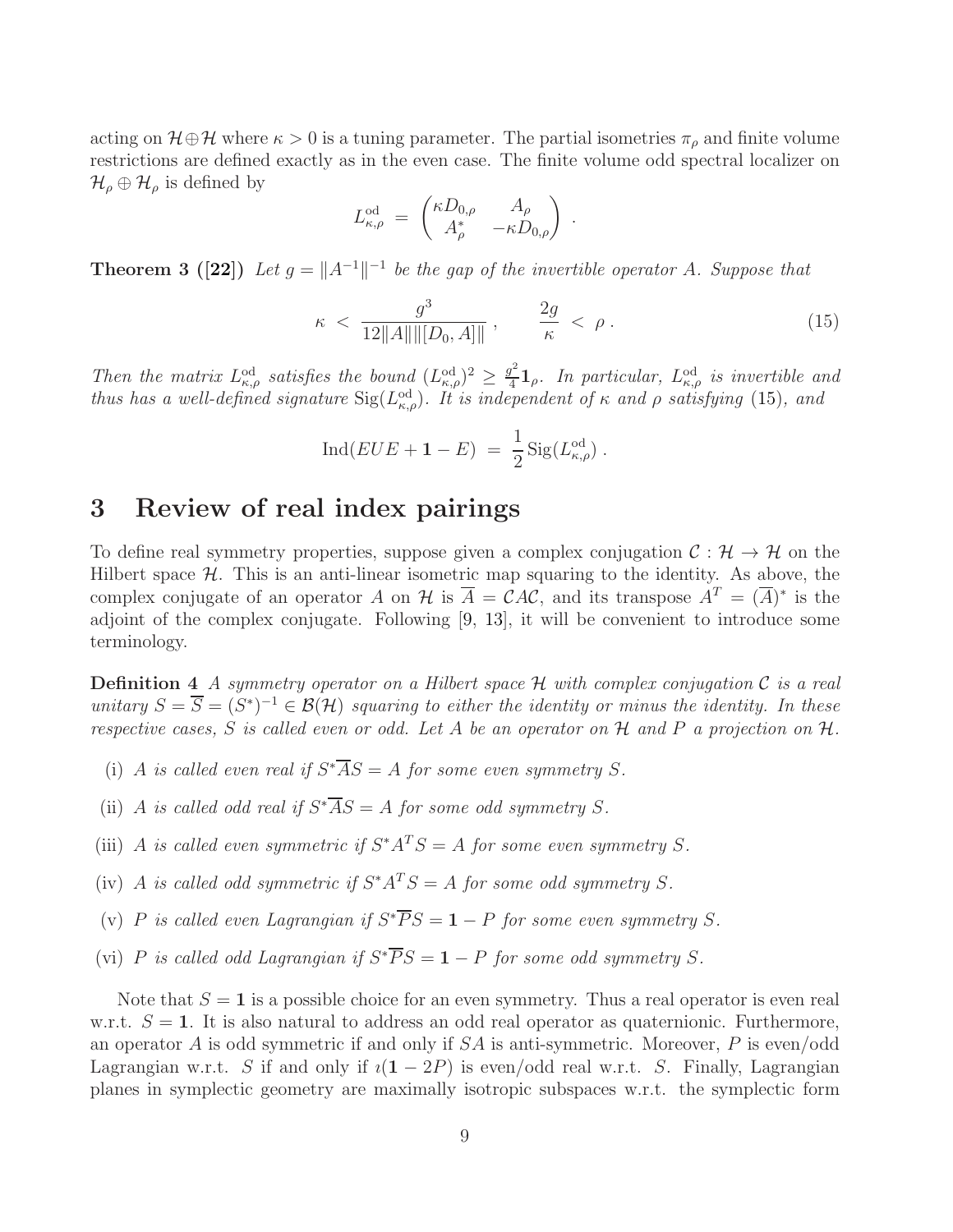acting on $\mathcal{H}\oplus\mathcal{H}$ where $\kappa > 0$ is a tuning parameter. The partial isometries $\pi_\rho$ and finite volume restrictions are defined exactly as in the even case. The finite volume odd spectral localizer on $\mathcal{H}_\rho \oplus \mathcal{H}_\rho$ is defined by

$$L^{\rm od}_{\kappa,\rho} \;=\; \begin{pmatrix} \kappa D_{0,\rho} & A_\rho \\ A_\rho^* & -\kappa D_{0,\rho} \end{pmatrix} \;.$$

**Theorem 3 ([22])** *Let $g = \|A^{-1}\|^{-1}$ be the gap of the invertible operator $A$. Suppose that*

$$\kappa \;<\; \frac{g^3}{12\|A\|\|[D_0,A]\|}\;, \qquad \frac{2g}{\kappa} \;<\; \rho\;. \tag{15}$$

*Then the matrix $L^{\rm od}_{\kappa,\rho}$ satisfies the bound $(L^{\rm od}_{\kappa,\rho})^2 \geq \frac{g^2}{4}\mathbf{1}_\rho$. In particular, $L^{\rm od}_{\kappa,\rho}$ is invertible and thus has a well-defined signature $\mathrm{Sig}(L^{\rm od}_{\kappa,\rho})$. It is independent of $\kappa$ and $\rho$ satisfying* (15)*, and*

$$\mathrm{Ind}(EUE + \mathbf{1} - E) \;=\; \frac{1}{2}\,\mathrm{Sig}(L^{\rm od}_{\kappa,\rho})\;.$$

# 3 Review of real index pairings

To define real symmetry properties, suppose given a complex conjugation $\mathcal{C} : \mathcal{H} \to \mathcal{H}$ on the Hilbert space $\mathcal{H}$. This is an anti-linear isometric map squaring to the identity. As above, the complex conjugate of an operator $A$ on $\mathcal{H}$ is $\overline{A} = \mathcal{C}A\mathcal{C}$, and its transpose $A^T = (\overline{A})^*$ is the adjoint of the complex conjugate. Following [9, 13], it will be convenient to introduce some terminology.

**Definition 4** *A symmetry operator on a Hilbert space $\mathcal{H}$ with complex conjugation $\mathcal{C}$ is a real unitary $S = \overline{S} = (S^*)^{-1} \in \mathcal{B}(\mathcal{H})$ squaring to either the identity or minus the identity. In these respective cases, $S$ is called even or odd. Let $A$ be an operator on $\mathcal{H}$ and $P$ a projection on $\mathcal{H}$.*

- (i) *$A$ is called even real if $S^*\overline{A}S = A$ for some even symmetry $S$.*
- (ii) *$A$ is called odd real if $S^*\overline{A}S = A$ for some odd symmetry $S$.*
- (iii) *$A$ is called even symmetric if $S^*A^TS = A$ for some even symmetry $S$.*
- (iv) *$A$ is called odd symmetric if $S^*A^TS = A$ for some odd symmetry $S$.*
- (v) *$P$ is called even Lagrangian if $S^*\overline{P}S = \mathbf{1} - P$ for some even symmetry $S$.*
- (vi) *$P$ is called odd Lagrangian if $S^*\overline{P}S = \mathbf{1} - P$ for some odd symmetry $S$.*

Note that $S = \mathbf{1}$ is a possible choice for an even symmetry. Thus a real operator is even real w.r.t. $S = \mathbf{1}$. It is also natural to address an odd real operator as quaternionic. Furthermore, an operator $A$ is odd symmetric if and only if $SA$ is anti-symmetric. Moreover, $P$ is even/odd Lagrangian w.r.t. $S$ if and only if $\imath(\mathbf{1} - 2P)$ is even/odd real w.r.t. $S$. Finally, Lagrangian planes in symplectic geometry are maximally isotropic subspaces w.r.t. the symplectic form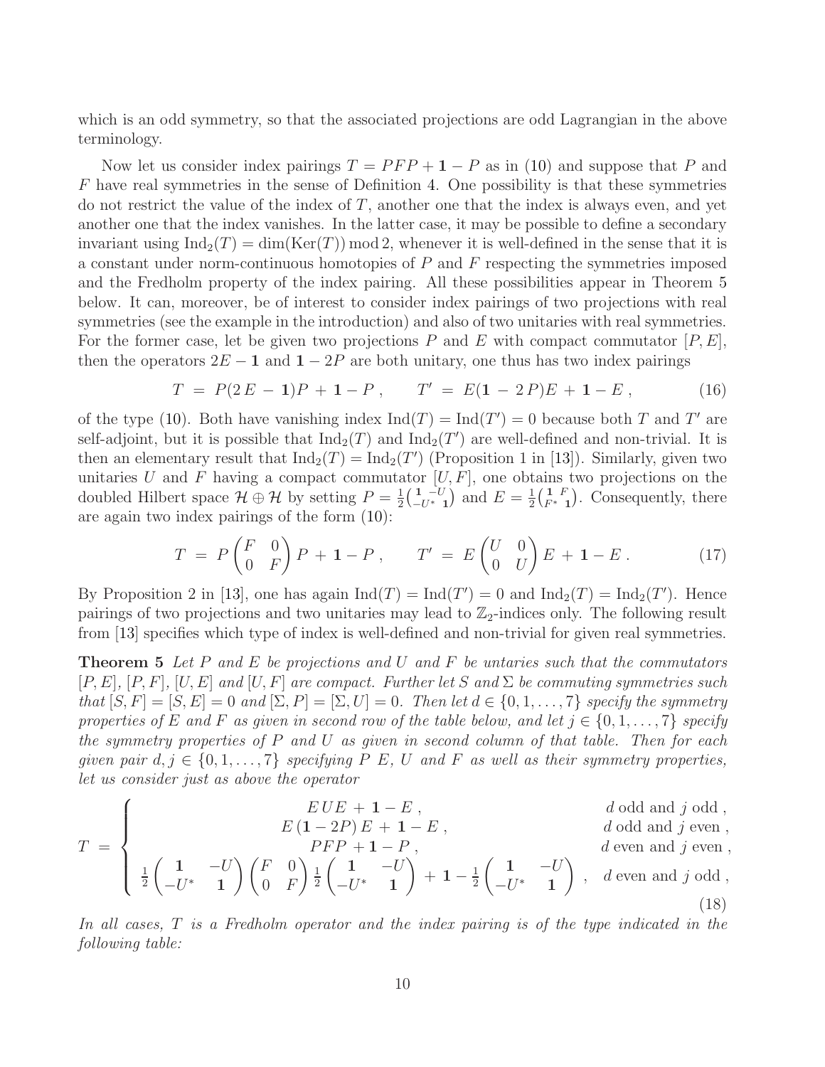which is an odd symmetry, so that the associated projections are odd Lagrangian in the above terminology.

Now let us consider index pairings $T = PFP + \mathbf{1} - P$ as in (10) and suppose that $P$ and $F$ have real symmetries in the sense of Definition 4. One possibility is that these symmetries do not restrict the value of the index of $T$, another one that the index is always even, and yet another one that the index vanishes. In the latter case, it may be possible to define a secondary invariant using $\mathrm{Ind}_2(T) = \dim(\mathrm{Ker}(T)) \bmod 2$, whenever it is well-defined in the sense that it is a constant under norm-continuous homotopies of $P$ and $F$ respecting the symmetries imposed and the Fredholm property of the index pairing. All these possibilities appear in Theorem 5 below. It can, moreover, be of interest to consider index pairings of two projections with real symmetries (see the example in the introduction) and also of two unitaries with real symmetries. For the former case, let be given two projections $P$ and $E$ with compact commutator $[P, E]$, then the operators $2E - \mathbf{1}$ and $\mathbf{1} - 2P$ are both unitary, one thus has two index pairings

$$T \;=\; P(2\,E \,-\, \mathbf{1})P \,+\, \mathbf{1} - P \;, \qquad T' \;=\; E(\mathbf{1} \,-\, 2\,P)E \,+\, \mathbf{1} - E \;, \tag{16}$$

of the type (10). Both have vanishing index $\mathrm{Ind}(T) = \mathrm{Ind}(T') = 0$ because both $T$ and $T'$ are self-adjoint, but it is possible that $\mathrm{Ind}_2(T)$ and $\mathrm{Ind}_2(T')$ are well-defined and non-trivial. It is then an elementary result that $\mathrm{Ind}_2(T) = \mathrm{Ind}_2(T')$ (Proposition 1 in [13]). Similarly, given two unitaries $U$ and $F$ having a compact commutator $[U, F]$, one obtains two projections on the doubled Hilbert space $\mathcal{H} \oplus \mathcal{H}$ by setting $P = \frac{1}{2}\begin{pmatrix} \mathbf{1} & -U \\ -U^* & \mathbf{1} \end{pmatrix}$ and $E = \frac{1}{2}\begin{pmatrix} \mathbf{1} & F \\ F^* & \mathbf{1} \end{pmatrix}$. Consequently, there are again two index pairings of the form (10):

$$T \;=\; P \begin{pmatrix} F & 0 \\ 0 & F \end{pmatrix} P \,+\, \mathbf{1} - P \;, \qquad T' \;=\; E \begin{pmatrix} U & 0 \\ 0 & U \end{pmatrix} E \,+\, \mathbf{1} - E \;. \tag{17}$$

By Proposition 2 in [13], one has again $\mathrm{Ind}(T) = \mathrm{Ind}(T') = 0$ and $\mathrm{Ind}_2(T) = \mathrm{Ind}_2(T')$. Hence pairings of two projections and two unitaries may lead to $\mathbb{Z}_2$-indices only. The following result from [13] specifies which type of index is well-defined and non-trivial for given real symmetries.

**Theorem 5** *Let $P$ and $E$ be projections and $U$ and $F$ be untaries such that the commutators $[P, E]$, $[P, F]$, $[U, E]$ and $[U, F]$ are compact. Further let $S$ and $\Sigma$ be commuting symmetries such that $[S, F] = [S, E] = 0$ and $[\Sigma, P] = [\Sigma, U] = 0$. Then let $d \in \{0, 1, \ldots, 7\}$ specify the symmetry properties of $E$ and $F$ as given in second row of the table below, and let $j \in \{0, 1, \ldots, 7\}$ specify the symmetry properties of $P$ and $U$ as given in second column of that table. Then for each given pair $d, j \in \{0, 1, \ldots, 7\}$ specifying $P$ $E$, $U$ and $F$ as well as their symmetry properties, let us consider just as above the operator*

$$T \;=\; \begin{cases} E\,U\,E \,+\, \mathbf{1} - E \;, & d \text{ odd and } j \text{ odd} \;, \\ E\,(\mathbf{1} - 2P)\,E \,+\, \mathbf{1} - E \;, & d \text{ odd and } j \text{ even} \;, \\ PFP + \mathbf{1} - P \;, & d \text{ even and } j \text{ even} \;, \\ \frac{1}{2}\begin{pmatrix} \mathbf{1} & -U \\ -U^* & \mathbf{1} \end{pmatrix}\begin{pmatrix} F & 0 \\ 0 & F \end{pmatrix}\frac{1}{2}\begin{pmatrix} \mathbf{1} & -U \\ -U^* & \mathbf{1} \end{pmatrix} \,+\, \mathbf{1} - \frac{1}{2}\begin{pmatrix} \mathbf{1} & -U \\ -U^* & \mathbf{1} \end{pmatrix} \;, & d \text{ even and } j \text{ odd} \;, \end{cases} \tag{18}$$

*In all cases, $T$ is a Fredholm operator and the index pairing is of the type indicated in the following table:*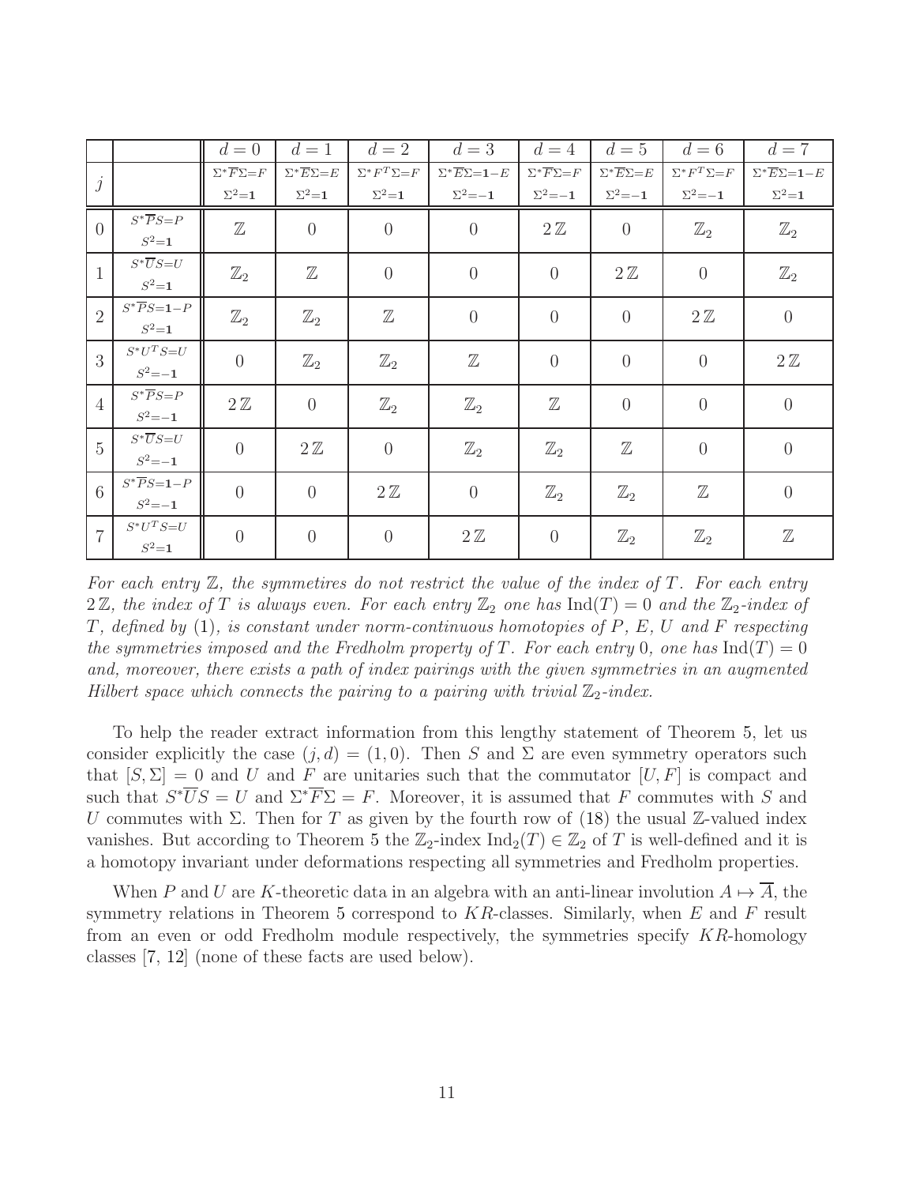| $j$ | | $d=0$ $\Sigma^*\overline{F}\Sigma=F$ $\Sigma^2=\mathbf{1}$ | $d=1$ $\Sigma^*\overline{E}\Sigma=E$ $\Sigma^2=\mathbf{1}$ | $d=2$ $\Sigma^*F^T\Sigma=F$ $\Sigma^2=\mathbf{1}$ | $d=3$ $\Sigma^*\overline{E}\Sigma=\mathbf{1}-E$ $\Sigma^2=-\mathbf{1}$ | $d=4$ $\Sigma^*\overline{F}\Sigma=F$ $\Sigma^2=-\mathbf{1}$ | $d=5$ $\Sigma^*\overline{E}\Sigma=E$ $\Sigma^2=-\mathbf{1}$ | $d=6$ $\Sigma^*F^T\Sigma=F$ $\Sigma^2=-\mathbf{1}$ | $d=7$ $\Sigma^*\overline{E}\Sigma=\mathbf{1}-E$ $\Sigma^2=\mathbf{1}$ |
|---|---|---|---|---|---|---|---|---|---|
| 0 | $S^*\overline{P}S=P$ $S^2=\mathbf{1}$ | $\mathbb{Z}$ | 0 | 0 | 0 | $2\,\mathbb{Z}$ | 0 | $\mathbb{Z}_2$ | $\mathbb{Z}_2$ |
| 1 | $S^*\overline{U}S=U$ $S^2=\mathbf{1}$ | $\mathbb{Z}_2$ | $\mathbb{Z}$ | 0 | 0 | 0 | $2\,\mathbb{Z}$ | 0 | $\mathbb{Z}_2$ |
| 2 | $S^*\overline{P}S=\mathbf{1}-P$ $S^2=\mathbf{1}$ | $\mathbb{Z}_2$ | $\mathbb{Z}_2$ | $\mathbb{Z}$ | 0 | 0 | 0 | $2\,\mathbb{Z}$ | 0 |
| 3 | $S^*U^TS=U$ $S^2=-\mathbf{1}$ | 0 | $\mathbb{Z}_2$ | $\mathbb{Z}_2$ | $\mathbb{Z}$ | 0 | 0 | 0 | $2\,\mathbb{Z}$ |
| 4 | $S^*\overline{P}S=P$ $S^2=-\mathbf{1}$ | $2\,\mathbb{Z}$ | 0 | $\mathbb{Z}_2$ | $\mathbb{Z}_2$ | $\mathbb{Z}$ | 0 | 0 | 0 |
| 5 | $S^*\overline{U}S=U$ $S^2=-\mathbf{1}$ | 0 | $2\,\mathbb{Z}$ | 0 | $\mathbb{Z}_2$ | $\mathbb{Z}_2$ | $\mathbb{Z}$ | 0 | 0 |
| 6 | $S^*\overline{P}S=\mathbf{1}-P$ $S^2=-\mathbf{1}$ | 0 | 0 | $2\,\mathbb{Z}$ | 0 | $\mathbb{Z}_2$ | $\mathbb{Z}_2$ | $\mathbb{Z}$ | 0 |
| 7 | $S^*U^TS=U$ $S^2=\mathbf{1}$ | 0 | 0 | 0 | $2\,\mathbb{Z}$ | 0 | $\mathbb{Z}_2$ | $\mathbb{Z}_2$ | $\mathbb{Z}$ |

*For each entry $\mathbb{Z}$, the symmetires do not restrict the value of the index of $T$. For each entry $2\,\mathbb{Z}$, the index of $T$ is always even. For each entry $\mathbb{Z}_2$ one has $\mathrm{Ind}(T) = 0$ and the $\mathbb{Z}_2$-index of $T$, defined by (1), is constant under norm-continuous homotopies of $P$, $E$, $U$ and $F$ respecting the symmetries imposed and the Fredholm property of $T$. For each entry 0, one has $\mathrm{Ind}(T) = 0$ and, moreover, there exists a path of index pairings with the given symmetries in an augmented Hilbert space which connects the pairing to a pairing with trivial $\mathbb{Z}_2$-index.*

To help the reader extract information from this lengthy statement of Theorem 5, let us consider explicitly the case $(j, d) = (1, 0)$. Then $S$ and $\Sigma$ are even symmetry operators such that $[S, \Sigma] = 0$ and $U$ and $F$ are unitaries such that the commutator $[U, F]$ is compact and such that $S^*\overline{U}S = U$ and $\Sigma^*\overline{F}\Sigma = F$. Moreover, it is assumed that $F$ commutes with $S$ and $U$ commutes with $\Sigma$. Then for $T$ as given by the fourth row of (18) the usual $\mathbb{Z}$-valued index vanishes. But according to Theorem 5 the $\mathbb{Z}_2$-index $\mathrm{Ind}_2(T) \in \mathbb{Z}_2$ of $T$ is well-defined and it is a homotopy invariant under deformations respecting all symmetries and Fredholm properties.

When $P$ and $U$ are $K$-theoretic data in an algebra with an anti-linear involution $A \mapsto \overline{A}$, the symmetry relations in Theorem 5 correspond to $KR$-classes. Similarly, when $E$ and $F$ result from an even or odd Fredholm module respectively, the symmetries specify $KR$-homology classes [7, 12] (none of these facts are used below).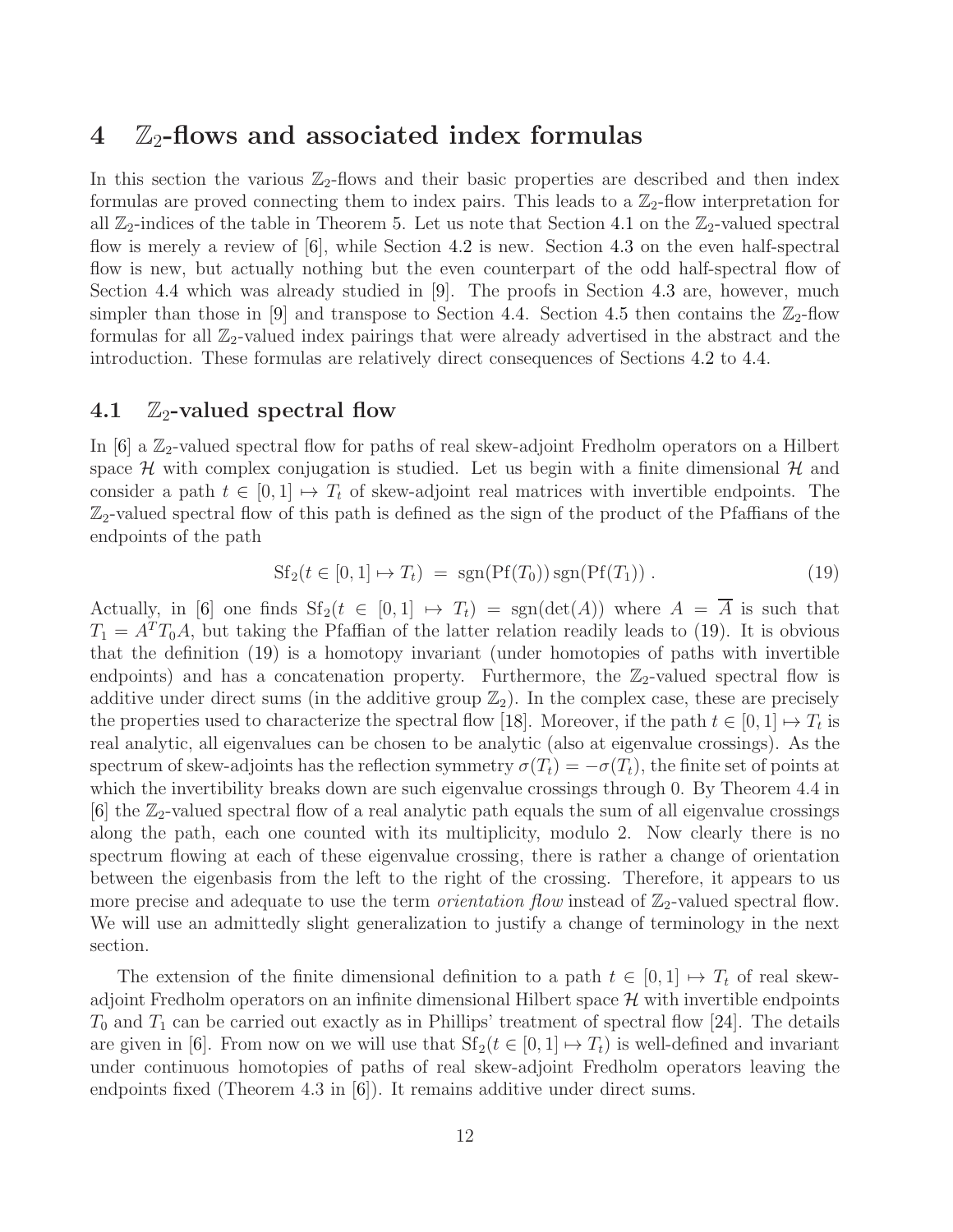# 4 $\mathbb{Z}_2$-flows and associated index formulas

In this section the various $\mathbb{Z}_2$-flows and their basic properties are described and then index formulas are proved connecting them to index pairs. This leads to a $\mathbb{Z}_2$-flow interpretation for all $\mathbb{Z}_2$-indices of the table in Theorem 5. Let us note that Section 4.1 on the $\mathbb{Z}_2$-valued spectral flow is merely a review of [6], while Section 4.2 is new. Section 4.3 on the even half-spectral flow is new, but actually nothing but the even counterpart of the odd half-spectral flow of Section 4.4 which was already studied in [9]. The proofs in Section 4.3 are, however, much simpler than those in [9] and transpose to Section 4.4. Section 4.5 then contains the $\mathbb{Z}_2$-flow formulas for all $\mathbb{Z}_2$-valued index pairings that were already advertised in the abstract and the introduction. These formulas are relatively direct consequences of Sections 4.2 to 4.4.

## 4.1 $\mathbb{Z}_2$-valued spectral flow

In [6] a $\mathbb{Z}_2$-valued spectral flow for paths of real skew-adjoint Fredholm operators on a Hilbert space $\mathcal{H}$ with complex conjugation is studied. Let us begin with a finite dimensional $\mathcal{H}$ and consider a path $t \in [0,1] \mapsto T_t$ of skew-adjoint real matrices with invertible endpoints. The $\mathbb{Z}_2$-valued spectral flow of this path is defined as the sign of the product of the Pfaffians of the endpoints of the path

$$
\mathrm{Sf}_2(t \in [0,1] \mapsto T_t) \;=\; \mathrm{sgn}(\mathrm{Pf}(T_0))\,\mathrm{sgn}(\mathrm{Pf}(T_1)) \;. \tag{19}
$$

Actually, in [6] one finds $\mathrm{Sf}_2(t \in [0,1] \mapsto T_t) = \mathrm{sgn}(\det(A))$ where $A = \overline{A}$ is such that $T_1 = A^T T_0 A$, but taking the Pfaffian of the latter relation readily leads to (19). It is obvious that the definition (19) is a homotopy invariant (under homotopies of paths with invertible endpoints) and has a concatenation property. Furthermore, the $\mathbb{Z}_2$-valued spectral flow is additive under direct sums (in the additive group $\mathbb{Z}_2$). In the complex case, these are precisely the properties used to characterize the spectral flow [18]. Moreover, if the path $t \in [0,1] \mapsto T_t$ is real analytic, all eigenvalues can be chosen to be analytic (also at eigenvalue crossings). As the spectrum of skew-adjoints has the reflection symmetry $\sigma(T_t) = -\sigma(T_t)$, the finite set of points at which the invertibility breaks down are such eigenvalue crossings through 0. By Theorem 4.4 in [6] the $\mathbb{Z}_2$-valued spectral flow of a real analytic path equals the sum of all eigenvalue crossings along the path, each one counted with its multiplicity, modulo 2. Now clearly there is no spectrum flowing at each of these eigenvalue crossing, there is rather a change of orientation between the eigenbasis from the left to the right of the crossing. Therefore, it appears to us more precise and adequate to use the term *orientation flow* instead of $\mathbb{Z}_2$-valued spectral flow. We will use an admittedly slight generalization to justify a change of terminology in the next section.

The extension of the finite dimensional definition to a path $t \in [0,1] \mapsto T_t$ of real skew-adjoint Fredholm operators on an infinite dimensional Hilbert space $\mathcal{H}$ with invertible endpoints $T_0$ and $T_1$ can be carried out exactly as in Phillips' treatment of spectral flow [24]. The details are given in [6]. From now on we will use that $\mathrm{Sf}_2(t \in [0,1] \mapsto T_t)$ is well-defined and invariant under continuous homotopies of paths of real skew-adjoint Fredholm operators leaving the endpoints fixed (Theorem 4.3 in [6]). It remains additive under direct sums.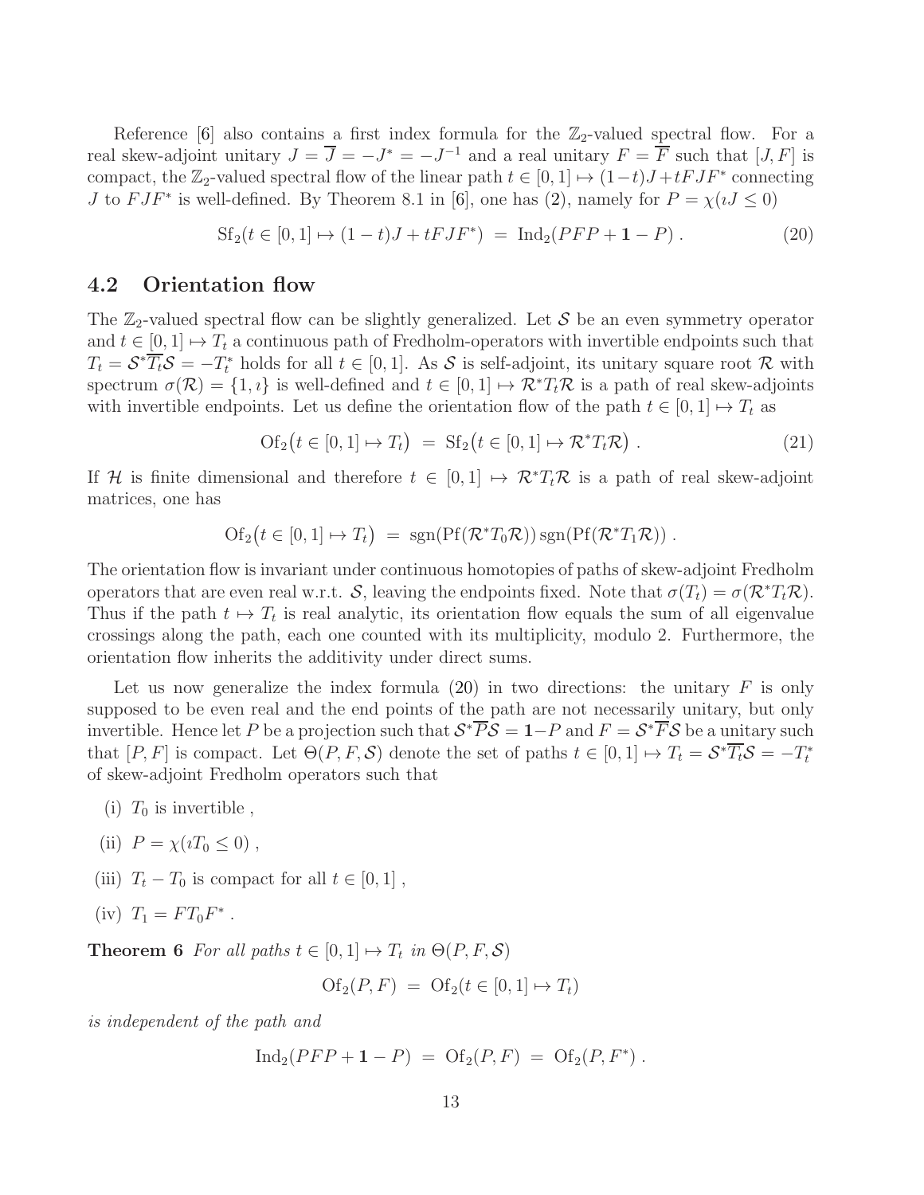Reference [6] also contains a first index formula for the $\mathbb{Z}_2$-valued spectral flow. For a real skew-adjoint unitary $J = \overline{J} = -J^* = -J^{-1}$ and a real unitary $F = \overline{F}$ such that $[J, F]$ is compact, the $\mathbb{Z}_2$-valued spectral flow of the linear path $t \in [0,1] \mapsto (1-t)J + tFJF^*$ connecting $J$ to $FJF^*$ is well-defined. By Theorem 8.1 in [6], one has (2), namely for $P = \chi(\imath J \leq 0)$

$$\mathrm{Sf}_2(t \in [0,1] \mapsto (1-t)J + tFJF^*) \;=\; \mathrm{Ind}_2(PFP + \mathbf{1} - P)\,. \tag{20}$$

## 4.2 Orientation flow

The $\mathbb{Z}_2$-valued spectral flow can be slightly generalized. Let $\mathcal{S}$ be an even symmetry operator and $t \in [0,1] \mapsto T_t$ a continuous path of Fredholm-operators with invertible endpoints such that $T_t = \mathcal{S}^*\overline{T_t}\mathcal{S} = -T_t^*$ holds for all $t \in [0,1]$. As $\mathcal{S}$ is self-adjoint, its unitary square root $\mathcal{R}$ with spectrum $\sigma(\mathcal{R}) = \{1, \imath\}$ is well-defined and $t \in [0,1] \mapsto \mathcal{R}^* T_t \mathcal{R}$ is a path of real skew-adjoints with invertible endpoints. Let us define the orientation flow of the path $t \in [0,1] \mapsto T_t$ as

$$\mathrm{Of}_2\big(t \in [0,1] \mapsto T_t\big) \;=\; \mathrm{Sf}_2\big(t \in [0,1] \mapsto \mathcal{R}^* T_t \mathcal{R}\big)\,. \tag{21}$$

If $\mathcal{H}$ is finite dimensional and therefore $t \in [0,1] \mapsto \mathcal{R}^* T_t \mathcal{R}$ is a path of real skew-adjoint matrices, one has

$$\mathrm{Of}_2\big(t \in [0,1] \mapsto T_t\big) \;=\; \mathrm{sgn}(\mathrm{Pf}(\mathcal{R}^* T_0 \mathcal{R}))\,\mathrm{sgn}(\mathrm{Pf}(\mathcal{R}^* T_1 \mathcal{R}))\,.$$

The orientation flow is invariant under continuous homotopies of paths of skew-adjoint Fredholm operators that are even real w.r.t. $\mathcal{S}$, leaving the endpoints fixed. Note that $\sigma(T_t) = \sigma(\mathcal{R}^* T_t \mathcal{R})$. Thus if the path $t \mapsto T_t$ is real analytic, its orientation flow equals the sum of all eigenvalue crossings along the path, each one counted with its multiplicity, modulo 2. Furthermore, the orientation flow inherits the additivity under direct sums.

Let us now generalize the index formula (20) in two directions: the unitary $F$ is only supposed to be even real and the end points of the path are not necessarily unitary, but only invertible. Hence let $P$ be a projection such that $\mathcal{S}^*\overline{P}\mathcal{S} = \mathbf{1} - P$ and $F = \mathcal{S}^*\overline{F}\mathcal{S}$ be a unitary such that $[P, F]$ is compact. Let $\Theta(P, F, \mathcal{S})$ denote the set of paths $t \in [0,1] \mapsto T_t = \mathcal{S}^*\overline{T_t}\mathcal{S} = -T_t^*$ of skew-adjoint Fredholm operators such that

(i) $T_0$ is invertible ,

(ii) $P = \chi(\imath T_0 \leq 0)$ ,

(iii) $T_t - T_0$ is compact for all $t \in [0,1]$ ,

(iv) $T_1 = F T_0 F^*$ .

**Theorem 6** *For all paths $t \in [0,1] \mapsto T_t$ in $\Theta(P, F, \mathcal{S})$*

$$\mathrm{Of}_2(P, F) \;=\; \mathrm{Of}_2(t \in [0,1] \mapsto T_t)$$

*is independent of the path and*

$$\mathrm{Ind}_2(PFP + \mathbf{1} - P) \;=\; \mathrm{Of}_2(P, F) \;=\; \mathrm{Of}_2(P, F^*)\,.$$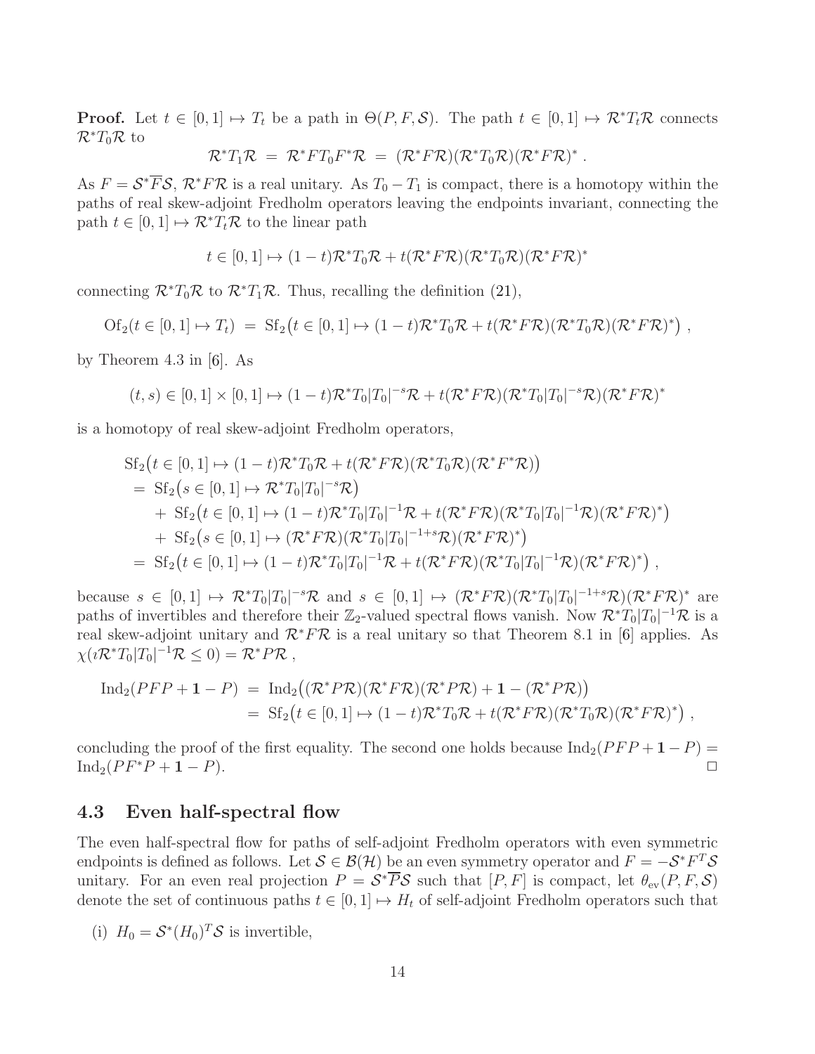**Proof.** Let $t \in [0,1] \mapsto T_t$ be a path in $\Theta(P,F,\mathcal{S})$. The path $t \in [0,1] \mapsto \mathcal{R}^* T_t \mathcal{R}$ connects $\mathcal{R}^* T_0 \mathcal{R}$ to

$$\mathcal{R}^* T_1 \mathcal{R} \;=\; \mathcal{R}^* F T_0 F^* \mathcal{R} \;=\; (\mathcal{R}^* F \mathcal{R})(\mathcal{R}^* T_0 \mathcal{R})(\mathcal{R}^* F \mathcal{R})^* \,.$$

As $F = \mathcal{S}^* \overline{F} \mathcal{S}$, $\mathcal{R}^* F \mathcal{R}$ is a real unitary. As $T_0 - T_1$ is compact, there is a homotopy within the paths of real skew-adjoint Fredholm operators leaving the endpoints invariant, connecting the path $t \in [0,1] \mapsto \mathcal{R}^* T_t \mathcal{R}$ to the linear path

$$t \in [0,1] \mapsto (1-t)\mathcal{R}^* T_0 \mathcal{R} + t(\mathcal{R}^* F \mathcal{R})(\mathcal{R}^* T_0 \mathcal{R})(\mathcal{R}^* F \mathcal{R})^*$$

connecting $\mathcal{R}^* T_0 \mathcal{R}$ to $\mathcal{R}^* T_1 \mathcal{R}$. Thus, recalling the definition (21),

$$\mathrm{Of}_2(t \in [0,1] \mapsto T_t) \;=\; \mathrm{Sf}_2\big(t \in [0,1] \mapsto (1-t)\mathcal{R}^* T_0 \mathcal{R} + t(\mathcal{R}^* F \mathcal{R})(\mathcal{R}^* T_0 \mathcal{R})(\mathcal{R}^* F \mathcal{R})^*\big) \,,$$

by Theorem 4.3 in [6]. As

$$(t,s) \in [0,1]\times[0,1] \mapsto (1-t)\mathcal{R}^* T_0 |T_0|^{-s} \mathcal{R} + t(\mathcal{R}^* F \mathcal{R})(\mathcal{R}^* T_0 |T_0|^{-s} \mathcal{R})(\mathcal{R}^* F \mathcal{R})^*$$

is a homotopy of real skew-adjoint Fredholm operators,

$$\begin{aligned}
&\mathrm{Sf}_2\big(t \in [0,1] \mapsto (1-t)\mathcal{R}^* T_0 \mathcal{R} + t(\mathcal{R}^* F \mathcal{R})(\mathcal{R}^* T_0 \mathcal{R})(\mathcal{R}^* F^* \mathcal{R})\big) \\
&\quad=\; \mathrm{Sf}_2\big(s \in [0,1] \mapsto \mathcal{R}^* T_0 |T_0|^{-s} \mathcal{R}\big) \\
&\qquad+\; \mathrm{Sf}_2\big(t \in [0,1] \mapsto (1-t)\mathcal{R}^* T_0 |T_0|^{-1} \mathcal{R} + t(\mathcal{R}^* F \mathcal{R})(\mathcal{R}^* T_0 |T_0|^{-1} \mathcal{R})(\mathcal{R}^* F \mathcal{R})^*\big) \\
&\qquad+\; \mathrm{Sf}_2\big(s \in [0,1] \mapsto (\mathcal{R}^* F \mathcal{R})(\mathcal{R}^* T_0 |T_0|^{-1+s} \mathcal{R})(\mathcal{R}^* F \mathcal{R})^*\big) \\
&\quad=\; \mathrm{Sf}_2\big(t \in [0,1] \mapsto (1-t)\mathcal{R}^* T_0 |T_0|^{-1} \mathcal{R} + t(\mathcal{R}^* F \mathcal{R})(\mathcal{R}^* T_0 |T_0|^{-1} \mathcal{R})(\mathcal{R}^* F \mathcal{R})^*\big) \,,
\end{aligned}$$

because $s \in [0,1] \mapsto \mathcal{R}^* T_0 |T_0|^{-s} \mathcal{R}$ and $s \in [0,1] \mapsto (\mathcal{R}^* F \mathcal{R})(\mathcal{R}^* T_0 |T_0|^{-1+s} \mathcal{R})(\mathcal{R}^* F \mathcal{R})^*$ are paths of invertibles and therefore their $\mathbb{Z}_2$-valued spectral flows vanish. Now $\mathcal{R}^* T_0 |T_0|^{-1} \mathcal{R}$ is a real skew-adjoint unitary and $\mathcal{R}^* F \mathcal{R}$ is a real unitary so that Theorem 8.1 in [6] applies. As $\chi(\imath \mathcal{R}^* T_0 |T_0|^{-1} \mathcal{R} \leq 0) = \mathcal{R}^* P \mathcal{R}$ ,

$$\begin{aligned}
\mathrm{Ind}_2(PFP + \mathbf{1} - P) \;&=\; \mathrm{Ind}_2\big((\mathcal{R}^* P \mathcal{R})(\mathcal{R}^* F \mathcal{R})(\mathcal{R}^* P \mathcal{R}) + \mathbf{1} - (\mathcal{R}^* P \mathcal{R})\big) \\
&=\; \mathrm{Sf}_2\big(t \in [0,1] \mapsto (1-t)\mathcal{R}^* T_0 \mathcal{R} + t(\mathcal{R}^* F \mathcal{R})(\mathcal{R}^* T_0 \mathcal{R})(\mathcal{R}^* F \mathcal{R})^*\big) \,,
\end{aligned}$$

concluding the proof of the first equality. The second one holds because $\mathrm{Ind}_2(PFP + \mathbf{1} - P) = \mathrm{Ind}_2(PF^*P + \mathbf{1} - P)$. □

### 4.3 Even half-spectral flow

The even half-spectral flow for paths of self-adjoint Fredholm operators with even symmetric endpoints is defined as follows. Let $\mathcal{S} \in \mathcal{B}(\mathcal{H})$ be an even symmetry operator and $F = -\mathcal{S}^* F^T \mathcal{S}$ unitary. For an even real projection $P = \mathcal{S}^* \overline{P} \mathcal{S}$ such that $[P,F]$ is compact, let $\theta_{\mathrm{ev}}(P,F,\mathcal{S})$ denote the set of continuous paths $t \in [0,1] \mapsto H_t$ of self-adjoint Fredholm operators such that

(i) $H_0 = \mathcal{S}^* (H_0)^T \mathcal{S}$ is invertible,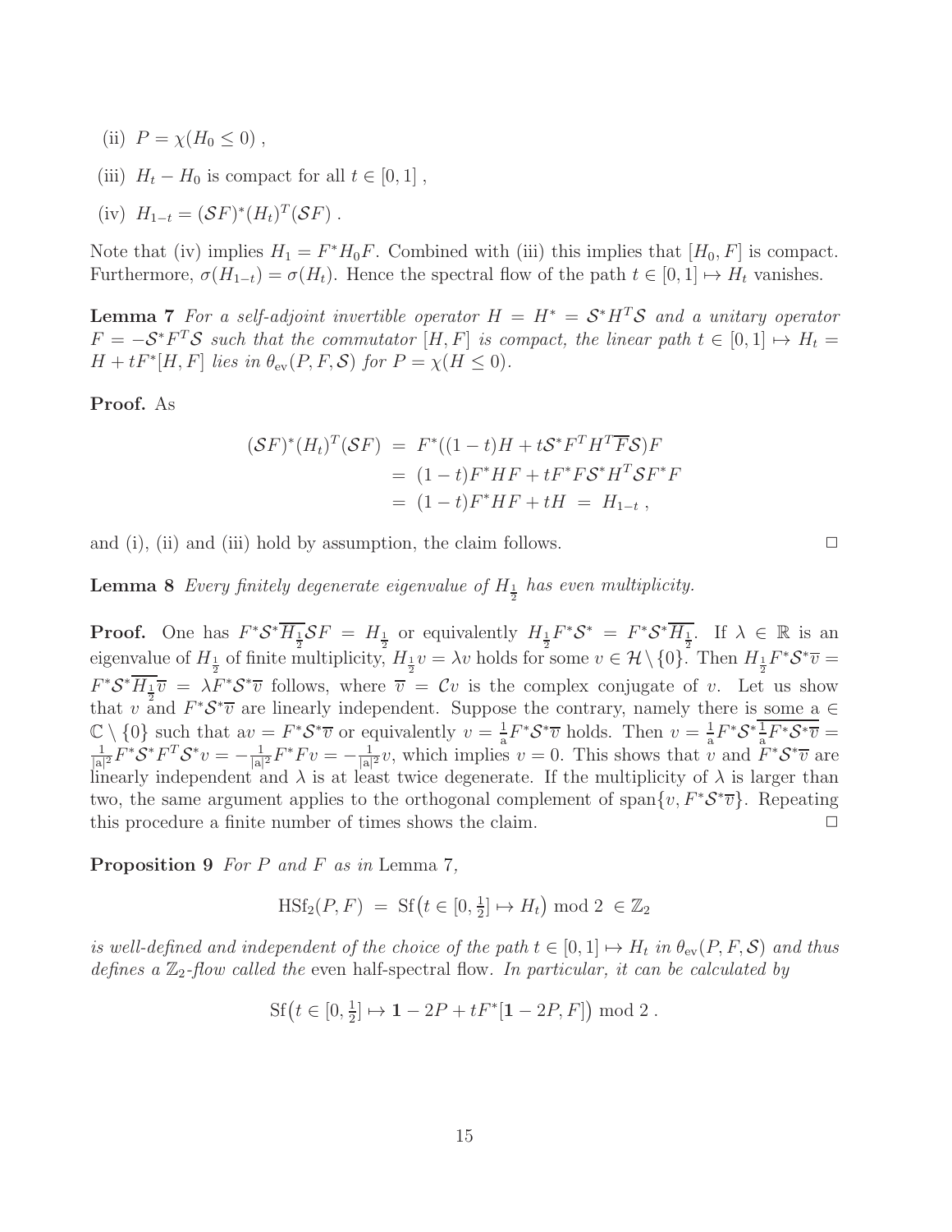(ii) $P = \chi(H_0 \leq 0)$ ,

(iii) $H_t - H_0$ is compact for all $t \in [0,1]$ ,

(iv) $H_{1-t} = (\mathcal{S}F)^*(H_t)^T(\mathcal{S}F)$ .

Note that (iv) implies $H_1 = F^*H_0F$. Combined with (iii) this implies that $[H_0, F]$ is compact. Furthermore, $\sigma(H_{1-t}) = \sigma(H_t)$. Hence the spectral flow of the path $t \in [0,1] \mapsto H_t$ vanishes.

**Lemma 7** *For a self-adjoint invertible operator $H = H^* = \mathcal{S}^*H^T\mathcal{S}$ and a unitary operator $F = -\mathcal{S}^*F^T\mathcal{S}$ such that the commutator $[H,F]$ is compact, the linear path $t \in [0,1] \mapsto H_t = H + tF^*[H,F]$ lies in $\theta_{\rm ev}(P,F,\mathcal{S})$ for $P = \chi(H \leq 0)$.*

**Proof.** As

$$
\begin{aligned}
(\mathcal{S}F)^*(H_t)^T(\mathcal{S}F) &= F^*((1-t)H + t\mathcal{S}^*F^TH^T\overline{F}\mathcal{S})F \\
&= (1-t)F^*HF + tF^*F\mathcal{S}^*H^T\mathcal{S}F^*F \\
&= (1-t)F^*HF + tH \;=\; H_{1-t} ,
\end{aligned}
$$

and (i), (ii) and (iii) hold by assumption, the claim follows. $\Box$

**Lemma 8** *Every finitely degenerate eigenvalue of $H_{\frac{1}{2}}$ has even multiplicity.*

**Proof.** One has $F^*\mathcal{S}^*\overline{H_{\frac{1}{2}}}\mathcal{S}F = H_{\frac{1}{2}}$ or equivalently $H_{\frac{1}{2}}F^*\mathcal{S}^* = F^*\mathcal{S}^*\overline{H_{\frac{1}{2}}}$. If $\lambda \in \mathbb{R}$ is an eigenvalue of $H_{\frac{1}{2}}$ of finite multiplicity, $H_{\frac{1}{2}}v = \lambda v$ holds for some $v \in \mathcal{H}\setminus\{0\}$. Then $H_{\frac{1}{2}}F^*\mathcal{S}^*\overline{v} = F^*\mathcal{S}^*\overline{H_{\frac{1}{2}}}\,\overline{v} = \lambda F^*\mathcal{S}^*\overline{v}$ follows, where $\overline{v} = \mathcal{C}v$ is the complex conjugate of $v$. Let us show that $v$ and $F^*\mathcal{S}^*\overline{v}$ are linearly independent. Suppose the contrary, namely there is some $\mathrm{a} \in \mathbb{C}\setminus\{0\}$ such that $\mathrm{a}v = F^*\mathcal{S}^*\overline{v}$ or equivalently $v = \frac{1}{\mathrm{a}}F^*\mathcal{S}^*\overline{v}$ holds. Then $v = \frac{1}{\mathrm{a}}F^*\mathcal{S}^*\overline{\frac{1}{\mathrm{a}}F^*\mathcal{S}^*\overline{v}} = \frac{1}{|\mathrm{a}|^2}F^*\mathcal{S}^*F^T\mathcal{S}^*v = -\frac{1}{|\mathrm{a}|^2}F^*Fv = -\frac{1}{|\mathrm{a}|^2}v$, which implies $v = 0$. This shows that $v$ and $F^*\mathcal{S}^*\overline{v}$ are linearly independent and $\lambda$ is at least twice degenerate. If the multiplicity of $\lambda$ is larger than two, the same argument applies to the orthogonal complement of $\mathrm{span}\{v, F^*\mathcal{S}^*\overline{v}\}$. Repeating this procedure a finite number of times shows the claim. $\Box$

**Proposition 9** *For $P$ and $F$ as in* Lemma 7*,*

$$
\mathrm{HSf}_2(P,F) \;=\; \mathrm{Sf}\big(t \in [0,\tfrac{1}{2}] \mapsto H_t\big) \bmod 2 \;\in \mathbb{Z}_2
$$

*is well-defined and independent of the choice of the path $t \in [0,1] \mapsto H_t$ in $\theta_{\rm ev}(P,F,\mathcal{S})$ and thus defines a $\mathbb{Z}_2$-flow called the* even half-spectral flow*. In particular, it can be calculated by*

$$
\mathrm{Sf}\big(t \in [0,\tfrac{1}{2}] \mapsto \mathbf{1} - 2P + tF^*[\mathbf{1} - 2P, F]\big) \bmod 2 \,.
$$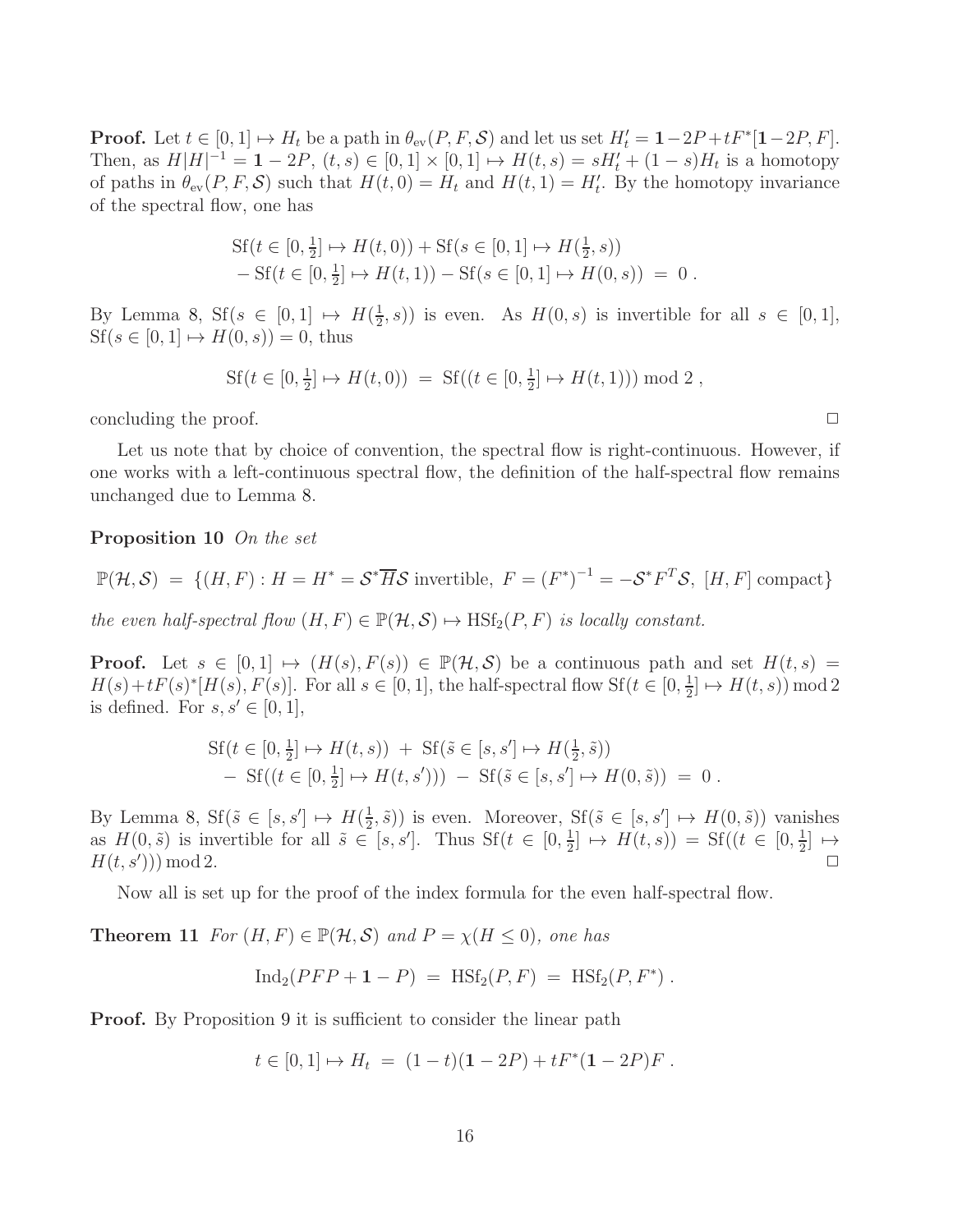**Proof.** Let $t \in [0,1] \mapsto H_t$ be a path in $\theta_{\rm ev}(P,F,\mathcal{S})$ and let us set $H'_t = \mathbf{1} - 2P + tF^*[\mathbf{1}-2P,F]$. Then, as $H|H|^{-1} = \mathbf{1} - 2P$, $(t,s) \in [0,1]\times[0,1] \mapsto H(t,s) = sH'_t + (1-s)H_t$ is a homotopy of paths in $\theta_{\rm ev}(P,F,\mathcal{S})$ such that $H(t,0) = H_t$ and $H(t,1) = H'_t$. By the homotopy invariance of the spectral flow, one has

$$
\begin{aligned}
&\mathrm{Sf}(t \in [0,\tfrac{1}{2}] \mapsto H(t,0)) + \mathrm{Sf}(s \in [0,1] \mapsto H(\tfrac{1}{2},s)) \\
&\quad - \mathrm{Sf}(t \in [0,\tfrac{1}{2}] \mapsto H(t,1)) - \mathrm{Sf}(s \in [0,1] \mapsto H(0,s)) \;=\; 0 \;.
\end{aligned}
$$

By Lemma 8, $\mathrm{Sf}(s \in [0,1] \mapsto H(\frac{1}{2},s))$ is even. As $H(0,s)$ is invertible for all $s \in [0,1]$, $\mathrm{Sf}(s \in [0,1] \mapsto H(0,s)) = 0$, thus

$$
\mathrm{Sf}(t \in [0,\tfrac{1}{2}] \mapsto H(t,0)) \;=\; \mathrm{Sf}((t \in [0,\tfrac{1}{2}] \mapsto H(t,1))) \bmod 2 \;,
$$

concluding the proof. $\Box$

Let us note that by choice of convention, the spectral flow is right-continuous. However, if one works with a left-continuous spectral flow, the definition of the half-spectral flow remains unchanged due to Lemma 8.

**Proposition 10** *On the set*

$$
\mathbb{P}(\mathcal{H},\mathcal{S}) \;=\; \{(H,F) : H = H^* = \mathcal{S}^*\overline{H}\mathcal{S} \text{ invertible},\; F = (F^*)^{-1} = -\mathcal{S}^*F^T\mathcal{S},\; [H,F] \text{ compact}\}
$$

*the even half-spectral flow $(H,F) \in \mathbb{P}(\mathcal{H},\mathcal{S}) \mapsto \mathrm{HSf}_2(P,F)$ is locally constant.*

**Proof.** Let $s \in [0,1] \mapsto (H(s),F(s)) \in \mathbb{P}(\mathcal{H},\mathcal{S})$ be a continuous path and set $H(t,s) = H(s) + tF(s)^*[H(s),F(s)]$. For all $s \in [0,1]$, the half-spectral flow $\mathrm{Sf}(t \in [0,\frac{1}{2}] \mapsto H(t,s)) \bmod 2$ is defined. For $s,s' \in [0,1]$,

$$
\begin{aligned}
&\mathrm{Sf}(t \in [0,\tfrac{1}{2}] \mapsto H(t,s)) \;+\; \mathrm{Sf}(\tilde{s} \in [s,s'] \mapsto H(\tfrac{1}{2},\tilde{s})) \\
&\quad -\; \mathrm{Sf}((t \in [0,\tfrac{1}{2}] \mapsto H(t,s'))) \;-\; \mathrm{Sf}(\tilde{s} \in [s,s'] \mapsto H(0,\tilde{s})) \;=\; 0 \;.
\end{aligned}
$$

By Lemma 8, $\mathrm{Sf}(\tilde{s} \in [s,s'] \mapsto H(\frac{1}{2},\tilde{s}))$ is even. Moreover, $\mathrm{Sf}(\tilde{s} \in [s,s'] \mapsto H(0,\tilde{s}))$ vanishes as $H(0,\tilde{s})$ is invertible for all $\tilde{s} \in [s,s']$. Thus $\mathrm{Sf}(t \in [0,\frac{1}{2}] \mapsto H(t,s)) = \mathrm{Sf}((t \in [0,\frac{1}{2}] \mapsto H(t,s'))) \bmod 2$. $\Box$

Now all is set up for the proof of the index formula for the even half-spectral flow.

**Theorem 11** *For $(H,F) \in \mathbb{P}(\mathcal{H},\mathcal{S})$ and $P = \chi(H \leq 0)$, one has*

$$
\mathrm{Ind}_2(PFP + \mathbf{1} - P) \;=\; \mathrm{HSf}_2(P,F) \;=\; \mathrm{HSf}_2(P,F^*) \;.
$$

**Proof.** By Proposition 9 it is sufficient to consider the linear path

$$
t \in [0,1] \mapsto H_t \;=\; (1-t)(\mathbf{1}-2P) + tF^*(\mathbf{1}-2P)F \;.
$$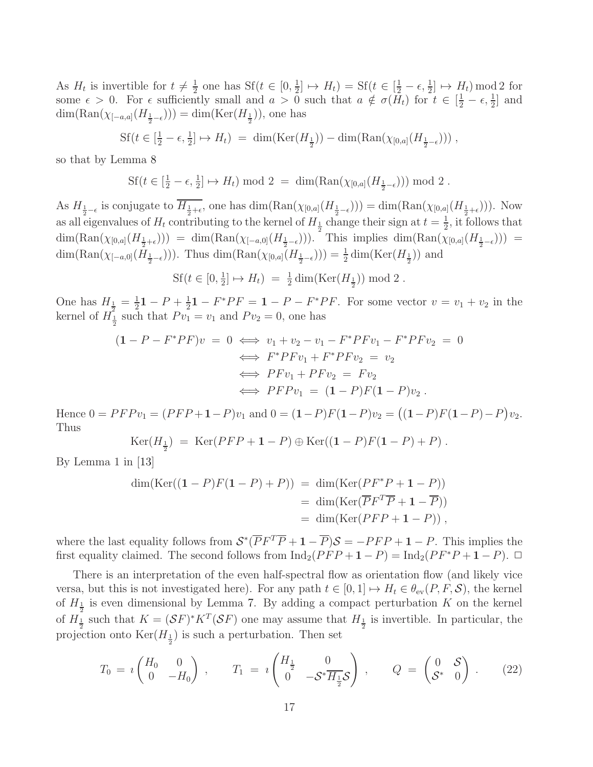As $H_t$ is invertible for $t \neq \frac{1}{2}$ one has $\mathrm{Sf}(t \in [0, \frac{1}{2}] \mapsto H_t) = \mathrm{Sf}(t \in [\frac{1}{2} - \epsilon, \frac{1}{2}] \mapsto H_t) \bmod 2$ for some $\epsilon > 0$. For $\epsilon$ sufficiently small and $a > 0$ such that $a \notin \sigma(H_t)$ for $t \in [\frac{1}{2} - \epsilon, \frac{1}{2}]$ and $\dim(\mathrm{Ran}(\chi_{[-a,a]}(H_{\frac{1}{2}-\epsilon}))) = \dim(\mathrm{Ker}(H_{\frac{1}{2}}))$, one has

$$\mathrm{Sf}(t \in [\tfrac{1}{2} - \epsilon, \tfrac{1}{2}] \mapsto H_t) \;=\; \dim(\mathrm{Ker}(H_{\frac{1}{2}})) - \dim(\mathrm{Ran}(\chi_{[0,a]}(H_{\frac{1}{2}-\epsilon}))) \;,$$

so that by Lemma 8

$$\mathrm{Sf}(t \in [\tfrac{1}{2} - \epsilon, \tfrac{1}{2}] \mapsto H_t) \bmod 2 \;=\; \dim(\mathrm{Ran}(\chi_{[0,a]}(H_{\frac{1}{2}-\epsilon}))) \bmod 2 \;.$$

As $H_{\frac{1}{2}-\epsilon}$ is conjugate to $\overline{H_{\frac{1}{2}+\epsilon}}$, one has $\dim(\mathrm{Ran}(\chi_{[0,a]}(H_{\frac{1}{2}-\epsilon}))) = \dim(\mathrm{Ran}(\chi_{[0,a]}(H_{\frac{1}{2}+\epsilon})))$. Now as all eigenvalues of $H_t$ contributing to the kernel of $H_{\frac{1}{2}}$ change their sign at $t = \frac{1}{2}$, it follows that $\dim(\mathrm{Ran}(\chi_{[0,a]}(H_{\frac{1}{2}+\epsilon}))) = \dim(\mathrm{Ran}(\chi_{[-a,0]}(H_{\frac{1}{2}-\epsilon})))$. This implies $\dim(\mathrm{Ran}(\chi_{[0,a]}(H_{\frac{1}{2}-\epsilon}))) = \dim(\mathrm{Ran}(\chi_{[-a,0]}(H_{\frac{1}{2}-\epsilon})))$. Thus $\dim(\mathrm{Ran}(\chi_{[0,a]}(H_{\frac{1}{2}-\epsilon}))) = \frac{1}{2}\dim(\mathrm{Ker}(H_{\frac{1}{2}}))$ and

$$\mathrm{Sf}(t \in [0, \tfrac{1}{2}] \mapsto H_t) \;=\; \tfrac{1}{2}\dim(\mathrm{Ker}(H_{\frac{1}{2}})) \bmod 2 \;.$$

One has $H_{\frac{1}{2}} = \frac{1}{2}\mathbf{1} - P + \frac{1}{2}\mathbf{1} - F^*PF = \mathbf{1} - P - F^*PF$. For some vector $v = v_1 + v_2$ in the kernel of $H_{\frac{1}{2}}$ such that $Pv_1 = v_1$ and $Pv_2 = 0$, one has

$$\begin{aligned}
(\mathbf{1} - P - F^*PF)v \;=\; 0 \;&\Longleftrightarrow\; v_1 + v_2 - v_1 - F^*PFv_1 - F^*PFv_2 \;=\; 0\\
&\Longleftrightarrow\; F^*PFv_1 + F^*PFv_2 \;=\; v_2\\
&\Longleftrightarrow\; PFv_1 + PFv_2 \;=\; Fv_2\\
&\Longleftrightarrow\; PFPv_1 \;=\; (\mathbf{1} - P)F(\mathbf{1} - P)v_2 \;.
\end{aligned}$$

Hence $0 = PFPv_1 = (PFP + \mathbf{1} - P)v_1$ and $0 = (\mathbf{1} - P)F(\mathbf{1} - P)v_2 = \big((\mathbf{1} - P)F(\mathbf{1} - P) - P\big)v_2$. Thus

$$\mathrm{Ker}(H_{\frac{1}{2}}) \;=\; \mathrm{Ker}(PFP + \mathbf{1} - P) \oplus \mathrm{Ker}((\mathbf{1} - P)F(\mathbf{1} - P) + P) \;.$$

By Lemma 1 in [13]

$$\begin{aligned}
\dim(\mathrm{Ker}((\mathbf{1} - P)F(\mathbf{1} - P) + P)) \;&=\; \dim(\mathrm{Ker}(PF^*P + \mathbf{1} - P))\\
&=\; \dim(\mathrm{Ker}(\overline{P}F^T\overline{P} + \mathbf{1} - \overline{P}))\\
&=\; \dim(\mathrm{Ker}(PFP + \mathbf{1} - P)) \;,
\end{aligned}$$

where the last equality follows from $\mathcal{S}^*(\overline{P}F^T\overline{P} + \mathbf{1} - \overline{P})\mathcal{S} = -PFP + \mathbf{1} - P$. This implies the first equality claimed. The second follows from $\mathrm{Ind}_2(PFP + \mathbf{1} - P) = \mathrm{Ind}_2(PF^*P + \mathbf{1} - P)$. $\Box$

There is an interpretation of the even half-spectral flow as orientation flow (and likely vice versa, but this is not investigated here). For any path $t \in [0, 1] \mapsto H_t \in \theta_{\mathrm{ev}}(P, F, \mathcal{S})$, the kernel of $H_{\frac{1}{2}}$ is even dimensional by Lemma 7. By adding a compact perturbation $K$ on the kernel of $H_{\frac{1}{2}}$ such that $K = (\mathcal{S}F)^*K^T(\mathcal{S}F)$ one may assume that $H_{\frac{1}{2}}$ is invertible. In particular, the projection onto $\mathrm{Ker}(H_{\frac{1}{2}})$ is such a perturbation. Then set

$$T_0 \;=\; \imath\begin{pmatrix} H_0 & 0 \\ 0 & -H_0 \end{pmatrix} \;, \qquad T_1 \;=\; \imath\begin{pmatrix} H_{\frac{1}{2}} & 0 \\ 0 & -\mathcal{S}^*\overline{H_{\frac{1}{2}}}\mathcal{S} \end{pmatrix} \;, \qquad Q \;=\; \begin{pmatrix} 0 & \mathcal{S} \\ \mathcal{S}^* & 0 \end{pmatrix} \;. \qquad (22)$$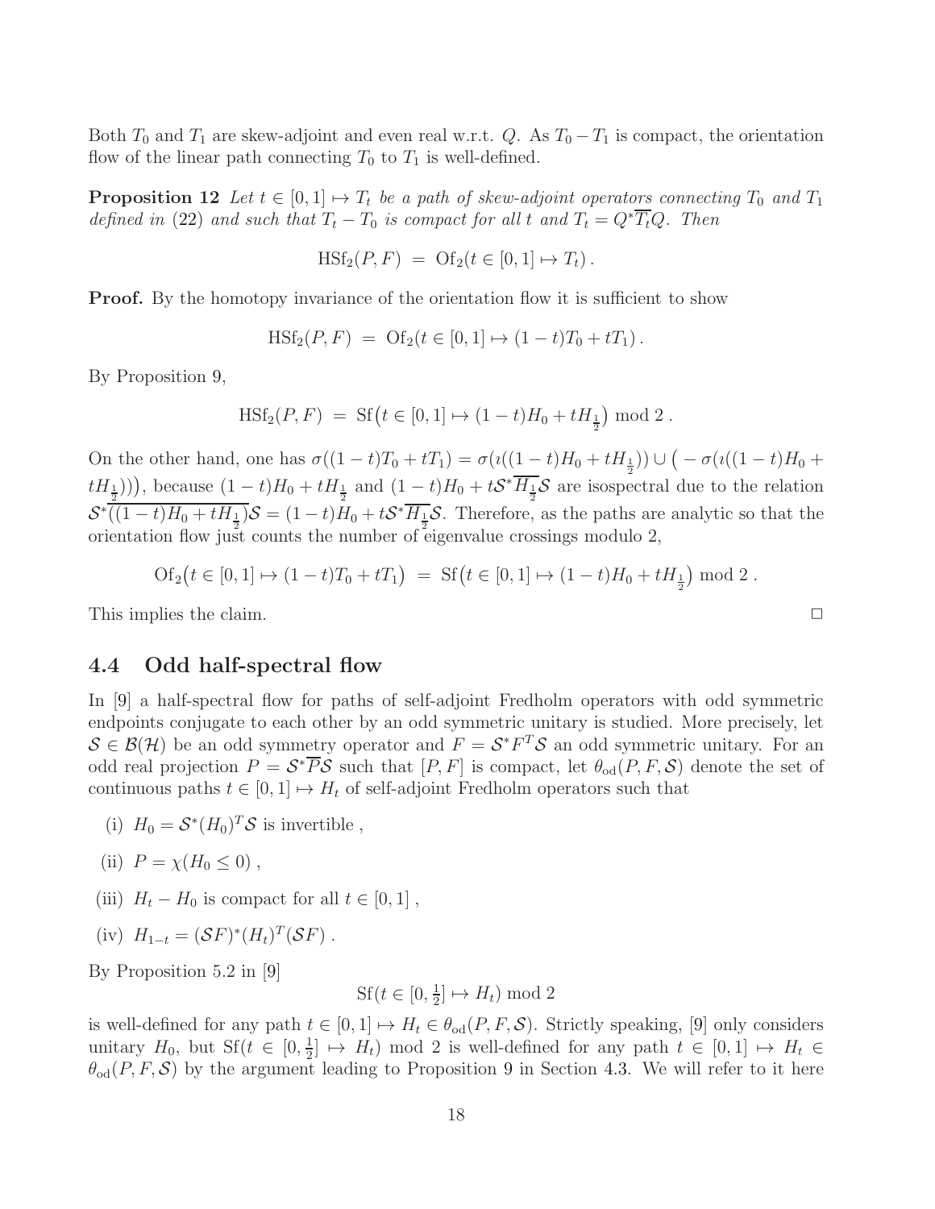Both $T_0$ and $T_1$ are skew-adjoint and even real w.r.t. $Q$. As $T_0 - T_1$ is compact, the orientation flow of the linear path connecting $T_0$ to $T_1$ is well-defined.

**Proposition 12** *Let $t \in [0,1] \mapsto T_t$ be a path of skew-adjoint operators connecting $T_0$ and $T_1$ defined in* (22) *and such that $T_t - T_0$ is compact for all $t$ and $T_t = Q^*\overline{T_t}Q$. Then*

$$\mathrm{HSf}_2(P,F) \;=\; \mathrm{Of}_2(t \in [0,1] \mapsto T_t)\,.$$

**Proof.** By the homotopy invariance of the orientation flow it is sufficient to show

$$\mathrm{HSf}_2(P,F) \;=\; \mathrm{Of}_2(t \in [0,1] \mapsto (1-t)T_0 + tT_1)\,.$$

By Proposition 9,

$$\mathrm{HSf}_2(P,F) \;=\; \mathrm{Sf}\big(t \in [0,1] \mapsto (1-t)H_0 + tH_{\frac{1}{2}}\big) \bmod 2\,.$$

On the other hand, one has $\sigma((1-t)T_0 + tT_1) = \sigma(\imath((1-t)H_0 + tH_{\frac{1}{2}})) \cup \big(-\sigma(\imath((1-t)H_0 + tH_{\frac{1}{2}}))\big)$, because $(1-t)H_0 + tH_{\frac{1}{2}}$ and $(1-t)H_0 + t\mathcal{S}^*\overline{H_{\frac{1}{2}}}\mathcal{S}$ are isospectral due to the relation $\mathcal{S}^*\overline{((1-t)H_0 + tH_{\frac{1}{2}})}\mathcal{S} = (1-t)H_0 + t\mathcal{S}^*\overline{H_{\frac{1}{2}}}\mathcal{S}$. Therefore, as the paths are analytic so that the orientation flow just counts the number of eigenvalue crossings modulo 2,

$$\mathrm{Of}_2\big(t \in [0,1] \mapsto (1-t)T_0 + tT_1\big) \;=\; \mathrm{Sf}\big(t \in [0,1] \mapsto (1-t)H_0 + tH_{\frac{1}{2}}\big) \bmod 2\,.$$

This implies the claim. □

## 4.4 Odd half-spectral flow

In [9] a half-spectral flow for paths of self-adjoint Fredholm operators with odd symmetric endpoints conjugate to each other by an odd symmetric unitary is studied. More precisely, let $\mathcal{S} \in \mathcal{B}(\mathcal{H})$ be an odd symmetry operator and $F = \mathcal{S}^*F^T\mathcal{S}$ an odd symmetric unitary. For an odd real projection $P = \mathcal{S}^*\overline{P}\mathcal{S}$ such that $[P,F]$ is compact, let $\theta_{\mathrm{od}}(P,F,\mathcal{S})$ denote the set of continuous paths $t \in [0,1] \mapsto H_t$ of self-adjoint Fredholm operators such that

(i) $H_0 = \mathcal{S}^*(H_0)^T\mathcal{S}$ is invertible ,

(ii) $P = \chi(H_0 \leq 0)$ ,

(iii) $H_t - H_0$ is compact for all $t \in [0,1]$ ,

(iv) $H_{1-t} = (\mathcal{S}F)^*(H_t)^T(\mathcal{S}F)$ .

By Proposition 5.2 in [9]

$$\mathrm{Sf}(t \in [0,\tfrac{1}{2}] \mapsto H_t) \bmod 2$$

is well-defined for any path $t \in [0,1] \mapsto H_t \in \theta_{\mathrm{od}}(P,F,\mathcal{S})$. Strictly speaking, [9] only considers unitary $H_0$, but $\mathrm{Sf}(t \in [0,\frac{1}{2}] \mapsto H_t) \bmod 2$ is well-defined for any path $t \in [0,1] \mapsto H_t \in \theta_{\mathrm{od}}(P,F,\mathcal{S})$ by the argument leading to Proposition 9 in Section 4.3. We will refer to it here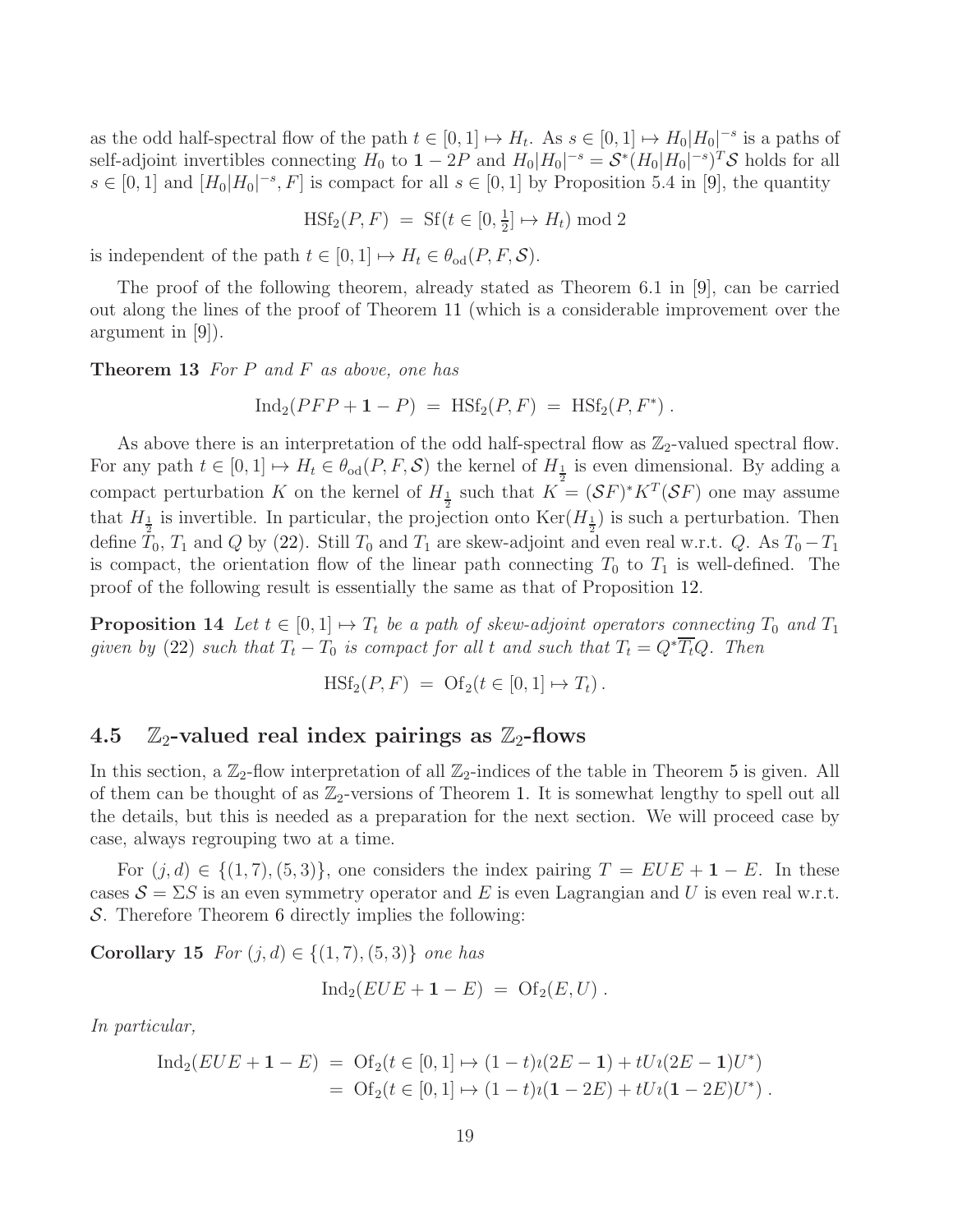as the odd half-spectral flow of the path $t \in [0,1] \mapsto H_t$. As $s \in [0,1] \mapsto H_0|H_0|^{-s}$ is a paths of self-adjoint invertibles connecting $H_0$ to $\mathbf{1} - 2P$ and $H_0|H_0|^{-s} = \mathcal{S}^*(H_0|H_0|^{-s})^T\mathcal{S}$ holds for all $s \in [0,1]$ and $[H_0|H_0|^{-s}, F]$ is compact for all $s \in [0,1]$ by Proposition 5.4 in [9], the quantity

$$\mathrm{HSf}_2(P,F) \;=\; \mathrm{Sf}(t \in [0, \tfrac{1}{2}] \mapsto H_t) \bmod 2$$

is independent of the path $t \in [0,1] \mapsto H_t \in \theta_{\mathrm{od}}(P,F,\mathcal{S})$.

The proof of the following theorem, already stated as Theorem 6.1 in [9], can be carried out along the lines of the proof of Theorem 11 (which is a considerable improvement over the argument in [9]).

**Theorem 13** *For $P$ and $F$ as above, one has*

$$\mathrm{Ind}_2(PFP + \mathbf{1} - P) \;=\; \mathrm{HSf}_2(P,F) \;=\; \mathrm{HSf}_2(P,F^*)\;.$$

As above there is an interpretation of the odd half-spectral flow as $\mathbb{Z}_2$-valued spectral flow. For any path $t \in [0,1] \mapsto H_t \in \theta_{\mathrm{od}}(P,F,\mathcal{S})$ the kernel of $H_{\frac{1}{2}}$ is even dimensional. By adding a compact perturbation $K$ on the kernel of $H_{\frac{1}{2}}$ such that $K = (\mathcal{S}F)^*K^T(\mathcal{S}F)$ one may assume that $H_{\frac{1}{2}}$ is invertible. In particular, the projection onto $\mathrm{Ker}(H_{\frac{1}{2}})$ is such a perturbation. Then define $T_0$, $T_1$ and $Q$ by (22). Still $T_0$ and $T_1$ are skew-adjoint and even real w.r.t. $Q$. As $T_0 - T_1$ is compact, the orientation flow of the linear path connecting $T_0$ to $T_1$ is well-defined. The proof of the following result is essentially the same as that of Proposition 12.

**Proposition 14** *Let $t \in [0,1] \mapsto T_t$ be a path of skew-adjoint operators connecting $T_0$ and $T_1$ given by* (22) *such that $T_t - T_0$ is compact for all $t$ and such that $T_t = Q^*\overline{T_t}Q$. Then*

$$\mathrm{HSf}_2(P,F) \;=\; \mathrm{Of}_2(t \in [0,1] \mapsto T_t)\,.$$

## 4.5 $\mathbb{Z}_2$-valued real index pairings as $\mathbb{Z}_2$-flows

In this section, a $\mathbb{Z}_2$-flow interpretation of all $\mathbb{Z}_2$-indices of the table in Theorem 5 is given. All of them can be thought of as $\mathbb{Z}_2$-versions of Theorem 1. It is somewhat lengthy to spell out all the details, but this is needed as a preparation for the next section. We will proceed case by case, always regrouping two at a time.

For $(j,d) \in \{(1,7),(5,3)\}$, one considers the index pairing $T = EUE + \mathbf{1} - E$. In these cases $\mathcal{S} = \Sigma S$ is an even symmetry operator and $E$ is even Lagrangian and $U$ is even real w.r.t. $\mathcal{S}$. Therefore Theorem 6 directly implies the following:

**Corollary 15** *For $(j,d) \in \{(1,7),(5,3)\}$ one has*

$$\mathrm{Ind}_2(EUE + \mathbf{1} - E) \;=\; \mathrm{Of}_2(E,U)\;.$$

*In particular,*

$$\begin{aligned}
\mathrm{Ind}_2(EUE + \mathbf{1} - E) \;&=\; \mathrm{Of}_2(t \in [0,1] \mapsto (1-t)\imath(2E - \mathbf{1}) + tU\imath(2E - \mathbf{1})U^*)\\
&=\; \mathrm{Of}_2(t \in [0,1] \mapsto (1-t)\imath(\mathbf{1} - 2E) + tU\imath(\mathbf{1} - 2E)U^*)\;.
\end{aligned}$$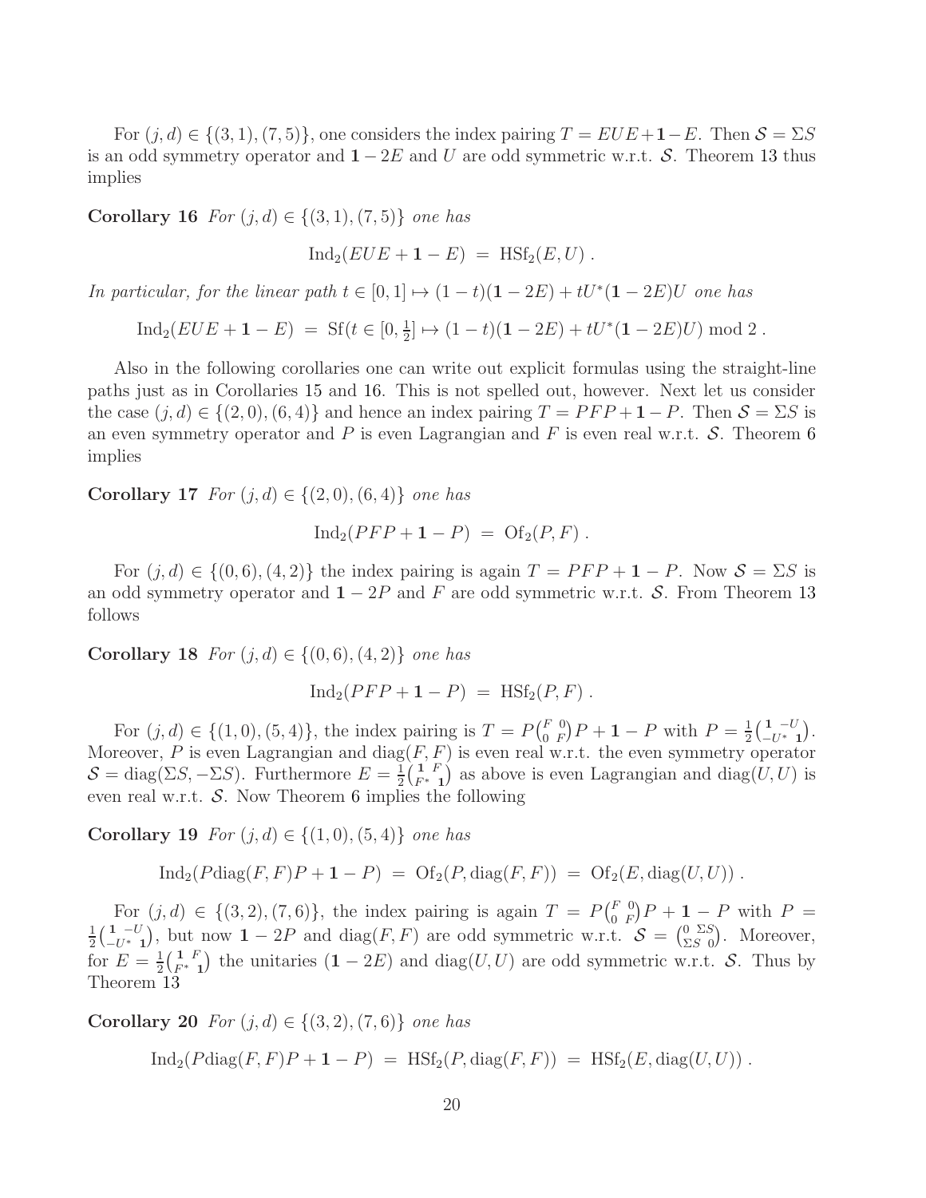For $(j,d) \in \{(3,1),(7,5)\}$, one considers the index pairing $T = EUE + \mathbf{1} - E$. Then $\mathcal{S} = \Sigma S$ is an odd symmetry operator and $\mathbf{1} - 2E$ and $U$ are odd symmetric w.r.t. $\mathcal{S}$. Theorem 13 thus implies

**Corollary 16** *For $(j,d) \in \{(3,1),(7,5)\}$ one has*

$$\mathrm{Ind}_2(EUE + \mathbf{1} - E) \;=\; \mathrm{HSf}_2(E,U)\;.$$

*In particular, for the linear path $t \in [0,1] \mapsto (1-t)(\mathbf{1}-2E) + tU^*(\mathbf{1}-2E)U$ one has*

$$\mathrm{Ind}_2(EUE + \mathbf{1} - E) \;=\; \mathrm{Sf}(t \in [0,\tfrac{1}{2}] \mapsto (1-t)(\mathbf{1}-2E) + tU^*(\mathbf{1}-2E)U) \bmod 2\;.$$

Also in the following corollaries one can write out explicit formulas using the straight-line paths just as in Corollaries 15 and 16. This is not spelled out, however. Next let us consider the case $(j,d) \in \{(2,0),(6,4)\}$ and hence an index pairing $T = PFP + \mathbf{1} - P$. Then $\mathcal{S} = \Sigma S$ is an even symmetry operator and $P$ is even Lagrangian and $F$ is even real w.r.t. $\mathcal{S}$. Theorem 6 implies

**Corollary 17** *For $(j,d) \in \{(2,0),(6,4)\}$ one has*

$$\mathrm{Ind}_2(PFP + \mathbf{1} - P) \;=\; \mathrm{Of}_2(P,F)\;.$$

For $(j,d) \in \{(0,6),(4,2)\}$ the index pairing is again $T = PFP + \mathbf{1} - P$. Now $\mathcal{S} = \Sigma S$ is an odd symmetry operator and $\mathbf{1} - 2P$ and $F$ are odd symmetric w.r.t. $\mathcal{S}$. From Theorem 13 follows

**Corollary 18** *For $(j,d) \in \{(0,6),(4,2)\}$ one has*

$$\mathrm{Ind}_2(PFP + \mathbf{1} - P) \;=\; \mathrm{HSf}_2(P,F)\;.$$

For $(j,d) \in \{(1,0),(5,4)\}$, the index pairing is $T = P\begin{pmatrix} F & 0 \\ 0 & F \end{pmatrix}P + \mathbf{1} - P$ with $P = \frac{1}{2}\begin{pmatrix} \mathbf{1} & -U \\ -U^* & \mathbf{1} \end{pmatrix}$. Moreover, $P$ is even Lagrangian and $\mathrm{diag}(F,F)$ is even real w.r.t. the even symmetry operator $\mathcal{S} = \mathrm{diag}(\Sigma S, -\Sigma S)$. Furthermore $E = \frac{1}{2}\begin{pmatrix} \mathbf{1} & F \\ F^* & \mathbf{1} \end{pmatrix}$ as above is even Lagrangian and $\mathrm{diag}(U,U)$ is even real w.r.t. $\mathcal{S}$. Now Theorem 6 implies the following

**Corollary 19** *For $(j,d) \in \{(1,0),(5,4)\}$ one has*

$$\mathrm{Ind}_2(P\mathrm{diag}(F,F)P + \mathbf{1} - P) \;=\; \mathrm{Of}_2(P,\mathrm{diag}(F,F)) \;=\; \mathrm{Of}_2(E,\mathrm{diag}(U,U))\;.$$

For $(j,d) \in \{(3,2),(7,6)\}$, the index pairing is again $T = P\begin{pmatrix} F & 0 \\ 0 & F \end{pmatrix}P + \mathbf{1} - P$ with $P = \frac{1}{2}\begin{pmatrix} \mathbf{1} & -U \\ -U^* & \mathbf{1} \end{pmatrix}$, but now $\mathbf{1} - 2P$ and $\mathrm{diag}(F,F)$ are odd symmetric w.r.t. $\mathcal{S} = \begin{pmatrix} 0 & \Sigma S \\ \Sigma S & 0 \end{pmatrix}$. Moreover, for $E = \frac{1}{2}\begin{pmatrix} \mathbf{1} & F \\ F^* & \mathbf{1} \end{pmatrix}$ the unitaries $(\mathbf{1} - 2E)$ and $\mathrm{diag}(U,U)$ are odd symmetric w.r.t. $\mathcal{S}$. Thus by Theorem 13

**Corollary 20** *For $(j,d) \in \{(3,2),(7,6)\}$ one has*

$$\mathrm{Ind}_2(P\mathrm{diag}(F,F)P + \mathbf{1} - P) \;=\; \mathrm{HSf}_2(P,\mathrm{diag}(F,F)) \;=\; \mathrm{HSf}_2(E,\mathrm{diag}(U,U))\;.$$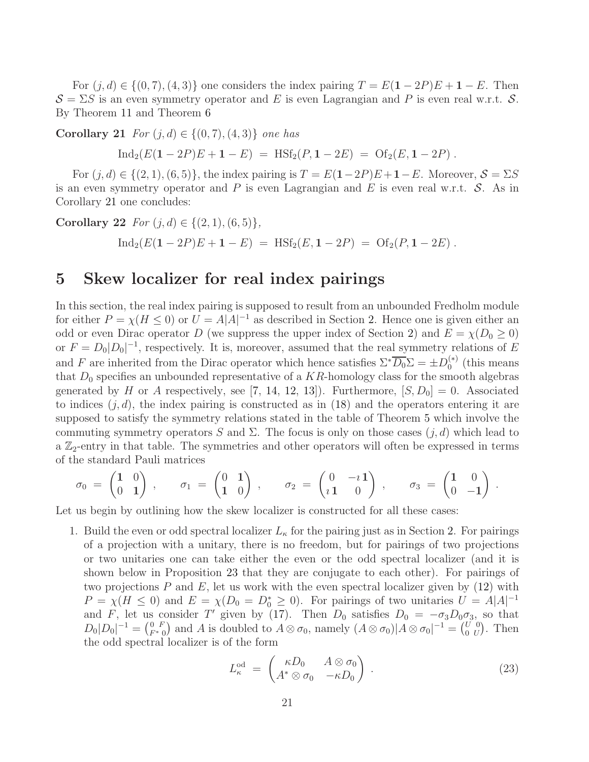For $(j,d) \in \{(0,7),(4,3)\}$ one considers the index pairing $T = E(\mathbf{1}-2P)E + \mathbf{1} - E$. Then $\mathcal{S} = \Sigma S$ is an even symmetry operator and $E$ is even Lagrangian and $P$ is even real w.r.t. $\mathcal{S}$. By Theorem 11 and Theorem 6

**Corollary 21** *For $(j,d) \in \{(0,7),(4,3)\}$ one has*

$$\mathrm{Ind}_2(E(\mathbf{1}-2P)E + \mathbf{1} - E) \;=\; \mathrm{HSf}_2(P, \mathbf{1}-2E) \;=\; \mathrm{Of}_2(E, \mathbf{1}-2P)\;.$$

For $(j,d) \in \{(2,1),(6,5)\}$, the index pairing is $T = E(\mathbf{1}-2P)E+\mathbf{1}-E$. Moreover, $\mathcal{S} = \Sigma S$ is an even symmetry operator and $P$ is even Lagrangian and $E$ is even real w.r.t. $\mathcal{S}$. As in Corollary 21 one concludes:

**Corollary 22** *For $(j,d) \in \{(2,1),(6,5)\}$,*

$$\mathrm{Ind}_2(E(\mathbf{1}-2P)E + \mathbf{1} - E) \;=\; \mathrm{HSf}_2(E, \mathbf{1}-2P) \;=\; \mathrm{Of}_2(P, \mathbf{1}-2E)\;.$$

# 5 Skew localizer for real index pairings

In this section, the real index pairing is supposed to result from an unbounded Fredholm module for either $P = \chi(H \leq 0)$ or $U = A|A|^{-1}$ as described in Section 2. Hence one is given either an odd or even Dirac operator $D$ (we suppress the upper index of Section 2) and $E = \chi(D_0 \geq 0)$ or $F = D_0|D_0|^{-1}$, respectively. It is, moreover, assumed that the real symmetry relations of $E$ and $F$ are inherited from the Dirac operator which hence satisfies $\Sigma^*\overline{D_0}\Sigma = \pm D_0^{(*)}$ (this means that $D_0$ specifies an unbounded representative of a $KR$-homology class for the smooth algebras generated by $H$ or $A$ respectively, see [7, 14, 12, 13]). Furthermore, $[S, D_0] = 0$. Associated to indices $(j,d)$, the index pairing is constructed as in (18) and the operators entering it are supposed to satisfy the symmetry relations stated in the table of Theorem 5 which involve the commuting symmetry operators $S$ and $\Sigma$. The focus is only on those cases $(j,d)$ which lead to a $\mathbb{Z}_2$-entry in that table. The symmetries and other operators will often be expressed in terms of the standard Pauli matrices

$$\sigma_0 \;=\; \begin{pmatrix} \mathbf{1} & 0 \\ 0 & \mathbf{1} \end{pmatrix}\;, \qquad \sigma_1 \;=\; \begin{pmatrix} 0 & \mathbf{1} \\ \mathbf{1} & 0 \end{pmatrix}\;, \qquad \sigma_2 \;=\; \begin{pmatrix} 0 & -\imath\,\mathbf{1} \\ \imath\,\mathbf{1} & 0 \end{pmatrix}\;, \qquad \sigma_3 \;=\; \begin{pmatrix} \mathbf{1} & 0 \\ 0 & -\mathbf{1} \end{pmatrix}\;.$$

Let us begin by outlining how the skew localizer is constructed for all these cases:

1. Build the even or odd spectral localizer $L_\kappa$ for the pairing just as in Section 2. For pairings of a projection with a unitary, there is no freedom, but for pairings of two projections or two unitaries one can take either the even or the odd spectral localizer (and it is shown below in Proposition 23 that they are conjugate to each other). For pairings of two projections $P$ and $E$, let us work with the even spectral localizer given by (12) with $P = \chi(H \leq 0)$ and $E = \chi(D_0 = D_0^* \geq 0)$. For pairings of two unitaries $U = A|A|^{-1}$ and $F$, let us consider $T'$ given by (17). Then $D_0$ satisfies $D_0 = -\sigma_3 D_0 \sigma_3$, so that $D_0|D_0|^{-1} = \begin{pmatrix} 0 & F \\ F^* & 0 \end{pmatrix}$ and $A$ is doubled to $A \otimes \sigma_0$, namely $(A\otimes\sigma_0)|A\otimes\sigma_0|^{-1} = \begin{pmatrix} U & 0 \\ 0 & U \end{pmatrix}$. Then the odd spectral localizer is of the form

$$L_\kappa^{\mathrm{od}} \;=\; \begin{pmatrix} \kappa D_0 & A\otimes\sigma_0 \\ A^*\otimes\sigma_0 & -\kappa D_0 \end{pmatrix}\;. \tag{23}$$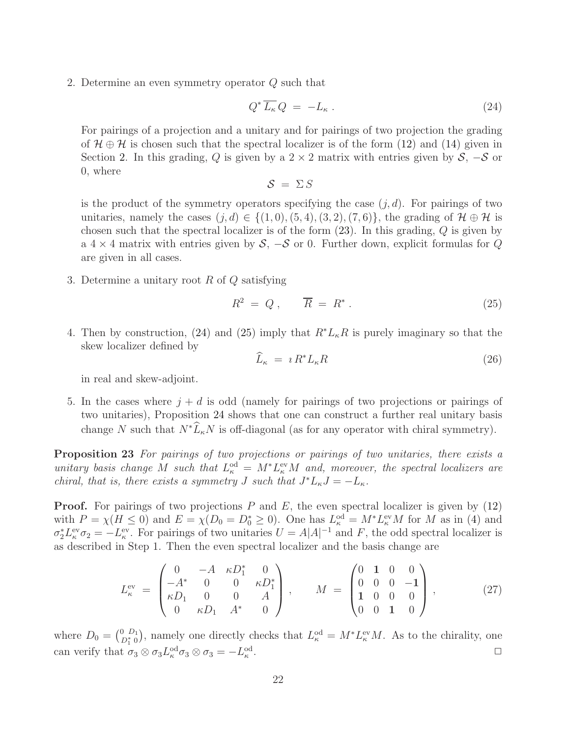2. Determine an even symmetry operator $Q$ such that

$$Q^* \overline{L_\kappa} Q \;=\; -L_\kappa\,. \tag{24}$$

For pairings of a projection and a unitary and for pairings of two projection the grading of $\mathcal{H} \oplus \mathcal{H}$ is chosen such that the spectral localizer is of the form (12) and (14) given in Section 2. In this grading, $Q$ is given by a $2 \times 2$ matrix with entries given by $\mathcal{S}$, $-\mathcal{S}$ or 0, where

$$\mathcal{S} \;=\; \Sigma\, S$$

is the product of the symmetry operators specifying the case $(j, d)$. For pairings of two unitaries, namely the cases $(j, d) \in \{(1, 0), (5, 4), (3, 2), (7, 6)\}$, the grading of $\mathcal{H} \oplus \mathcal{H}$ is chosen such that the spectral localizer is of the form (23). In this grading, $Q$ is given by a $4 \times 4$ matrix with entries given by $\mathcal{S}$, $-\mathcal{S}$ or 0. Further down, explicit formulas for $Q$ are given in all cases.

3. Determine a unitary root $R$ of $Q$ satisfying

$$R^2 \;=\; Q\,, \qquad \overline{R} \;=\; R^*\,. \tag{25}$$

4. Then by construction, (24) and (25) imply that $R^* L_\kappa R$ is purely imaginary so that the skew localizer defined by

$$\widehat{L}_\kappa \;=\; \imath\, R^* L_\kappa R \tag{26}$$

in real and skew-adjoint.

5. In the cases where $j + d$ is odd (namely for pairings of two projections or pairings of two unitaries), Proposition 24 shows that one can construct a further real unitary basis change $N$ such that $N^* \widehat{L}_\kappa N$ is off-diagonal (as for any operator with chiral symmetry).

**Proposition 23** *For pairings of two projections or pairings of two unitaries, there exists a unitary basis change $M$ such that $L^{\rm od}_\kappa = M^* L^{\rm ev}_\kappa M$ and, moreover, the spectral localizers are chiral, that is, there exists a symmetry $J$ such that $J^* L_\kappa J = -L_\kappa$.*

**Proof.** For pairings of two projections $P$ and $E$, the even spectral localizer is given by (12) with $P = \chi(H \leq 0)$ and $E = \chi(D_0 = D_0^* \geq 0)$. One has $L^{\rm od}_\kappa = M^* L^{\rm ev}_\kappa M$ for $M$ as in (4) and $\sigma_2^* L^{\rm ev}_\kappa \sigma_2 = -L^{\rm ev}_\kappa$. For pairings of two unitaries $U = A|A|^{-1}$ and $F$, the odd spectral localizer is as described in Step 1. Then the even spectral localizer and the basis change are

$$L^{\rm ev}_\kappa \;=\; \begin{pmatrix} 0 & -A & \kappa D_1^* & 0 \\ -A^* & 0 & 0 & \kappa D_1^* \\ \kappa D_1 & 0 & 0 & A \\ 0 & \kappa D_1 & A^* & 0 \end{pmatrix}, \qquad M \;=\; \begin{pmatrix} 0 & \mathbf{1} & 0 & 0 \\ 0 & 0 & 0 & -\mathbf{1} \\ \mathbf{1} & 0 & 0 & 0 \\ 0 & 0 & \mathbf{1} & 0 \end{pmatrix}, \tag{27}$$

where $D_0 = \binom{0\ D_1}{D_1^*\ 0}$, namely one directly checks that $L^{\rm od}_\kappa = M^* L^{\rm ev}_\kappa M$. As to the chirality, one can verify that $\sigma_3 \otimes \sigma_3 L^{\rm od}_\kappa \sigma_3 \otimes \sigma_3 = -L^{\rm od}_\kappa$. □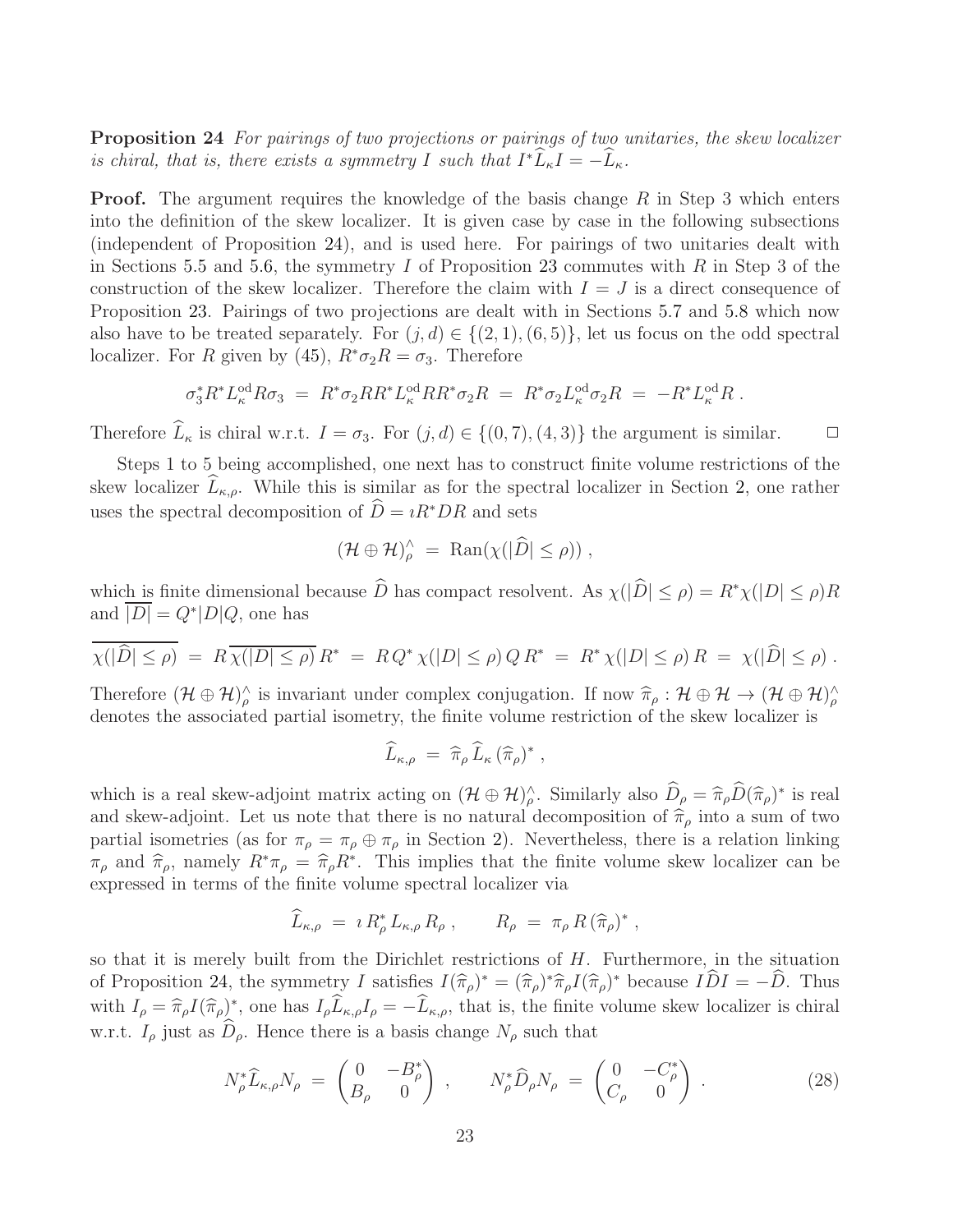**Proposition 24** *For pairings of two projections or pairings of two unitaries, the skew localizer is chiral, that is, there exists a symmetry $I$ such that $I^*\widehat{L}_\kappa I = -\widehat{L}_\kappa$.*

**Proof.** The argument requires the knowledge of the basis change $R$ in Step 3 which enters into the definition of the skew localizer. It is given case by case in the following subsections (independent of Proposition 24), and is used here. For pairings of two unitaries dealt with in Sections 5.5 and 5.6, the symmetry $I$ of Proposition 23 commutes with $R$ in Step 3 of the construction of the skew localizer. Therefore the claim with $I = J$ is a direct consequence of Proposition 23. Pairings of two projections are dealt with in Sections 5.7 and 5.8 which now also have to be treated separately. For $(j,d) \in \{(2,1),(6,5)\}$, let us focus on the odd spectral localizer. For $R$ given by (45), $R^*\sigma_2 R = \sigma_3$. Therefore

$$\sigma_3^* R^* L_\kappa^{\rm od} R \sigma_3 \;=\; R^*\sigma_2 R R^* L_\kappa^{\rm od} R R^* \sigma_2 R \;=\; R^*\sigma_2 L_\kappa^{\rm od}\sigma_2 R \;=\; -R^* L_\kappa^{\rm od} R\,.$$

Therefore $\widehat{L}_\kappa$ is chiral w.r.t. $I = \sigma_3$. For $(j,d) \in \{(0,7),(4,3)\}$ the argument is similar. $\Box$

Steps 1 to 5 being accomplished, one next has to construct finite volume restrictions of the skew localizer $\widehat{L}_{\kappa,\rho}$. While this is similar as for the spectral localizer in Section 2, one rather uses the spectral decomposition of $\widehat{D} = \imath R^* D R$ and sets

$$(\mathcal{H}\oplus\mathcal{H})^\wedge_\rho \;=\; {\rm Ran}(\chi(|\widehat{D}| \leq \rho))\,,$$

which is finite dimensional because $\widehat{D}$ has compact resolvent. As $\chi(|\widehat{D}| \leq \rho) = R^*\chi(|D| \leq \rho) R$ and $\overline{|D|} = Q^*|D|Q$, one has

$$\overline{\chi(|\widehat{D}| \leq \rho)} \;=\; R\,\overline{\chi(|D| \leq \rho)}\,R^* \;=\; R\,Q^*\,\chi(|D| \leq \rho)\,Q\,R^* \;=\; R^*\,\chi(|D| \leq \rho)\,R \;=\; \chi(|\widehat{D}| \leq \rho)\,.$$

Therefore $(\mathcal{H}\oplus\mathcal{H})^\wedge_\rho$ is invariant under complex conjugation. If now $\widehat{\pi}_\rho : \mathcal{H}\oplus\mathcal{H} \to (\mathcal{H}\oplus\mathcal{H})^\wedge_\rho$ denotes the associated partial isometry, the finite volume restriction of the skew localizer is

$$\widehat{L}_{\kappa,\rho} \;=\; \widehat{\pi}_\rho\,\widehat{L}_\kappa\,(\widehat{\pi}_\rho)^*\,,$$

which is a real skew-adjoint matrix acting on $(\mathcal{H}\oplus\mathcal{H})^\wedge_\rho$. Similarly also $\widehat{D}_\rho = \widehat{\pi}_\rho \widehat{D}(\widehat{\pi}_\rho)^*$ is real and skew-adjoint. Let us note that there is no natural decomposition of $\widehat{\pi}_\rho$ into a sum of two partial isometries (as for $\pi_\rho = \pi_\rho \oplus \pi_\rho$ in Section 2). Nevertheless, there is a relation linking $\pi_\rho$ and $\widehat{\pi}_\rho$, namely $R^*\pi_\rho = \widehat{\pi}_\rho R^*$. This implies that the finite volume skew localizer can be expressed in terms of the finite volume spectral localizer via

$$\widehat{L}_{\kappa,\rho} \;=\; \imath\, R_\rho^*\, L_{\kappa,\rho}\, R_\rho\,, \qquad R_\rho \;=\; \pi_\rho\, R\,(\widehat{\pi}_\rho)^*\,,$$

so that it is merely built from the Dirichlet restrictions of $H$. Furthermore, in the situation of Proposition 24, the symmetry $I$ satisfies $I(\widehat{\pi}_\rho)^* = (\widehat{\pi}_\rho)^*\widehat{\pi}_\rho I(\widehat{\pi}_\rho)^*$ because $I\widehat{D}I = -\widehat{D}$. Thus with $I_\rho = \widehat{\pi}_\rho I(\widehat{\pi}_\rho)^*$, one has $I_\rho \widehat{L}_{\kappa,\rho} I_\rho = -\widehat{L}_{\kappa,\rho}$, that is, the finite volume skew localizer is chiral w.r.t. $I_\rho$ just as $\widehat{D}_\rho$. Hence there is a basis change $N_\rho$ such that

$$N_\rho^*\widehat{L}_{\kappa,\rho}N_\rho \;=\; \begin{pmatrix} 0 & -B_\rho^* \\ B_\rho & 0 \end{pmatrix}\,, \qquad N_\rho^*\widehat{D}_\rho N_\rho \;=\; \begin{pmatrix} 0 & -C_\rho^* \\ C_\rho & 0 \end{pmatrix}\,. \tag{28}$$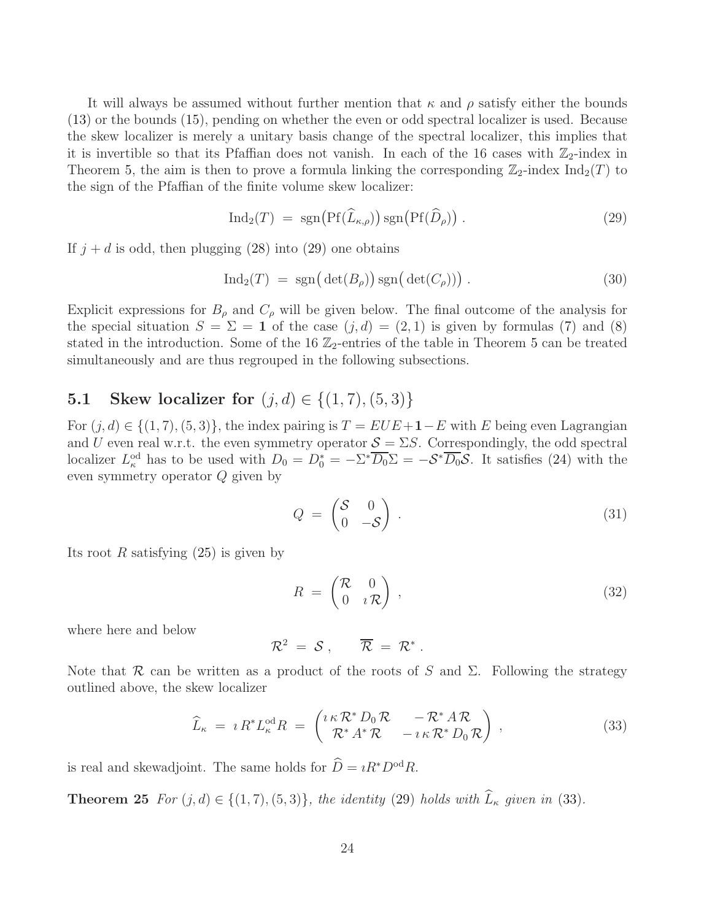It will always be assumed without further mention that $\kappa$ and $\rho$ satisfy either the bounds (13) or the bounds (15), pending on whether the even or odd spectral localizer is used. Because the skew localizer is merely a unitary basis change of the spectral localizer, this implies that it is invertible so that its Pfaffian does not vanish. In each of the 16 cases with $\mathbb{Z}_2$-index in Theorem 5, the aim is then to prove a formula linking the corresponding $\mathbb{Z}_2$-index $\mathrm{Ind}_2(T)$ to the sign of the Pfaffian of the finite volume skew localizer:

$$
\mathrm{Ind}_2(T) \;=\; \mathrm{sgn}\big(\mathrm{Pf}(\widehat{L}_{\kappa,\rho})\big)\,\mathrm{sgn}\big(\mathrm{Pf}(\widehat{D}_\rho)\big)\;. \tag{29}
$$

If $j+d$ is odd, then plugging (28) into (29) one obtains

$$
\mathrm{Ind}_2(T) \;=\; \mathrm{sgn}\big(\det(B_\rho)\big)\,\mathrm{sgn}\big(\det(C_\rho))\big)\;. \tag{30}
$$

Explicit expressions for $B_\rho$ and $C_\rho$ will be given below. The final outcome of the analysis for the special situation $S=\Sigma=\mathbf{1}$ of the case $(j,d)=(2,1)$ is given by formulas (7) and (8) stated in the introduction. Some of the 16 $\mathbb{Z}_2$-entries of the table in Theorem 5 can be treated simultaneously and are thus regrouped in the following subsections.

## 5.1 Skew localizer for $(j,d)\in\{(1,7),(5,3)\}$

For $(j,d)\in\{(1,7),(5,3)\}$, the index pairing is $T=EUE+\mathbf{1}-E$ with $E$ being even Lagrangian and $U$ even real w.r.t. the even symmetry operator $\mathcal{S}=\Sigma S$. Correspondingly, the odd spectral localizer $L^{\mathrm{od}}_\kappa$ has to be used with $D_0=D_0^*=-\Sigma^*\overline{D_0}\Sigma=-\mathcal{S}^*\overline{D_0}\mathcal{S}$. It satisfies (24) with the even symmetry operator $Q$ given by

$$
Q \;=\; \begin{pmatrix} \mathcal{S} & 0 \\ 0 & -\mathcal{S} \end{pmatrix}\;. \tag{31}
$$

Its root $R$ satisfying (25) is given by

$$
R \;=\; \begin{pmatrix} \mathcal{R} & 0 \\ 0 & \imath\,\mathcal{R} \end{pmatrix}\;, \tag{32}
$$

where here and below

$$
\mathcal{R}^2 \;=\; \mathcal{S}\;, \qquad \overline{\mathcal{R}} \;=\; \mathcal{R}^*\;.
$$

Note that $\mathcal{R}$ can be written as a product of the roots of $S$ and $\Sigma$. Following the strategy outlined above, the skew localizer

$$
\widehat{L}_\kappa \;=\; \imath\, R^* L^{\mathrm{od}}_\kappa R \;=\; \begin{pmatrix} \imath\,\kappa\,\mathcal{R}^*\,D_0\,\mathcal{R} & -\,\mathcal{R}^*\,A\,\mathcal{R} \\ \mathcal{R}^*\,A^*\,\mathcal{R} & -\,\imath\,\kappa\,\mathcal{R}^*\,D_0\,\mathcal{R} \end{pmatrix}\;, \tag{33}
$$

is real and skewadjoint. The same holds for $\widehat{D}=\imath R^* D^{\mathrm{od}} R$.

**Theorem 25** *For $(j,d)\in\{(1,7),(5,3)\}$, the identity (29) holds with $\widehat{L}_\kappa$ given in (33).*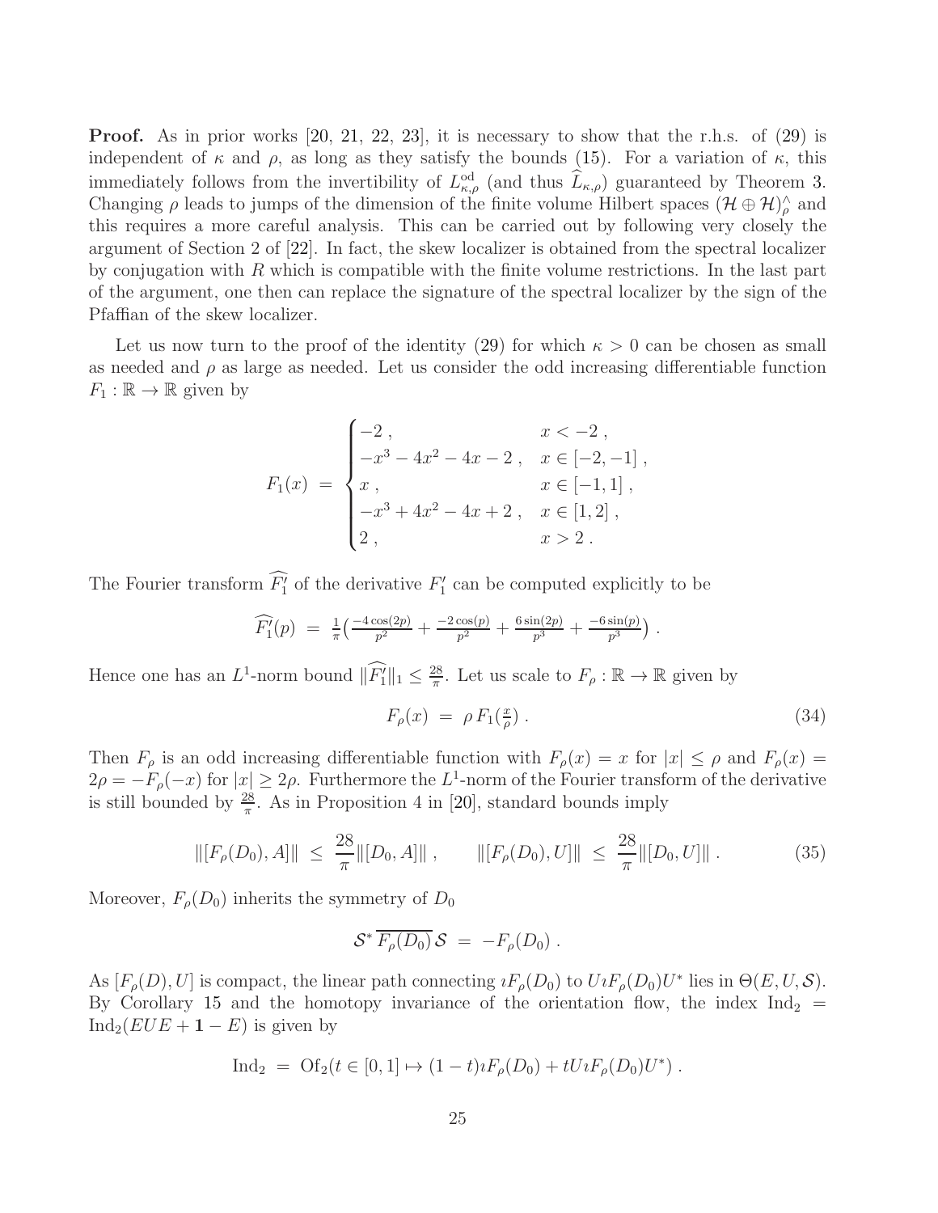**Proof.** As in prior works [20, 21, 22, 23], it is necessary to show that the r.h.s. of (29) is independent of $\kappa$ and $\rho$, as long as they satisfy the bounds (15). For a variation of $\kappa$, this immediately follows from the invertibility of $L^{\rm od}_{\kappa,\rho}$ (and thus $\widehat{L}_{\kappa,\rho}$) guaranteed by Theorem 3. Changing $\rho$ leads to jumps of the dimension of the finite volume Hilbert spaces $(\mathcal{H}\oplus\mathcal{H})^\wedge_\rho$ and this requires a more careful analysis. This can be carried out by following very closely the argument of Section 2 of [22]. In fact, the skew localizer is obtained from the spectral localizer by conjugation with $R$ which is compatible with the finite volume restrictions. In the last part of the argument, one then can replace the signature of the spectral localizer by the sign of the Pfaffian of the skew localizer.

Let us now turn to the proof of the identity (29) for which $\kappa > 0$ can be chosen as small as needed and $\rho$ as large as needed. Let us consider the odd increasing differentiable function $F_1 : \mathbb{R} \to \mathbb{R}$ given by

$$
F_1(x) \;=\; \begin{cases} -2 \,, & x < -2 \,, \\ -x^3 - 4x^2 - 4x - 2 \,, & x \in [-2,-1] \,, \\ x \,, & x \in [-1,1] \,, \\ -x^3 + 4x^2 - 4x + 2 \,, & x \in [1,2] \,, \\ 2 \,, & x > 2 \,. \end{cases}
$$

The Fourier transform $\widehat{F_1'}$ of the derivative $F_1'$ can be computed explicitly to be

$$
\widehat{F_1'}(p) \;=\; \tfrac{1}{\pi}\Big( \tfrac{-4\cos(2p)}{p^2} + \tfrac{-2\cos(p)}{p^2} + \tfrac{6\sin(2p)}{p^3} + \tfrac{-6\sin(p)}{p^3} \Big) \,.
$$

Hence one has an $L^1$-norm bound $\|\widehat{F_1'}\|_1 \leq \frac{28}{\pi}$. Let us scale to $F_\rho : \mathbb{R} \to \mathbb{R}$ given by

$$
F_\rho(x) \;=\; \rho\, F_1(\tfrac{x}{\rho}) \,. \tag{34}
$$

Then $F_\rho$ is an odd increasing differentiable function with $F_\rho(x) = x$ for $|x| \leq \rho$ and $F_\rho(x) = 2\rho = -F_\rho(-x)$ for $|x| \geq 2\rho$. Furthermore the $L^1$-norm of the Fourier transform of the derivative is still bounded by $\frac{28}{\pi}$. As in Proposition 4 in [20], standard bounds imply

$$
\|[F_\rho(D_0), A]\| \;\leq\; \frac{28}{\pi}\|[D_0, A]\| \,, \qquad \|[F_\rho(D_0), U]\| \;\leq\; \frac{28}{\pi}\|[D_0, U]\| \,. \tag{35}
$$

Moreover, $F_\rho(D_0)$ inherits the symmetry of $D_0$

$$
\mathcal{S}^*\, \overline{F_\rho(D_0)}\, \mathcal{S} \;=\; -F_\rho(D_0) \,.
$$

As $[F_\rho(D), U]$ is compact, the linear path connecting $\imath F_\rho(D_0)$ to $U \imath F_\rho(D_0) U^*$ lies in $\Theta(E, U, \mathcal{S})$. By Corollary 15 and the homotopy invariance of the orientation flow, the index $\mathrm{Ind}_2 = \mathrm{Ind}_2(EUE + \mathbf{1} - E)$ is given by

$$
\mathrm{Ind}_2 \;=\; \mathrm{Of}_2(t \in [0,1] \mapsto (1-t)\imath F_\rho(D_0) + tU\imath F_\rho(D_0)U^*) \,.
$$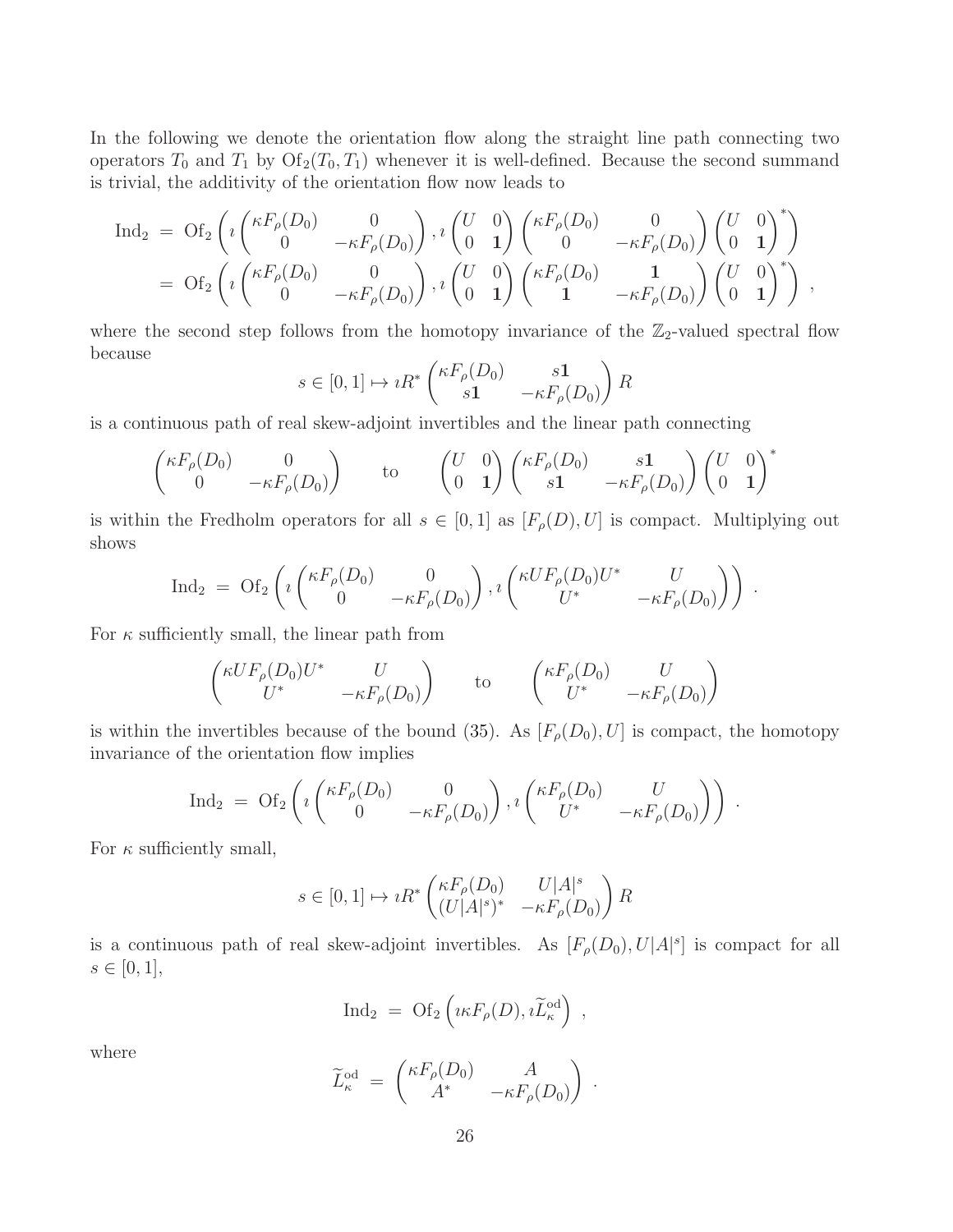In the following we denote the orientation flow along the straight line path connecting two operators $T_0$ and $T_1$ by $\mathrm{Of}_2(T_0,T_1)$ whenever it is well-defined. Because the second summand is trivial, the additivity of the orientation flow now leads to

$$
\begin{aligned}
\mathrm{Ind}_2 \;&=\; \mathrm{Of}_2\left(\imath\begin{pmatrix}\kappa F_\rho(D_0) & 0\\ 0 & -\kappa F_\rho(D_0)\end{pmatrix},\imath\begin{pmatrix}U & 0\\ 0 & \mathbf{1}\end{pmatrix}\begin{pmatrix}\kappa F_\rho(D_0) & 0\\ 0 & -\kappa F_\rho(D_0)\end{pmatrix}\begin{pmatrix}U & 0\\ 0 & \mathbf{1}\end{pmatrix}^*\right)\\
&=\; \mathrm{Of}_2\left(\imath\begin{pmatrix}\kappa F_\rho(D_0) & 0\\ 0 & -\kappa F_\rho(D_0)\end{pmatrix},\imath\begin{pmatrix}U & 0\\ 0 & \mathbf{1}\end{pmatrix}\begin{pmatrix}\kappa F_\rho(D_0) & \mathbf{1}\\ \mathbf{1} & -\kappa F_\rho(D_0)\end{pmatrix}\begin{pmatrix}U & 0\\ 0 & \mathbf{1}\end{pmatrix}^*\right)\;,
\end{aligned}
$$

where the second step follows from the homotopy invariance of the $\mathbb{Z}_2$-valued spectral flow because

$$
s\in[0,1]\mapsto \imath R^*\begin{pmatrix}\kappa F_\rho(D_0) & s\mathbf{1}\\ s\mathbf{1} & -\kappa F_\rho(D_0)\end{pmatrix}R
$$

is a continuous path of real skew-adjoint invertibles and the linear path connecting

$$
\begin{pmatrix}\kappa F_\rho(D_0) & 0\\ 0 & -\kappa F_\rho(D_0)\end{pmatrix}\qquad\text{to}\qquad\begin{pmatrix}U & 0\\ 0 & \mathbf{1}\end{pmatrix}\begin{pmatrix}\kappa F_\rho(D_0) & s\mathbf{1}\\ s\mathbf{1} & -\kappa F_\rho(D_0)\end{pmatrix}\begin{pmatrix}U & 0\\ 0 & \mathbf{1}\end{pmatrix}^*
$$

is within the Fredholm operators for all $s\in[0,1]$ as $[F_\rho(D),U]$ is compact. Multiplying out shows

$$
\mathrm{Ind}_2 \;=\; \mathrm{Of}_2\left(\imath\begin{pmatrix}\kappa F_\rho(D_0) & 0\\ 0 & -\kappa F_\rho(D_0)\end{pmatrix},\imath\begin{pmatrix}\kappa UF_\rho(D_0)U^* & U\\ U^* & -\kappa F_\rho(D_0)\end{pmatrix}\right)\;.
$$

For $\kappa$ sufficiently small, the linear path from

$$
\begin{pmatrix}\kappa UF_\rho(D_0)U^* & U\\ U^* & -\kappa F_\rho(D_0)\end{pmatrix}\qquad\text{to}\qquad\begin{pmatrix}\kappa F_\rho(D_0) & U\\ U^* & -\kappa F_\rho(D_0)\end{pmatrix}
$$

is within the invertibles because of the bound (35). As $[F_\rho(D_0),U]$ is compact, the homotopy invariance of the orientation flow implies

$$
\mathrm{Ind}_2 \;=\; \mathrm{Of}_2\left(\imath\begin{pmatrix}\kappa F_\rho(D_0) & 0\\ 0 & -\kappa F_\rho(D_0)\end{pmatrix},\imath\begin{pmatrix}\kappa F_\rho(D_0) & U\\ U^* & -\kappa F_\rho(D_0)\end{pmatrix}\right)\;.
$$

For $\kappa$ sufficiently small,

$$
s\in[0,1]\mapsto \imath R^*\begin{pmatrix}\kappa F_\rho(D_0) & U|A|^s\\ (U|A|^s)^* & -\kappa F_\rho(D_0)\end{pmatrix}R
$$

is a continuous path of real skew-adjoint invertibles. As $[F_\rho(D_0),U|A|^s]$ is compact for all $s\in[0,1]$,

$$
\mathrm{Ind}_2 \;=\; \mathrm{Of}_2\left(\imath\kappa F_\rho(D),\imath\widetilde{L}^{\mathrm{od}}_\kappa\right)\;,
$$

where

$$
\widetilde{L}^{\mathrm{od}}_\kappa \;=\; \begin{pmatrix}\kappa F_\rho(D_0) & A\\ A^* & -\kappa F_\rho(D_0)\end{pmatrix}\;.
$$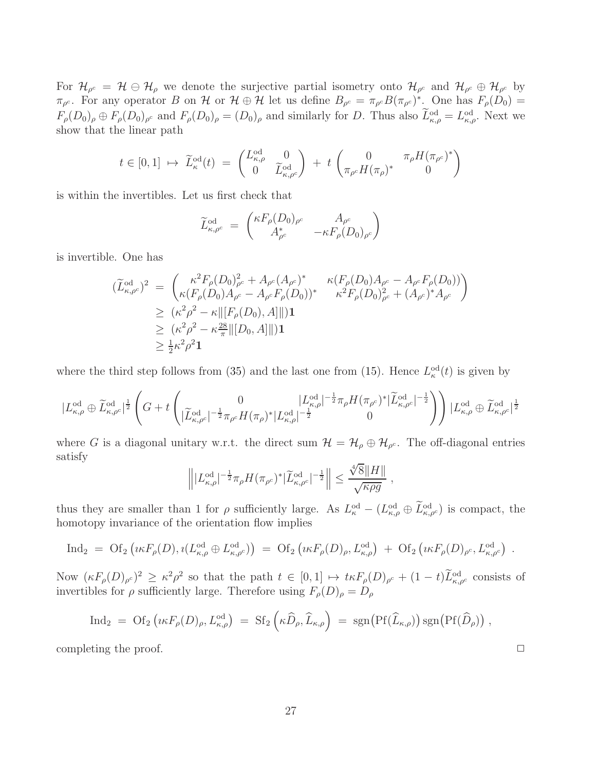For $\mathcal{H}_{\rho^c} = \mathcal{H} \ominus \mathcal{H}_\rho$ we denote the surjective partial isometry onto $\mathcal{H}_{\rho^c}$ and $\mathcal{H}_{\rho^c} \oplus \mathcal{H}_{\rho^c}$ by $\pi_{\rho^c}$. For any operator $B$ on $\mathcal{H}$ or $\mathcal{H} \oplus \mathcal{H}$ let us define $B_{\rho^c} = \pi_{\rho^c} B (\pi_{\rho^c})^*$. One has $F_\rho(D_0) = F_\rho(D_0)_\rho \oplus F_\rho(D_0)_{\rho^c}$ and $F_\rho(D_0)_\rho = (D_0)_\rho$ and similarly for $D$. Thus also $\widetilde{L}^{\rm od}_{\kappa,\rho} = L^{\rm od}_{\kappa,\rho}$. Next we show that the linear path

$$
t \in [0,1] \;\mapsto\; \widetilde{L}^{\rm od}_\kappa(t) \;=\; \begin{pmatrix} L^{\rm od}_{\kappa,\rho} & 0 \\ 0 & \widetilde{L}^{\rm od}_{\kappa,\rho^c} \end{pmatrix} \;+\; t \begin{pmatrix} 0 & \pi_\rho H (\pi_{\rho^c})^* \\ \pi_{\rho^c} H (\pi_\rho)^* & 0 \end{pmatrix}
$$

is within the invertibles. Let us first check that

$$
\widetilde{L}^{\rm od}_{\kappa,\rho^c} \;=\; \begin{pmatrix} \kappa F_\rho(D_0)_{\rho^c} & A_{\rho^c} \\ A^*_{\rho^c} & -\kappa F_\rho(D_0)_{\rho^c} \end{pmatrix}
$$

is invertible. One has

$$
\begin{aligned}
(\widetilde{L}^{\rm od}_{\kappa,\rho^c})^2 \;&=\; \begin{pmatrix} \kappa^2 F_\rho(D_0)^2_{\rho^c} + A_{\rho^c}(A_{\rho^c})^* & \kappa(F_\rho(D_0) A_{\rho^c} - A_{\rho^c} F_\rho(D_0)) \\ \kappa(F_\rho(D_0) A_{\rho^c} - A_{\rho^c} F_\rho(D_0))^* & \kappa^2 F_\rho(D_0)^2_{\rho^c} + (A_{\rho^c})^* A_{\rho^c} \end{pmatrix} \\
&\geq\; (\kappa^2\rho^2 - \kappa \|[F_\rho(D_0), A]\|)\mathbf{1} \\
&\geq\; (\kappa^2\rho^2 - \kappa \tfrac{28}{\pi} \|[D_0, A]\|)\mathbf{1} \\
&\geq \tfrac{1}{2}\kappa^2\rho^2 \mathbf{1}
\end{aligned}
$$

where the third step follows from (35) and the last one from (15). Hence $L^{\rm od}_\kappa(t)$ is given by

$$
|L^{\rm od}_{\kappa,\rho} \oplus \widetilde{L}^{\rm od}_{\kappa,\rho^c}|^{\frac{1}{2}} \left( G + t \begin{pmatrix} 0 & |L^{\rm od}_{\kappa,\rho}|^{-\frac{1}{2}} \pi_\rho H (\pi_{\rho^c})^* |\widetilde{L}^{\rm od}_{\kappa,\rho^c}|^{-\frac{1}{2}} \\ |\widetilde{L}^{\rm od}_{\kappa,\rho^c}|^{-\frac{1}{2}} \pi_{\rho^c} H (\pi_\rho)^* |L^{\rm od}_{\kappa,\rho}|^{-\frac{1}{2}} & 0 \end{pmatrix} \right) |L^{\rm od}_{\kappa,\rho} \oplus \widetilde{L}^{\rm od}_{\kappa,\rho^c}|^{\frac{1}{2}}
$$

where $G$ is a diagonal unitary w.r.t. the direct sum $\mathcal{H} = \mathcal{H}_\rho \oplus \mathcal{H}_{\rho^c}$. The off-diagonal entries satisfy

$$
\left\| |L^{\rm od}_{\kappa,\rho}|^{-\frac{1}{2}} \pi_\rho H (\pi_{\rho^c})^* |\widetilde{L}^{\rm od}_{\kappa,\rho^c}|^{-\frac{1}{2}} \right\| \leq \frac{\sqrt[4]{8}\|H\|}{\sqrt{\kappa\rho g}} \;,
$$

thus they are smaller than 1 for $\rho$ sufficiently large. As $L^{\rm od}_\kappa - (L^{\rm od}_{\kappa,\rho} \oplus \widetilde{L}^{\rm od}_{\kappa,\rho^c})$ is compact, the homotopy invariance of the orientation flow implies

$$
\mathrm{Ind}_2 \;=\; \mathrm{Of}_2\left(\imath\kappa F_\rho(D), \imath(L^{\rm od}_{\kappa,\rho} \oplus L^{\rm od}_{\kappa,\rho^c})\right) \;=\; \mathrm{Of}_2\left(\imath\kappa F_\rho(D)_\rho, L^{\rm od}_{\kappa,\rho}\right) \;+\; \mathrm{Of}_2\left(\imath\kappa F_\rho(D)_{\rho^c}, L^{\rm od}_{\kappa,\rho^c}\right) \;.
$$

Now $(\kappa F_\rho(D)_{\rho^c})^2 \geq \kappa^2\rho^2$ so that the path $t \in [0,1] \mapsto t\kappa F_\rho(D)_{\rho^c} + (1-t)\widetilde{L}^{\rm od}_{\kappa,\rho^c}$ consists of invertibles for $\rho$ sufficiently large. Therefore using $F_\rho(D)_\rho = D_\rho$

$$
\mathrm{Ind}_2 \;=\; \mathrm{Of}_2\left(\imath\kappa F_\rho(D)_\rho, L^{\rm od}_{\kappa,\rho}\right) \;=\; \mathrm{Sf}_2\left(\kappa\widehat{D}_\rho, \widehat{L}_{\kappa,\rho}\right) \;=\; \mathrm{sgn}\big(\mathrm{Pf}(\widehat{L}_{\kappa,\rho})\big)\,\mathrm{sgn}\big(\mathrm{Pf}(\widehat{D}_\rho)\big) \;,
$$

completing the proof. □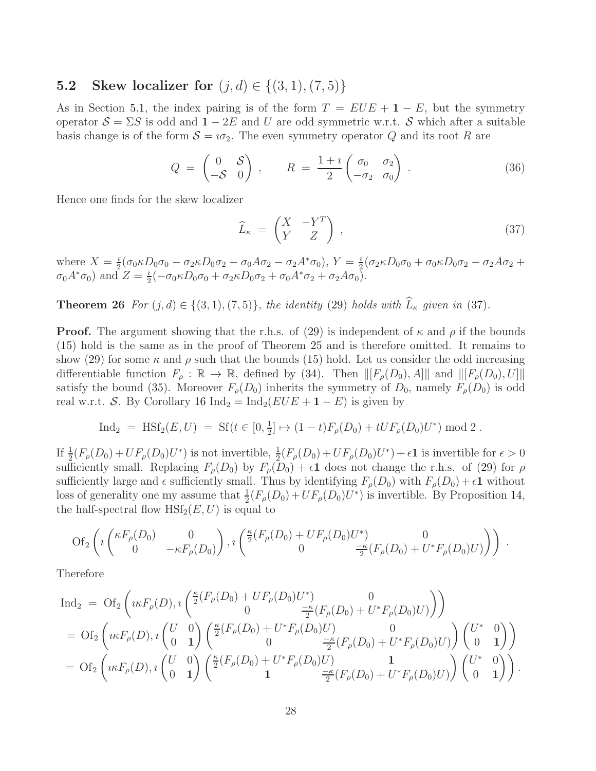### 5.2 Skew localizer for $(j,d) \in \{(3,1),(7,5)\}$

As in Section 5.1, the index pairing is of the form $T = EUE + \mathbf{1} - E$, but the symmetry operator $\mathcal{S} = \Sigma S$ is odd and $\mathbf{1} - 2E$ and $U$ are odd symmetric w.r.t. $\mathcal{S}$ which after a suitable basis change is of the form $\mathcal{S} = \imath\sigma_2$. The even symmetry operator $Q$ and its root $R$ are

$$
Q \;=\; \begin{pmatrix} 0 & \mathcal{S} \\ -\mathcal{S} & 0 \end{pmatrix} , \qquad R \;=\; \frac{1+\imath}{2} \begin{pmatrix} \sigma_0 & \sigma_2 \\ -\sigma_2 & \sigma_0 \end{pmatrix} . \tag{36}
$$

Hence one finds for the skew localizer

$$
\widehat{L}_\kappa \;=\; \begin{pmatrix} X & -Y^T \\ Y & Z \end{pmatrix} , \tag{37}
$$

where $X = \frac{\imath}{2}(\sigma_0\kappa D_0\sigma_0 - \sigma_2\kappa D_0\sigma_2 - \sigma_0 A\sigma_2 - \sigma_2 A^*\sigma_0)$, $Y = \frac{\imath}{2}(\sigma_2\kappa D_0\sigma_0 + \sigma_0\kappa D_0\sigma_2 - \sigma_2 A\sigma_2 + \sigma_0 A^*\sigma_0)$ and $Z = \frac{\imath}{2}(-\sigma_0\kappa D_0\sigma_0 + \sigma_2\kappa D_0\sigma_2 + \sigma_0 A^*\sigma_2 + \sigma_2 A\sigma_0)$.

**Theorem 26** *For $(j,d) \in \{(3,1),(7,5)\}$, the identity* (29) *holds with $\widehat{L}_\kappa$ given in* (37)*.*

**Proof.** The argument showing that the r.h.s. of (29) is independent of $\kappa$ and $\rho$ if the bounds (15) hold is the same as in the proof of Theorem 25 and is therefore omitted. It remains to show (29) for some $\kappa$ and $\rho$ such that the bounds (15) hold. Let us consider the odd increasing differentiable function $F_\rho : \mathbb{R} \to \mathbb{R}$, defined by (34). Then $\|[F_\rho(D_0), A]\|$ and $\|[F_\rho(D_0), U]\|$ satisfy the bound (35). Moreover $F_\rho(D_0)$ inherits the symmetry of $D_0$, namely $F_\rho(D_0)$ is odd real w.r.t. $\mathcal{S}$. By Corollary 16 $\mathrm{Ind}_2 = \mathrm{Ind}_2(EUE + \mathbf{1} - E)$ is given by

$$
\mathrm{Ind}_2 \;=\; \mathrm{HSf}_2(E,U) \;=\; \mathrm{Sf}(t \in [0,\tfrac{1}{2}] \mapsto (1-t)F_\rho(D_0) + tUF_\rho(D_0)U^*) \bmod 2 \,.
$$

If $\frac{1}{2}(F_\rho(D_0) + UF_\rho(D_0)U^*)$ is not invertible, $\frac{1}{2}(F_\rho(D_0) + UF_\rho(D_0)U^*) + \epsilon\mathbf{1}$ is invertible for $\epsilon > 0$ sufficiently small. Replacing $F_\rho(D_0)$ by $F_\rho(D_0) + \epsilon\mathbf{1}$ does not change the r.h.s. of (29) for $\rho$ sufficiently large and $\epsilon$ sufficiently small. Thus by identifying $F_\rho(D_0)$ with $F_\rho(D_0) + \epsilon\mathbf{1}$ without loss of generality one my assume that $\frac{1}{2}(F_\rho(D_0) + UF_\rho(D_0)U^*)$ is invertible. By Proposition 14, the half-spectral flow $\mathrm{HSf}_2(E,U)$ is equal to

$$
\mathrm{Of}_2\left( \imath \begin{pmatrix} \kappa F_\rho(D_0) & 0 \\ 0 & -\kappa F_\rho(D_0) \end{pmatrix}, \imath \begin{pmatrix} \frac{\kappa}{2}(F_\rho(D_0) + UF_\rho(D_0)U^*) & 0 \\ 0 & \frac{-\kappa}{2}(F_\rho(D_0) + U^*F_\rho(D_0)U) \end{pmatrix} \right) .
$$

Therefore

$$
\begin{aligned}
\mathrm{Ind}_2 \;&=\; \mathrm{Of}_2\left( \imath\kappa F_\rho(D), \imath \begin{pmatrix} \frac{\kappa}{2}(F_\rho(D_0) + UF_\rho(D_0)U^*) & 0 \\ 0 & \frac{-\kappa}{2}(F_\rho(D_0) + U^*F_\rho(D_0)U) \end{pmatrix} \right) \\
&=\; \mathrm{Of}_2\left( \imath\kappa F_\rho(D), \imath \begin{pmatrix} U & 0 \\ 0 & \mathbf{1} \end{pmatrix} \begin{pmatrix} \frac{\kappa}{2}(F_\rho(D_0) + U^*F_\rho(D_0)U) & 0 \\ 0 & \frac{-\kappa}{2}(F_\rho(D_0) + U^*F_\rho(D_0)U) \end{pmatrix} \begin{pmatrix} U^* & 0 \\ 0 & \mathbf{1} \end{pmatrix} \right) \\
&=\; \mathrm{Of}_2\left( \imath\kappa F_\rho(D), \imath \begin{pmatrix} U & 0 \\ 0 & \mathbf{1} \end{pmatrix} \begin{pmatrix} \frac{\kappa}{2}(F_\rho(D_0) + U^*F_\rho(D_0)U) & \mathbf{1} \\ \mathbf{1} & \frac{-\kappa}{2}(F_\rho(D_0) + U^*F_\rho(D_0)U) \end{pmatrix} \begin{pmatrix} U^* & 0 \\ 0 & \mathbf{1} \end{pmatrix} \right) .
\end{aligned}
$$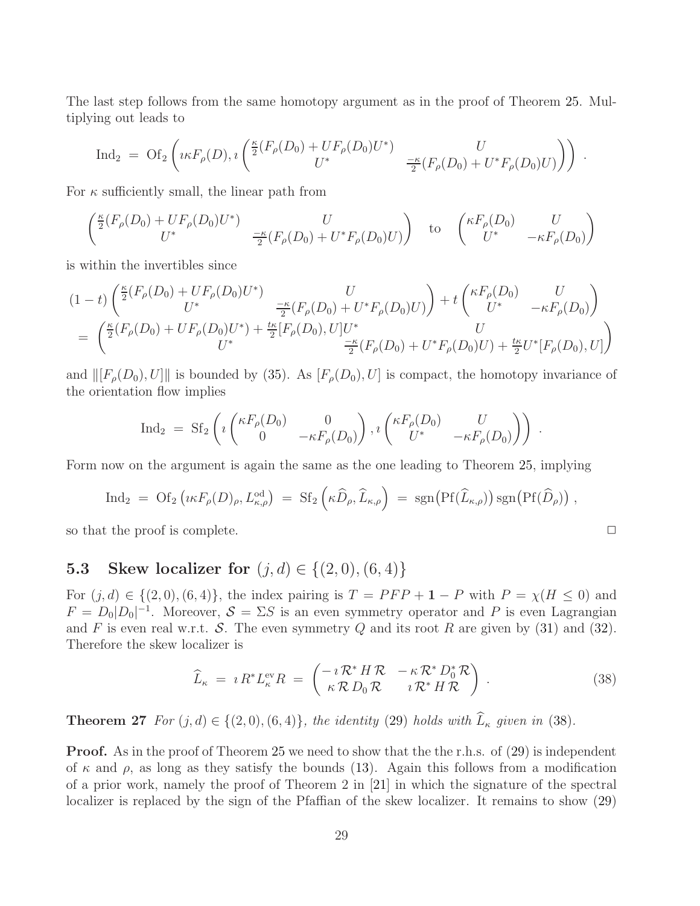The last step follows from the same homotopy argument as in the proof of Theorem 25. Multiplying out leads to

$$
\mathrm{Ind}_2 \;=\; \mathrm{Of}_2\left(\imath\kappa F_\rho(D), \imath\begin{pmatrix} \frac{\kappa}{2}(F_\rho(D_0)+UF_\rho(D_0)U^*) & U \\ U^* & \frac{-\kappa}{2}(F_\rho(D_0)+U^*F_\rho(D_0)U)\end{pmatrix}\right) \,.
$$

For $\kappa$ sufficiently small, the linear path from

$$
\begin{pmatrix} \frac{\kappa}{2}(F_\rho(D_0)+UF_\rho(D_0)U^*) & U \\ U^* & \frac{-\kappa}{2}(F_\rho(D_0)+U^*F_\rho(D_0)U)\end{pmatrix} \quad \text{to} \quad \begin{pmatrix} \kappa F_\rho(D_0) & U \\ U^* & -\kappa F_\rho(D_0)\end{pmatrix}
$$

is within the invertibles since

$$
\begin{aligned}
&(1-t)\begin{pmatrix} \frac{\kappa}{2}(F_\rho(D_0)+UF_\rho(D_0)U^*) & U \\ U^* & \frac{-\kappa}{2}(F_\rho(D_0)+U^*F_\rho(D_0)U)\end{pmatrix} + t\begin{pmatrix} \kappa F_\rho(D_0) & U \\ U^* & -\kappa F_\rho(D_0)\end{pmatrix} \\
&= \begin{pmatrix} \frac{\kappa}{2}(F_\rho(D_0)+UF_\rho(D_0)U^*) + \frac{t\kappa}{2}[F_\rho(D_0),U]U^* & U \\ U^* & \frac{-\kappa}{2}(F_\rho(D_0)+U^*F_\rho(D_0)U) + \frac{t\kappa}{2}U^*[F_\rho(D_0),U]\end{pmatrix}
\end{aligned}
$$

and $\|[F_\rho(D_0),U]\|$ is bounded by (35). As $[F_\rho(D_0),U]$ is compact, the homotopy invariance of the orientation flow implies

$$
\mathrm{Ind}_2 \;=\; \mathrm{Sf}_2\left(\imath\begin{pmatrix} \kappa F_\rho(D_0) & 0 \\ 0 & -\kappa F_\rho(D_0)\end{pmatrix}, \imath\begin{pmatrix} \kappa F_\rho(D_0) & U \\ U^* & -\kappa F_\rho(D_0)\end{pmatrix}\right) \,.
$$

Form now on the argument is again the same as the one leading to Theorem 25, implying

$$
\mathrm{Ind}_2 \;=\; \mathrm{Of}_2\left(\imath\kappa F_\rho(D)_\rho, L^{\mathrm{od}}_{\kappa,\rho}\right) \;=\; \mathrm{Sf}_2\left(\kappa\widehat{D}_\rho, \widehat{L}_{\kappa,\rho}\right) \;=\; \mathrm{sgn}\big(\mathrm{Pf}(\widehat{L}_{\kappa,\rho})\big)\,\mathrm{sgn}\big(\mathrm{Pf}(\widehat{D}_\rho)\big) \,,
$$

so that the proof is complete. $\square$

### 5.3 Skew localizer for $(j,d) \in \{(2,0),(6,4)\}$

For $(j,d) \in \{(2,0),(6,4)\}$, the index pairing is $T = PFP + \mathbf{1} - P$ with $P = \chi(H \le 0)$ and $F = D_0|D_0|^{-1}$. Moreover, $\mathcal{S} = \Sigma S$ is an even symmetry operator and $P$ is even Lagrangian and $F$ is even real w.r.t. $\mathcal{S}$. The even symmetry $Q$ and its root $R$ are given by (31) and (32). Therefore the skew localizer is

$$
\widehat{L}_\kappa \;=\; \imath\, R^* L^{\mathrm{ev}}_\kappa R \;=\; \begin{pmatrix} -\imath\,\mathcal{R}^*\,H\,\mathcal{R} & -\kappa\,\mathcal{R}^*\,D_0^*\,\mathcal{R} \\ \kappa\,\mathcal{R}\,D_0\,\mathcal{R} & \imath\,\mathcal{R}^*\,H\,\mathcal{R}\end{pmatrix} \,. \tag{38}
$$

**Theorem 27** *For $(j,d) \in \{(2,0),(6,4)\}$, the identity (29) holds with $\widehat{L}_\kappa$ given in (38).*

**Proof.** As in the proof of Theorem 25 we need to show that the the r.h.s. of (29) is independent of $\kappa$ and $\rho$, as long as they satisfy the bounds (13). Again this follows from a modification of a prior work, namely the proof of Theorem 2 in [21] in which the signature of the spectral localizer is replaced by the sign of the Pfaffian of the skew localizer. It remains to show (29)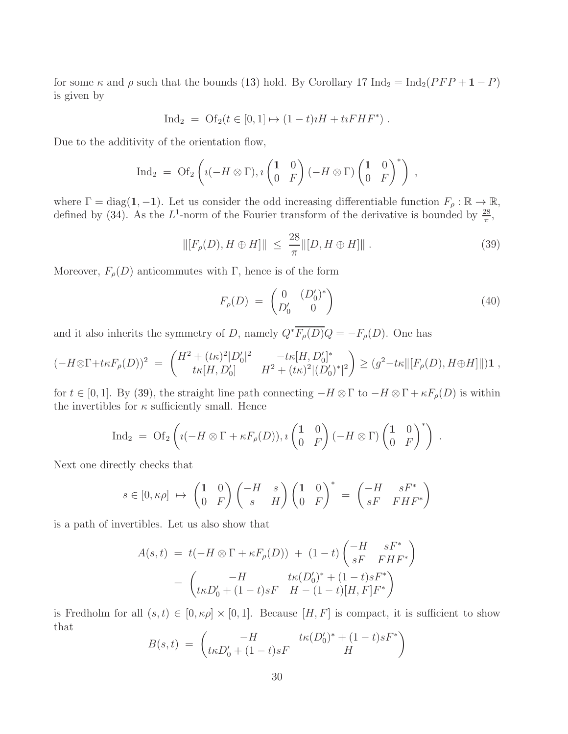for some $\kappa$ and $\rho$ such that the bounds (13) hold. By Corollary 17 $\mathrm{Ind}_2 = \mathrm{Ind}_2(PFP + \mathbf{1} - P)$ is given by

$$\mathrm{Ind}_2 \;=\; \mathrm{Of}_2(t \in [0,1] \mapsto (1-t)\imath H + t\imath FHF^*)\,.$$

Due to the additivity of the orientation flow,

$$\mathrm{Ind}_2 \;=\; \mathrm{Of}_2\left(\imath(-H\otimes\Gamma), \imath\begin{pmatrix}\mathbf{1} & 0\\ 0 & F\end{pmatrix}(-H\otimes\Gamma)\begin{pmatrix}\mathbf{1} & 0\\ 0 & F\end{pmatrix}^*\right)\,,$$

where $\Gamma = \mathrm{diag}(\mathbf{1}, -\mathbf{1})$. Let us consider the odd increasing differentiable function $F_\rho : \mathbb{R} \to \mathbb{R}$, defined by (34). As the $L^1$-norm of the Fourier transform of the derivative is bounded by $\frac{28}{\pi}$,

$$\|[F_\rho(D), H\oplus H]\| \;\leq\; \frac{28}{\pi}\|[D, H\oplus H]\|\,. \tag{39}$$

Moreover, $F_\rho(D)$ anticommutes with $\Gamma$, hence is of the form

$$F_\rho(D) \;=\; \begin{pmatrix} 0 & (D_0')^* \\ D_0' & 0\end{pmatrix} \tag{40}$$

and it also inherits the symmetry of $D$, namely $Q^*\overline{F_\rho(D)}Q = -F_\rho(D)$. One has

$$(-H\otimes\Gamma + t\kappa F_\rho(D))^2 \;=\; \begin{pmatrix} H^2 + (t\kappa)^2|D_0'|^2 & -t\kappa[H, D_0']^* \\ t\kappa[H, D_0'] & H^2 + (t\kappa)^2|(D_0')^*|^2\end{pmatrix} \geq (g^2 - t\kappa\|[F_\rho(D), H\oplus H]\|)\mathbf{1}\,,$$

for $t\in[0,1]$. By (39), the straight line path connecting $-H\otimes\Gamma$ to $-H\otimes\Gamma + \kappa F_\rho(D)$ is within the invertibles for $\kappa$ sufficiently small. Hence

$$\mathrm{Ind}_2 \;=\; \mathrm{Of}_2\left(\imath(-H\otimes\Gamma + \kappa F_\rho(D)), \imath\begin{pmatrix}\mathbf{1} & 0\\ 0 & F\end{pmatrix}(-H\otimes\Gamma)\begin{pmatrix}\mathbf{1} & 0\\ 0 & F\end{pmatrix}^*\right)\,.$$

Next one directly checks that

$$s \in [0, \kappa\rho] \;\mapsto\; \begin{pmatrix}\mathbf{1} & 0\\ 0 & F\end{pmatrix}\begin{pmatrix}-H & s\\ s & H\end{pmatrix}\begin{pmatrix}\mathbf{1} & 0\\ 0 & F\end{pmatrix}^* \;=\; \begin{pmatrix}-H & sF^*\\ sF & FHF^*\end{pmatrix}$$

is a path of invertibles. Let us also show that

$$\begin{aligned} A(s,t) \;&=\; t(-H\otimes\Gamma + \kappa F_\rho(D)) \;+\; (1-t)\begin{pmatrix}-H & sF^*\\ sF & FHF^*\end{pmatrix} \\ &=\; \begin{pmatrix} -H & t\kappa(D_0')^* + (1-t)sF^* \\ t\kappa D_0' + (1-t)sF & H - (1-t)[H,F]F^*\end{pmatrix}\end{aligned}$$

is Fredholm for all $(s,t) \in [0,\kappa\rho]\times[0,1]$. Because $[H,F]$ is compact, it is sufficient to show that

$$B(s,t) \;=\; \begin{pmatrix} -H & t\kappa(D_0')^* + (1-t)sF^* \\ t\kappa D_0' + (1-t)sF & H\end{pmatrix}$$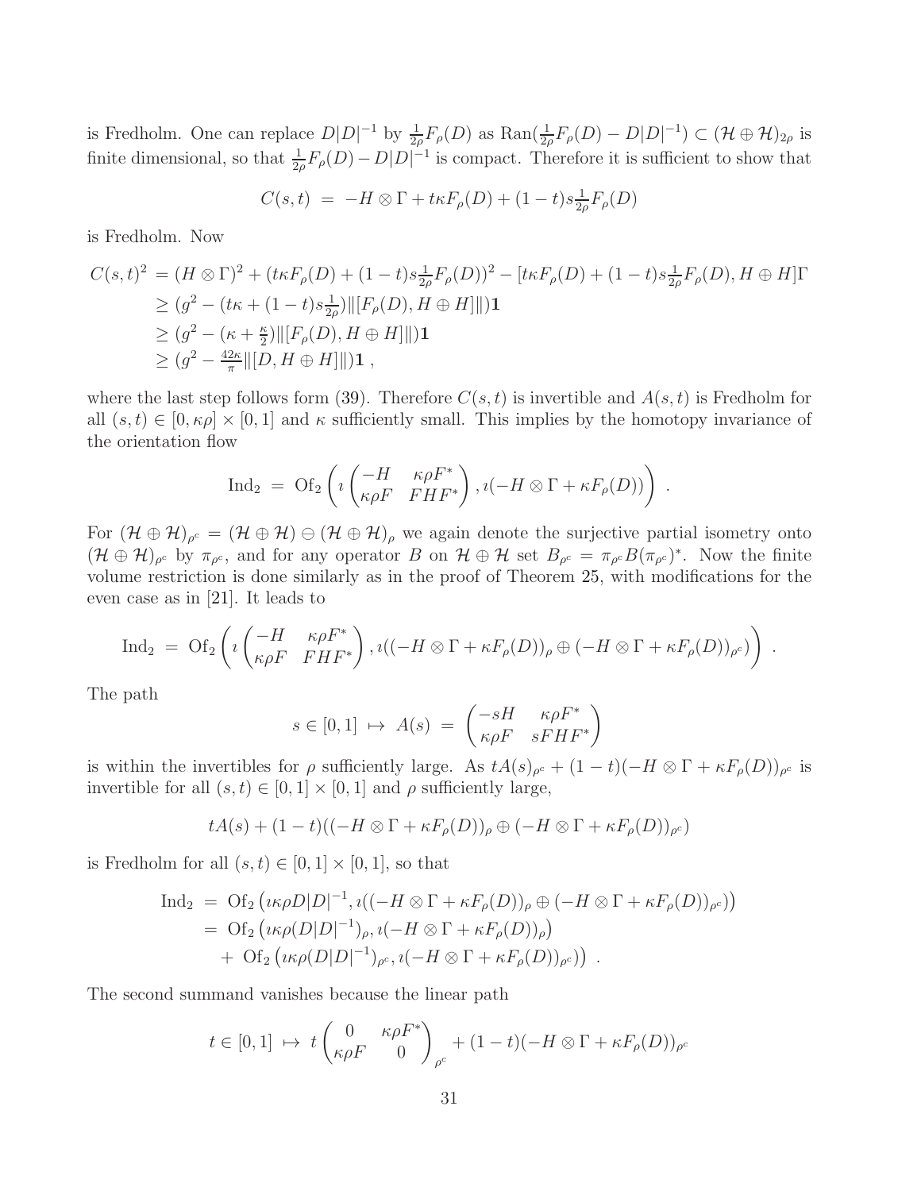is Fredholm. One can replace $D|D|^{-1}$ by $\frac{1}{2\rho}F_\rho(D)$ as $\mathrm{Ran}(\frac{1}{2\rho}F_\rho(D) - D|D|^{-1}) \subset (\mathcal{H}\oplus\mathcal{H})_{2\rho}$ is finite dimensional, so that $\frac{1}{2\rho}F_\rho(D) - D|D|^{-1}$ is compact. Therefore it is sufficient to show that

$$
C(s,t) \;=\; -H\otimes\Gamma + t\kappa F_\rho(D) + (1-t)s\tfrac{1}{2\rho}F_\rho(D)
$$

is Fredholm. Now

$$
\begin{aligned}
C(s,t)^2 &= (H\otimes\Gamma)^2 + (t\kappa F_\rho(D) + (1-t)s\tfrac{1}{2\rho}F_\rho(D))^2 - [t\kappa F_\rho(D) + (1-t)s\tfrac{1}{2\rho}F_\rho(D), H\oplus H]\Gamma \\
&\geq (g^2 - (t\kappa + (1-t)s\tfrac{1}{2\rho})\|[F_\rho(D), H\oplus H]\|)\mathbf{1} \\
&\geq (g^2 - (\kappa + \tfrac{\kappa}{2})\|[F_\rho(D), H\oplus H]\|)\mathbf{1} \\
&\geq (g^2 - \tfrac{42\kappa}{\pi}\|[D, H\oplus H]\|)\mathbf{1}\,,
\end{aligned}
$$

where the last step follows form (39). Therefore $C(s,t)$ is invertible and $A(s,t)$ is Fredholm for all $(s,t)\in[0,\kappa\rho]\times[0,1]$ and $\kappa$ sufficiently small. This implies by the homotopy invariance of the orientation flow

$$
\mathrm{Ind}_2 \;=\; \mathrm{Of}_2\left(\imath\begin{pmatrix} -H & \kappa\rho F^* \\ \kappa\rho F & FHF^*\end{pmatrix}, \imath(-H\otimes\Gamma + \kappa F_\rho(D))\right)\,.
$$

For $(\mathcal{H}\oplus\mathcal{H})_{\rho^c} = (\mathcal{H}\oplus\mathcal{H})\ominus(\mathcal{H}\oplus\mathcal{H})_\rho$ we again denote the surjective partial isometry onto $(\mathcal{H}\oplus\mathcal{H})_{\rho^c}$ by $\pi_{\rho^c}$, and for any operator $B$ on $\mathcal{H}\oplus\mathcal{H}$ set $B_{\rho^c} = \pi_{\rho^c}B(\pi_{\rho^c})^*$. Now the finite volume restriction is done similarly as in the proof of Theorem 25, with modifications for the even case as in [21]. It leads to

$$
\mathrm{Ind}_2 \;=\; \mathrm{Of}_2\left(\imath\begin{pmatrix} -H & \kappa\rho F^* \\ \kappa\rho F & FHF^*\end{pmatrix}, \imath((-H\otimes\Gamma + \kappa F_\rho(D))_\rho \oplus (-H\otimes\Gamma + \kappa F_\rho(D))_{\rho^c})\right)\,.
$$

The path

$$
s\in[0,1] \;\mapsto\; A(s) \;=\; \begin{pmatrix} -sH & \kappa\rho F^* \\ \kappa\rho F & sFHF^*\end{pmatrix}
$$

is within the invertibles for $\rho$ sufficiently large. As $tA(s)_{\rho^c} + (1-t)(-H\otimes\Gamma+\kappa F_\rho(D))_{\rho^c}$ is invertible for all $(s,t)\in[0,1]\times[0,1]$ and $\rho$ sufficiently large,

$$
tA(s) + (1-t)((-H\otimes\Gamma + \kappa F_\rho(D))_\rho \oplus (-H\otimes\Gamma + \kappa F_\rho(D))_{\rho^c})
$$

is Fredholm for all $(s,t)\in[0,1]\times[0,1]$, so that

$$
\begin{aligned}
\mathrm{Ind}_2 \;&=\; \mathrm{Of}_2\left(\imath\kappa\rho D|D|^{-1}, \imath((-H\otimes\Gamma + \kappa F_\rho(D))_\rho \oplus (-H\otimes\Gamma + \kappa F_\rho(D))_{\rho^c})\right) \\
&=\; \mathrm{Of}_2\left(\imath\kappa\rho(D|D|^{-1})_\rho, \imath(-H\otimes\Gamma + \kappa F_\rho(D))_\rho\right) \\
&\quad+\; \mathrm{Of}_2\left(\imath\kappa\rho(D|D|^{-1})_{\rho^c}, \imath(-H\otimes\Gamma + \kappa F_\rho(D))_{\rho^c})\right)\,.
\end{aligned}
$$

The second summand vanishes because the linear path

$$
t\in[0,1] \;\mapsto\; t\begin{pmatrix} 0 & \kappa\rho F^* \\ \kappa\rho F & 0\end{pmatrix}_{\rho^c} + (1-t)(-H\otimes\Gamma + \kappa F_\rho(D))_{\rho^c}
$$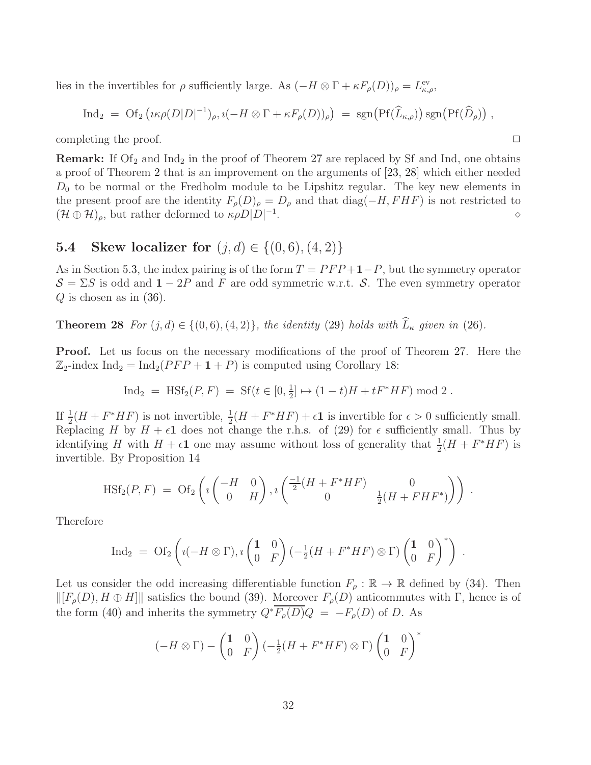lies in the invertibles for $\rho$ sufficiently large. As $(-H \otimes \Gamma + \kappa F_\rho(D))_\rho = L^{\rm ev}_{\kappa,\rho}$,

$$\mathrm{Ind}_2 \;=\; \mathrm{Of}_2\big(\imath\kappa\rho(D|D|^{-1})_\rho, \imath(-H\otimes\Gamma + \kappa F_\rho(D))_\rho\big) \;=\; \mathrm{sgn}\big(\mathrm{Pf}(\widehat{L}_{\kappa,\rho})\big)\,\mathrm{sgn}\big(\mathrm{Pf}(\widehat{D}_\rho)\big)\;,$$

completing the proof. $\Box$

**Remark:** If $\mathrm{Of}_2$ and $\mathrm{Ind}_2$ in the proof of Theorem 27 are replaced by Sf and Ind, one obtains a proof of Theorem 2 that is an improvement on the arguments of [23, 28] which either needed $D_0$ to be normal or the Fredholm module to be Lipshitz regular. The key new elements in the present proof are the identity $F_\rho(D)_\rho = D_\rho$ and that $\mathrm{diag}(-H, FHF)$ is not restricted to $(\mathcal{H}\oplus\mathcal{H})_\rho$, but rather deformed to $\kappa\rho D|D|^{-1}$. $\diamond$

## 5.4 Skew localizer for $(j,d) \in \{(0,6),(4,2)\}$

As in Section 5.3, the index pairing is of the form $T = PFP + \mathbf{1} - P$, but the symmetry operator $\mathcal{S} = \Sigma S$ is odd and $\mathbf{1} - 2P$ and $F$ are odd symmetric w.r.t. $\mathcal{S}$. The even symmetry operator $Q$ is chosen as in (36).

**Theorem 28** *For $(j,d) \in \{(0,6),(4,2)\}$, the identity* (29) *holds with $\widehat{L}_\kappa$ given in* (26).

**Proof.** Let us focus on the necessary modifications of the proof of Theorem 27. Here the $\mathbb{Z}_2$-index $\mathrm{Ind}_2 = \mathrm{Ind}_2(PFP + \mathbf{1} + P)$ is computed using Corollary 18:

$$\mathrm{Ind}_2 \;=\; \mathrm{HSf}_2(P,F) \;=\; \mathrm{Sf}(t\in[0,\tfrac{1}{2}] \mapsto (1-t)H + tF^*HF) \bmod 2\;.$$

If $\frac{1}{2}(H + F^*HF)$ is not invertible, $\frac{1}{2}(H + F^*HF) + \epsilon\mathbf{1}$ is invertible for $\epsilon > 0$ sufficiently small. Replacing $H$ by $H + \epsilon\mathbf{1}$ does not change the r.h.s. of (29) for $\epsilon$ sufficiently small. Thus by identifying $H$ with $H + \epsilon\mathbf{1}$ one may assume without loss of generality that $\frac{1}{2}(H + F^*HF)$ is invertible. By Proposition 14

$$\mathrm{HSf}_2(P,F) \;=\; \mathrm{Of}_2\left(\imath\begin{pmatrix} -H & 0 \\ 0 & H\end{pmatrix}, \imath\begin{pmatrix} \frac{-1}{2}(H + F^*HF) & 0 \\ 0 & \frac{1}{2}(H + FHF^*)\end{pmatrix}\right)\;.$$

Therefore

$$\mathrm{Ind}_2 \;=\; \mathrm{Of}_2\left(\imath(-H\otimes\Gamma), \imath\begin{pmatrix}\mathbf{1} & 0 \\ 0 & F\end{pmatrix}(-\tfrac{1}{2}(H + F^*HF)\otimes\Gamma)\begin{pmatrix}\mathbf{1} & 0 \\ 0 & F\end{pmatrix}^*\right)\;.$$

Let us consider the odd increasing differentiable function $F_\rho : \mathbb{R} \to \mathbb{R}$ defined by (34). Then $\|[F_\rho(D), H\oplus H]\|$ satisfies the bound (39). Moreover $F_\rho(D)$ anticommutes with $\Gamma$, hence is of the form (40) and inherits the symmetry $Q^*\overline{F_\rho(D)}Q \;=\; -F_\rho(D)$ of $D$. As

$$(-H\otimes\Gamma) - \begin{pmatrix}\mathbf{1} & 0 \\ 0 & F\end{pmatrix}(-\tfrac{1}{2}(H + F^*HF)\otimes\Gamma)\begin{pmatrix}\mathbf{1} & 0 \\ 0 & F\end{pmatrix}^*$$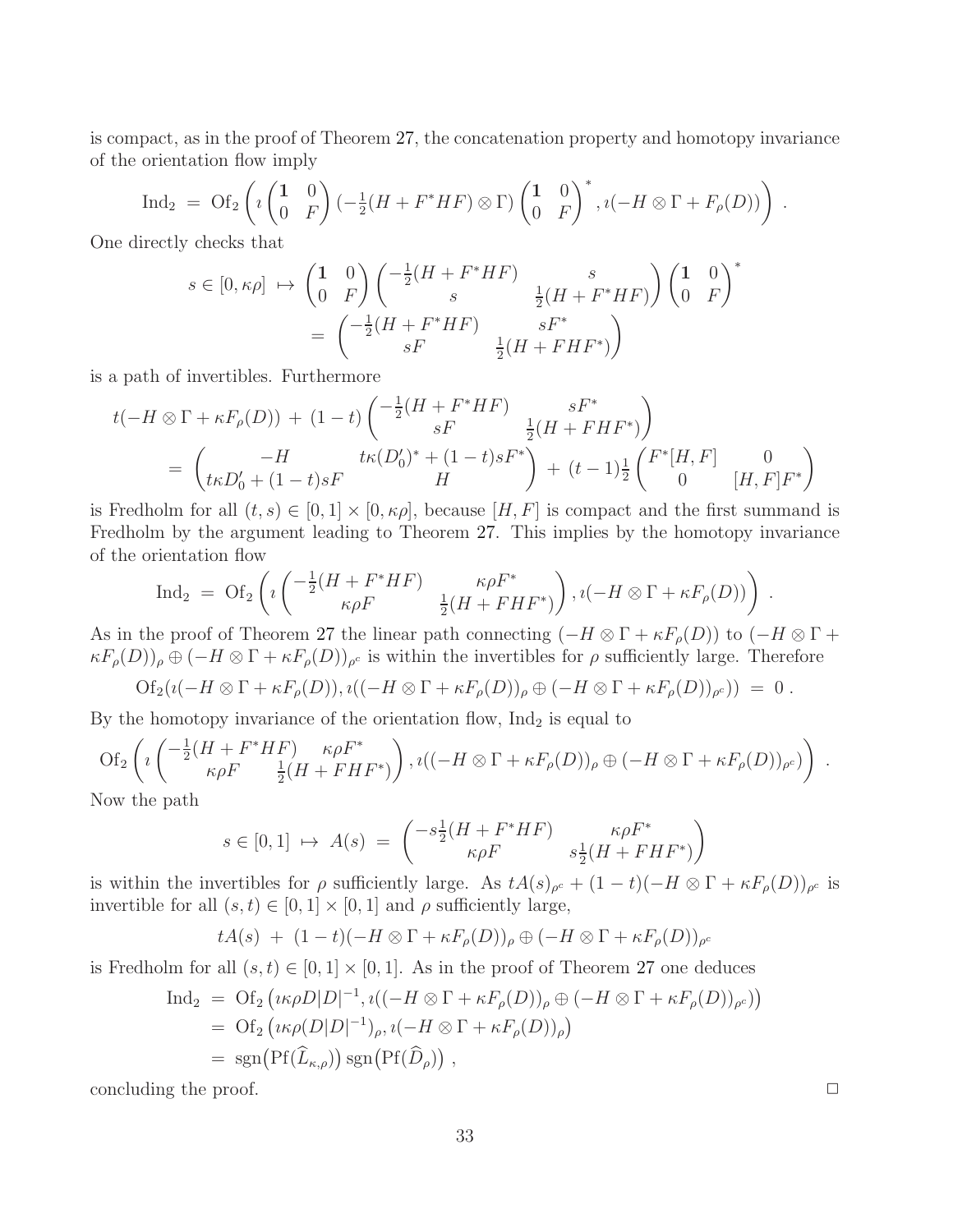is compact, as in the proof of Theorem 27, the concatenation property and homotopy invariance of the orientation flow imply

$$\mathrm{Ind}_2 \;=\; \mathrm{Of}_2\left(\imath\begin{pmatrix}\mathbf{1} & 0\\ 0 & F\end{pmatrix}\left(-\tfrac{1}{2}(H+F^*HF)\otimes\Gamma\right)\begin{pmatrix}\mathbf{1} & 0\\ 0 & F\end{pmatrix}^*, \imath(-H\otimes\Gamma+F_\rho(D))\right)\;.$$

One directly checks that

$$\begin{aligned}
s\in[0,\kappa\rho]\;\mapsto\;&\begin{pmatrix}\mathbf{1} & 0\\ 0 & F\end{pmatrix}\begin{pmatrix}-\frac{1}{2}(H+F^*HF) & s\\ s & \frac{1}{2}(H+F^*HF)\end{pmatrix}\begin{pmatrix}\mathbf{1} & 0\\ 0 & F\end{pmatrix}^*\\
&=\;\begin{pmatrix}-\frac{1}{2}(H+F^*HF) & sF^*\\ sF & \frac{1}{2}(H+FHF^*)\end{pmatrix}
\end{aligned}$$

is a path of invertibles. Furthermore

$$\begin{aligned}
t(-H\otimes\Gamma+\kappa F_\rho(D))\;&+\;(1-t)\begin{pmatrix}-\frac{1}{2}(H+F^*HF) & sF^*\\ sF & \frac{1}{2}(H+FHF^*)\end{pmatrix}\\
&=\;\begin{pmatrix}-H & t\kappa(D_0')^*+(1-t)sF^*\\ t\kappa D_0'+(1-t)sF & H\end{pmatrix}\;+\;(t-1)\tfrac{1}{2}\begin{pmatrix}F^*[H,F] & 0\\ 0 & [H,F]F^*\end{pmatrix}
\end{aligned}$$

is Fredholm for all $(t,s)\in[0,1]\times[0,\kappa\rho]$, because $[H,F]$ is compact and the first summand is Fredholm by the argument leading to Theorem 27. This implies by the homotopy invariance of the orientation flow

$$\mathrm{Ind}_2\;=\;\mathrm{Of}_2\left(\imath\begin{pmatrix}-\frac{1}{2}(H+F^*HF) & \kappa\rho F^*\\ \kappa\rho F & \frac{1}{2}(H+FHF^*)\end{pmatrix}, \imath(-H\otimes\Gamma+\kappa F_\rho(D))\right)\;.$$

As in the proof of Theorem 27 the linear path connecting $(-H\otimes\Gamma+\kappa F_\rho(D))$ to $(-H\otimes\Gamma+\kappa F_\rho(D))_\rho\oplus(-H\otimes\Gamma+\kappa F_\rho(D))_{\rho^c}$ is within the invertibles for $\rho$ sufficiently large. Therefore

$$\mathrm{Of}_2(\imath(-H\otimes\Gamma+\kappa F_\rho(D)),\imath((-H\otimes\Gamma+\kappa F_\rho(D))_\rho\oplus(-H\otimes\Gamma+\kappa F_\rho(D))_{\rho^c}))\;=\;0\;.$$

By the homotopy invariance of the orientation flow, $\mathrm{Ind}_2$ is equal to

$$\mathrm{Of}_2\left(\imath\begin{pmatrix}-\frac{1}{2}(H+F^*HF) & \kappa\rho F^*\\ \kappa\rho F & \frac{1}{2}(H+FHF^*)\end{pmatrix}, \imath((-H\otimes\Gamma+\kappa F_\rho(D))_\rho\oplus(-H\otimes\Gamma+\kappa F_\rho(D))_{\rho^c})\right)\;.$$

Now the path

$$s\in[0,1]\;\mapsto\;A(s)\;=\;\begin{pmatrix}-s\frac{1}{2}(H+F^*HF) & \kappa\rho F^*\\ \kappa\rho F & s\frac{1}{2}(H+FHF^*)\end{pmatrix}$$

is within the invertibles for $\rho$ sufficiently large. As $tA(s)_{\rho^c}+(1-t)(-H\otimes\Gamma+\kappa F_\rho(D))_{\rho^c}$ is invertible for all $(s,t)\in[0,1]\times[0,1]$ and $\rho$ sufficiently large,

$$tA(s)\;+\;(1-t)(-H\otimes\Gamma+\kappa F_\rho(D))_\rho\oplus(-H\otimes\Gamma+\kappa F_\rho(D))_{\rho^c}$$

is Fredholm for all $(s,t)\in[0,1]\times[0,1]$. As in the proof of Theorem 27 one deduces

$$\begin{aligned}
\mathrm{Ind}_2\;&=\;\mathrm{Of}_2\left(\imath\kappa\rho D|D|^{-1},\imath((-H\otimes\Gamma+\kappa F_\rho(D))_\rho\oplus(-H\otimes\Gamma+\kappa F_\rho(D))_{\rho^c})\right)\\
&=\;\mathrm{Of}_2\left(\imath\kappa\rho(D|D|^{-1})_\rho,\imath(-H\otimes\Gamma+\kappa F_\rho(D))_\rho\right)\\
&=\;\mathrm{sgn}\big(\mathrm{Pf}(\widehat{L}_{\kappa,\rho})\big)\,\mathrm{sgn}\big(\mathrm{Pf}(\widehat{D}_\rho)\big)\;,
\end{aligned}$$

concluding the proof. □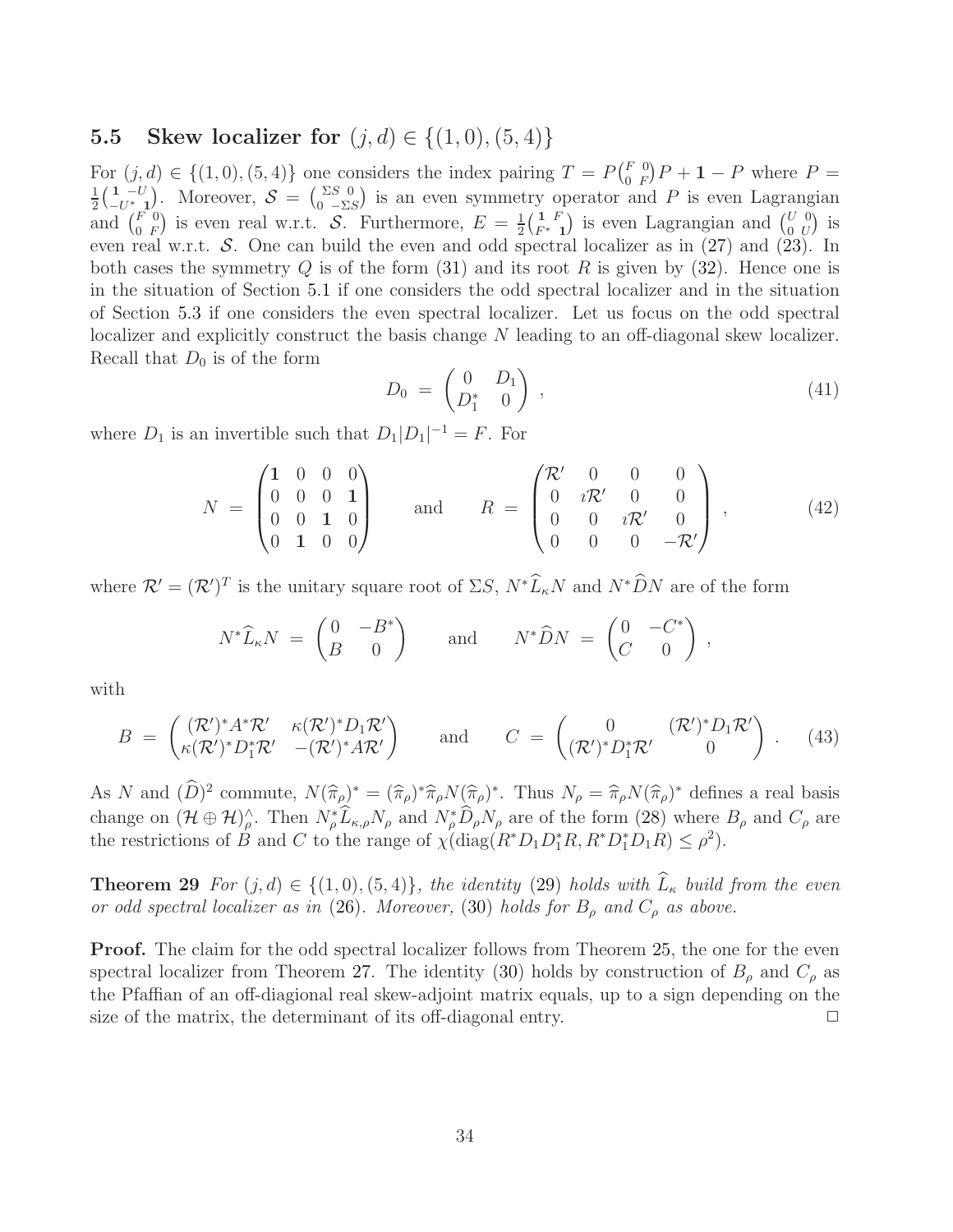### 5.5 Skew localizer for $(j,d) \in \{(1,0),(5,4)\}$

For $(j,d) \in \{(1,0),(5,4)\}$ one considers the index pairing $T = P\begin{pmatrix} F & 0 \\ 0 & F \end{pmatrix}P + \mathbf{1} - P$ where $P = \frac{1}{2}\begin{pmatrix} \mathbf{1} & -U \\ -U^* & \mathbf{1} \end{pmatrix}$. Moreover, $\mathcal{S} = \begin{pmatrix} \Sigma S & 0 \\ 0 & -\Sigma S \end{pmatrix}$ is an even symmetry operator and $P$ is even Lagrangian and $\begin{pmatrix} F & 0 \\ 0 & F \end{pmatrix}$ is even real w.r.t. $\mathcal{S}$. Furthermore, $E = \frac{1}{2}\begin{pmatrix} \mathbf{1} & F \\ F^* & \mathbf{1} \end{pmatrix}$ is even Lagrangian and $\begin{pmatrix} U & 0 \\ 0 & U \end{pmatrix}$ is even real w.r.t. $\mathcal{S}$. One can build the even and odd spectral localizer as in (27) and (23). In both cases the symmetry $Q$ is of the form (31) and its root $R$ is given by (32). Hence one is in the situation of Section 5.1 if one considers the odd spectral localizer and in the situation of Section 5.3 if one considers the even spectral localizer. Let us focus on the odd spectral localizer and explicitly construct the basis change $N$ leading to an off-diagonal skew localizer. Recall that $D_0$ is of the form

$$D_0 \;=\; \begin{pmatrix} 0 & D_1 \\ D_1^* & 0 \end{pmatrix}\,, \tag{41}$$

where $D_1$ is an invertible such that $D_1|D_1|^{-1} = F$. For

$$N \;=\; \begin{pmatrix} \mathbf{1} & 0 & 0 & 0 \\ 0 & 0 & 0 & \mathbf{1} \\ 0 & 0 & \mathbf{1} & 0 \\ 0 & \mathbf{1} & 0 & 0 \end{pmatrix} \qquad \text{and} \qquad R \;=\; \begin{pmatrix} \mathcal{R}' & 0 & 0 & 0 \\ 0 & \imath\mathcal{R}' & 0 & 0 \\ 0 & 0 & \imath\mathcal{R}' & 0 \\ 0 & 0 & 0 & -\mathcal{R}' \end{pmatrix}\,, \tag{42}$$

where $\mathcal{R}' = (\mathcal{R}')^T$ is the unitary square root of $\Sigma S$, $N^*\widehat{L}_\kappa N$ and $N^*\widehat{D}N$ are of the form

$$N^*\widehat{L}_\kappa N \;=\; \begin{pmatrix} 0 & -B^* \\ B & 0 \end{pmatrix} \qquad \text{and} \qquad N^*\widehat{D}N \;=\; \begin{pmatrix} 0 & -C^* \\ C & 0 \end{pmatrix}\,,$$

with

$$B \;=\; \begin{pmatrix} (\mathcal{R}')^*A^*\mathcal{R}' & \kappa(\mathcal{R}')^*D_1\mathcal{R}' \\ \kappa(\mathcal{R}')^*D_1^*\mathcal{R}' & -(\mathcal{R}')^*A\mathcal{R}' \end{pmatrix} \qquad \text{and} \qquad C \;=\; \begin{pmatrix} 0 & (\mathcal{R}')^*D_1\mathcal{R}' \\ (\mathcal{R}')^*D_1^*\mathcal{R}' & 0 \end{pmatrix}\,. \tag{43}$$

As $N$ and $(\widehat{D})^2$ commute, $N(\widehat{\pi}_\rho)^* = (\widehat{\pi}_\rho)^*\widehat{\pi}_\rho N(\widehat{\pi}_\rho)^*$. Thus $N_\rho = \widehat{\pi}_\rho N(\widehat{\pi}_\rho)^*$ defines a real basis change on $(\mathcal{H}\oplus\mathcal{H})^\wedge_\rho$. Then $N_\rho^*\widehat{L}_{\kappa,\rho}N_\rho$ and $N_\rho^*\widehat{D}_\rho N_\rho$ are of the form (28) where $B_\rho$ and $C_\rho$ are the restrictions of $B$ and $C$ to the range of $\chi(\operatorname{diag}(R^*D_1D_1^*R, R^*D_1^*D_1R) \leq \rho^2)$.

**Theorem 29** *For $(j,d) \in \{(1,0),(5,4)\}$, the identity* (29) *holds with $\widehat{L}_\kappa$ build from the even or odd spectral localizer as in* (26)*. Moreover,* (30) *holds for $B_\rho$ and $C_\rho$ as above.*

**Proof.** The claim for the odd spectral localizer follows from Theorem 25, the one for the even spectral localizer from Theorem 27. The identity (30) holds by construction of $B_\rho$ and $C_\rho$ as the Pfaffian of an off-diagonal real skew-adjoint matrix equals, up to a sign depending on the size of the matrix, the determinant of its off-diagonal entry. $\Box$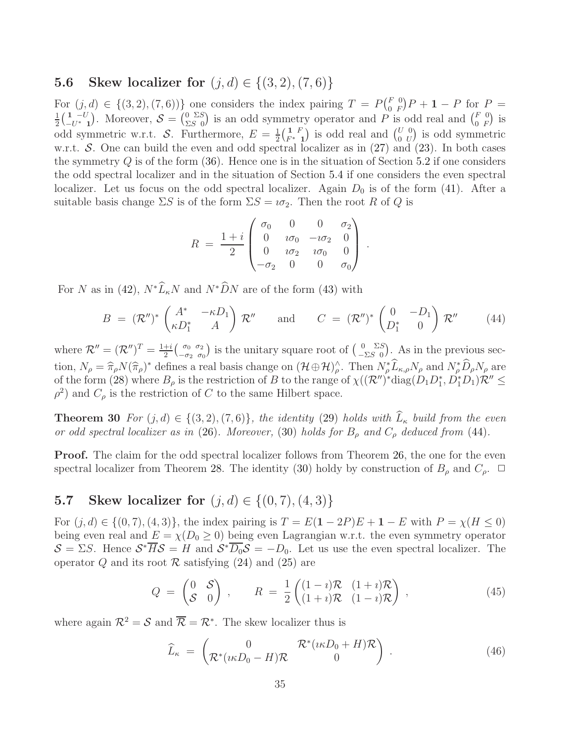## 5.6 Skew localizer for $(j,d) \in \{(3,2),(7,6)\}$

For $(j,d) \in \{(3,2),(7,6))\}$ one considers the index pairing $T = P\begin{pmatrix} F & 0 \\ 0 & F \end{pmatrix}P + \mathbf{1} - P$ for $P = \frac{1}{2}\begin{pmatrix} \mathbf{1} & -U \\ -U^* & \mathbf{1} \end{pmatrix}$. Moreover, $\mathcal{S} = \begin{pmatrix} 0 & \Sigma S \\ \Sigma S & 0 \end{pmatrix}$ is an odd symmetry operator and $P$ is odd real and $\begin{pmatrix} F & 0 \\ 0 & F \end{pmatrix}$ is odd symmetric w.r.t. $\mathcal{S}$. Furthermore, $E = \frac{1}{2}\begin{pmatrix} \mathbf{1} & F \\ F^* & \mathbf{1} \end{pmatrix}$ is odd real and $\begin{pmatrix} U & 0 \\ 0 & U \end{pmatrix}$ is odd symmetric w.r.t. $\mathcal{S}$. One can build the even and odd spectral localizer as in (27) and (23). In both cases the symmetry $Q$ is of the form (36). Hence one is in the situation of Section 5.2 if one considers the odd spectral localizer and in the situation of Section 5.4 if one considers the even spectral localizer. Let us focus on the odd spectral localizer. Again $D_0$ is of the form (41). After a suitable basis change $\Sigma S$ is of the form $\Sigma S = \imath\sigma_2$. Then the root $R$ of $Q$ is

$$
R \;=\; \frac{1+i}{2}\begin{pmatrix} \sigma_0 & 0 & 0 & \sigma_2 \\ 0 & \imath\sigma_0 & -\imath\sigma_2 & 0 \\ 0 & \imath\sigma_2 & \imath\sigma_0 & 0 \\ -\sigma_2 & 0 & 0 & \sigma_0 \end{pmatrix}\;.
$$

For $N$ as in (42), $N^*\widehat{L}_\kappa N$ and $N^*\widehat{D}N$ are of the form (43) with

$$
B \;=\; (\mathcal{R}'')^*\begin{pmatrix} A^* & -\kappa D_1 \\ \kappa D_1^* & A \end{pmatrix}\mathcal{R}'' \qquad \text{and} \qquad C \;=\; (\mathcal{R}'')^*\begin{pmatrix} 0 & -D_1 \\ D_1^* & 0 \end{pmatrix}\mathcal{R}'' \tag{44}
$$

where $\mathcal{R}'' = (\mathcal{R}'')^T = \frac{1+i}{2}\begin{pmatrix} \sigma_0 & \sigma_2 \\ -\sigma_2 & \sigma_0 \end{pmatrix}$ is the unitary square root of $\begin{pmatrix} 0 & \Sigma S \\ -\Sigma S & 0 \end{pmatrix}$. As in the previous section, $N_\rho = \widehat{\pi}_\rho N(\widehat{\pi}_\rho)^*$ defines a real basis change on $(\mathcal{H}\oplus\mathcal{H})^\wedge_\rho$. Then $N_\rho^*\widehat{L}_{\kappa,\rho}N_\rho$ and $N_\rho^*\widehat{D}_\rho N_\rho$ are of the form (28) where $B_\rho$ is the restriction of $B$ to the range of $\chi((\mathcal{R}'')^*\mathrm{diag}(D_1D_1^*, D_1^*D_1)\mathcal{R}'' \leq \rho^2)$ and $C_\rho$ is the restriction of $C$ to the same Hilbert space.

**Theorem 30** *For $(j,d) \in \{(3,2),(7,6)\}$, the identity* (29) *holds with $\widehat{L}_\kappa$ build from the even or odd spectral localizer as in* (26)*. Moreover,* (30) *holds for $B_\rho$ and $C_\rho$ deduced from* (44)*.*

**Proof.** The claim for the odd spectral localizer follows from Theorem 26, the one for the even spectral localizer from Theorem 28. The identity (30) holdy by construction of $B_\rho$ and $C_\rho$. $\Box$

## 5.7 Skew localizer for $(j,d) \in \{(0,7),(4,3)\}$

For $(j,d) \in \{(0,7),(4,3)\}$, the index pairing is $T = E(\mathbf{1}-2P)E + \mathbf{1} - E$ with $P = \chi(H \leq 0)$ being even real and $E = \chi(D_0 \geq 0)$ being even Lagrangian w.r.t. the even symmetry operator $\mathcal{S} = \Sigma S$. Hence $\mathcal{S}^*\overline{H}\mathcal{S} = H$ and $\mathcal{S}^*\overline{D_0}\mathcal{S} = -D_0$. Let us use the even spectral localizer. The operator $Q$ and its root $\mathcal{R}$ satisfying (24) and (25) are

$$
Q \;=\; \begin{pmatrix} 0 & \mathcal{S} \\ \mathcal{S} & 0 \end{pmatrix}\;, \qquad R \;=\; \frac{1}{2}\begin{pmatrix} (1-\imath)\mathcal{R} & (1+\imath)\mathcal{R} \\ (1+\imath)\mathcal{R} & (1-\imath)\mathcal{R} \end{pmatrix}\;, \tag{45}
$$

where again $\mathcal{R}^2 = \mathcal{S}$ and $\overline{\mathcal{R}} = \mathcal{R}^*$. The skew localizer thus is

$$
\widehat{L}_\kappa \;=\; \begin{pmatrix} 0 & \mathcal{R}^*(\imath\kappa D_0 + H)\mathcal{R} \\ \mathcal{R}^*(\imath\kappa D_0 - H)\mathcal{R} & 0 \end{pmatrix}\;. \tag{46}
$$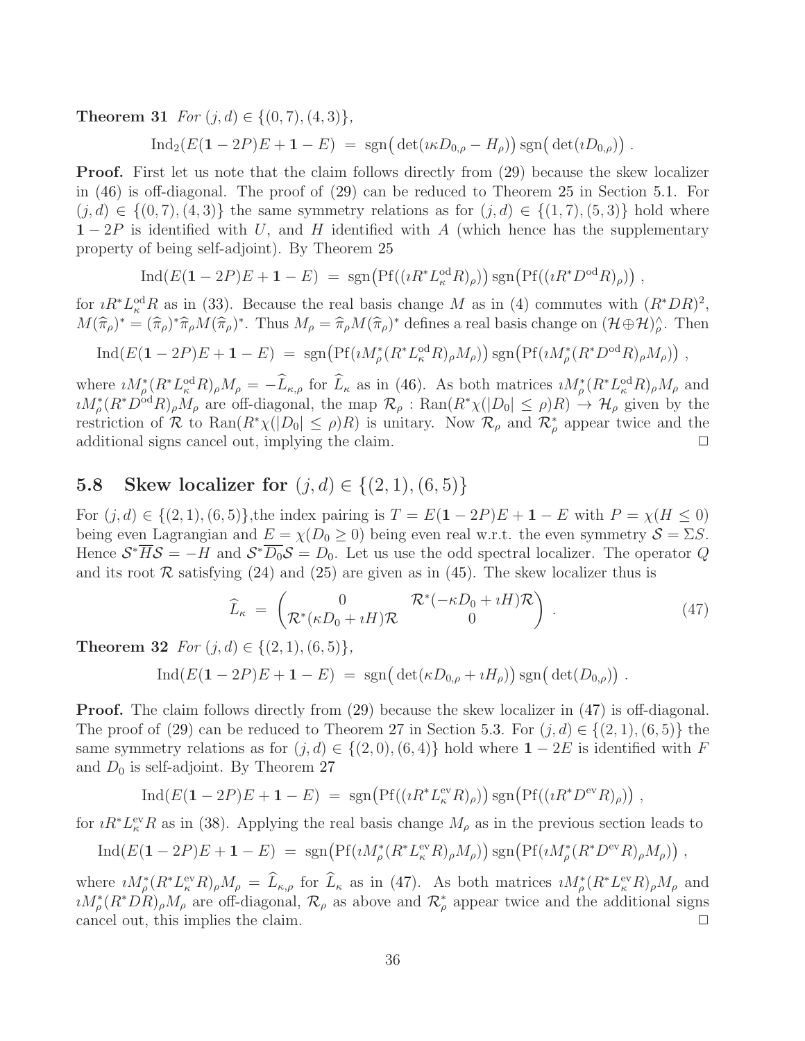**Theorem 31** *For $(j,d) \in \{(0,7),(4,3)\}$,*

$$\mathrm{Ind}_2(E(\mathbf{1}-2P)E+\mathbf{1}-E) \;=\; \mathrm{sgn}\big(\det(\imath\kappa D_{0,\rho}-H_\rho)\big)\,\mathrm{sgn}\big(\det(\imath D_{0,\rho})\big)\;.$$

**Proof.** First let us note that the claim follows directly from (29) because the skew localizer in (46) is off-diagonal. The proof of (29) can be reduced to Theorem 25 in Section 5.1. For $(j,d) \in \{(0,7),(4,3)\}$ the same symmetry relations as for $(j,d) \in \{(1,7),(5,3)\}$ hold where $\mathbf{1}-2P$ is identified with $U$, and $H$ identified with $A$ (which hence has the supplementary property of being self-adjoint). By Theorem 25

$$\mathrm{Ind}(E(\mathbf{1}-2P)E+\mathbf{1}-E) \;=\; \mathrm{sgn}\big(\mathrm{Pf}((\imath R^*L^{\mathrm{od}}_\kappa R)_\rho)\big)\,\mathrm{sgn}\big(\mathrm{Pf}((\imath R^*D^{\mathrm{od}}R)_\rho)\big)\;,$$

for $\imath R^*L^{\mathrm{od}}_\kappa R$ as in (33). Because the real basis change $M$ as in (4) commutes with $(R^*DR)^2$, $M(\widehat{\pi}_\rho)^* = (\widehat{\pi}_\rho)^*\widehat{\pi}_\rho M(\widehat{\pi}_\rho)^*$. Thus $M_\rho = \widehat{\pi}_\rho M(\widehat{\pi}_\rho)^*$ defines a real basis change on $(\mathcal{H}\oplus\mathcal{H})^\wedge_\rho$. Then

$$\mathrm{Ind}(E(\mathbf{1}-2P)E+\mathbf{1}-E) \;=\; \mathrm{sgn}\big(\mathrm{Pf}(\imath M^*_\rho(R^*L^{\mathrm{od}}_\kappa R)_\rho M_\rho)\big)\,\mathrm{sgn}\big(\mathrm{Pf}(\imath M^*_\rho(R^*D^{\mathrm{od}}R)_\rho M_\rho)\big)\;,$$

where $\imath M^*_\rho(R^*L^{\mathrm{od}}_\kappa R)_\rho M_\rho = -\widehat{L}_{\kappa,\rho}$ for $\widehat{L}_\kappa$ as in (46). As both matrices $\imath M^*_\rho(R^*L^{\mathrm{od}}_\kappa R)_\rho M_\rho$ and $\imath M^*_\rho(R^*D^{\mathrm{od}}R)_\rho M_\rho$ are off-diagonal, the map $\mathcal{R}_\rho : \mathrm{Ran}(R^*\chi(|D_0|\le\rho)R) \to \mathcal{H}_\rho$ given by the restriction of $\mathcal{R}$ to $\mathrm{Ran}(R^*\chi(|D_0|\le\rho)R)$ is unitary. Now $\mathcal{R}_\rho$ and $\mathcal{R}^*_\rho$ appear twice and the additional signs cancel out, implying the claim. $\square$

## 5.8 Skew localizer for $(j,d) \in \{(2,1),(6,5)\}$

For $(j,d) \in \{(2,1),(6,5)\}$,the index pairing is $T = E(\mathbf{1}-2P)E+\mathbf{1}-E$ with $P = \chi(H\le 0)$ being even Lagrangian and $E = \chi(D_0\ge 0)$ being even real w.r.t. the even symmetry $\mathcal{S} = \Sigma S$. Hence $\mathcal{S}^*\overline{H}\mathcal{S} = -H$ and $\mathcal{S}^*\overline{D_0}\mathcal{S} = D_0$. Let us use the odd spectral localizer. The operator $Q$ and its root $\mathcal{R}$ satisfying (24) and (25) are given as in (45). The skew localizer thus is

$$\widehat{L}_\kappa \;=\; \begin{pmatrix} 0 & \mathcal{R}^*(-\kappa D_0+\imath H)\mathcal{R} \\ \mathcal{R}^*(\kappa D_0+\imath H)\mathcal{R} & 0 \end{pmatrix}\;. \tag{47}$$

**Theorem 32** *For $(j,d) \in \{(2,1),(6,5)\}$,*

$$\mathrm{Ind}(E(\mathbf{1}-2P)E+\mathbf{1}-E) \;=\; \mathrm{sgn}\big(\det(\kappa D_{0,\rho}+\imath H_\rho)\big)\,\mathrm{sgn}\big(\det(D_{0,\rho})\big)\;.$$

**Proof.** The claim follows directly from (29) because the skew localizer in (47) is off-diagonal. The proof of (29) can be reduced to Theorem 27 in Section 5.3. For $(j,d) \in \{(2,1),(6,5)\}$ the same symmetry relations as for $(j,d) \in \{(2,0),(6,4)\}$ hold where $\mathbf{1}-2E$ is identified with $F$ and $D_0$ is self-adjoint. By Theorem 27

$$\mathrm{Ind}(E(\mathbf{1}-2P)E+\mathbf{1}-E) \;=\; \mathrm{sgn}\big(\mathrm{Pf}((\imath R^*L^{\mathrm{ev}}_\kappa R)_\rho)\big)\,\mathrm{sgn}\big(\mathrm{Pf}((\imath R^*D^{\mathrm{ev}}R)_\rho)\big)\;,$$

for $\imath R^*L^{\mathrm{ev}}_\kappa R$ as in (38). Applying the real basis change $M_\rho$ as in the previous section leads to

$$\mathrm{Ind}(E(\mathbf{1}-2P)E+\mathbf{1}-E) \;=\; \mathrm{sgn}\big(\mathrm{Pf}(\imath M^*_\rho(R^*L^{\mathrm{ev}}_\kappa R)_\rho M_\rho)\big)\,\mathrm{sgn}\big(\mathrm{Pf}(\imath M^*_\rho(R^*D^{\mathrm{ev}}R)_\rho M_\rho)\big)\;,$$

where $\imath M^*_\rho(R^*L^{\mathrm{ev}}_\kappa R)_\rho M_\rho = \widehat{L}_{\kappa,\rho}$ for $\widehat{L}_\kappa$ as in (47). As both matrices $\imath M^*_\rho(R^*L^{\mathrm{ev}}_\kappa R)_\rho M_\rho$ and $\imath M^*_\rho(R^*DR)_\rho M_\rho$ are off-diagonal, $\mathcal{R}_\rho$ as above and $\mathcal{R}^*_\rho$ appear twice and the additional signs cancel out, this implies the claim. $\square$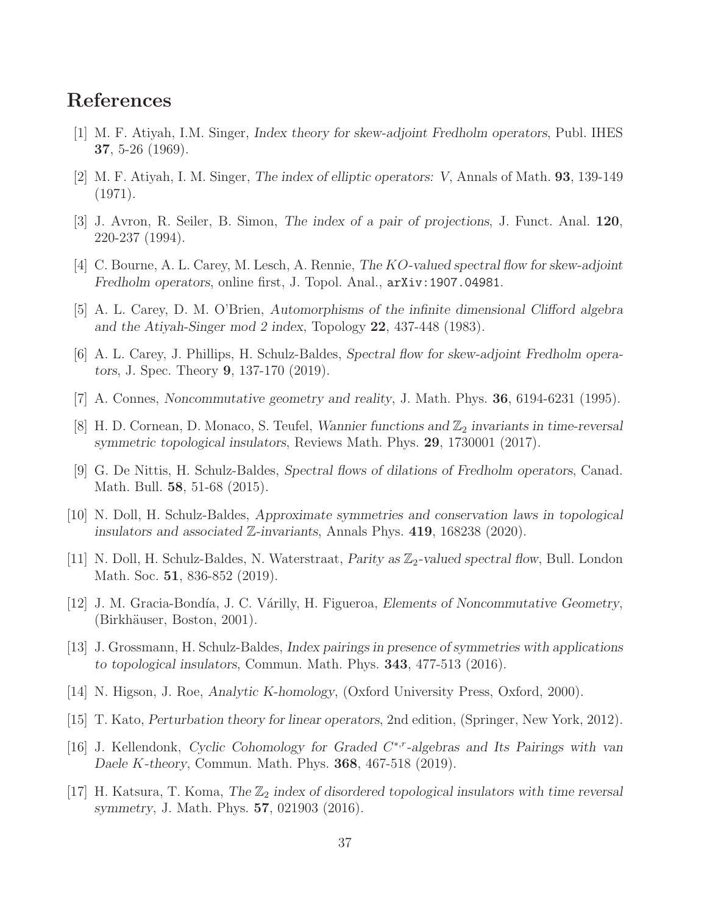# References

[1] M. F. Atiyah, I.M. Singer, *Index theory for skew-adjoint Fredholm operators*, Publ. IHES **37**, 5-26 (1969).

[2] M. F. Atiyah, I. M. Singer, *The index of elliptic operators: V*, Annals of Math. **93**, 139-149 (1971).

[3] J. Avron, R. Seiler, B. Simon, *The index of a pair of projections*, J. Funct. Anal. **120**, 220-237 (1994).

[4] C. Bourne, A. L. Carey, M. Lesch, A. Rennie, *The $KO$-valued spectral flow for skew-adjoint Fredholm operators*, online first, J. Topol. Anal., arXiv:1907.04981.

[5] A. L. Carey, D. M. O'Brien, *Automorphisms of the infinite dimensional Clifford algebra and the Atiyah-Singer mod 2 index*, Topology **22**, 437-448 (1983).

[6] A. L. Carey, J. Phillips, H. Schulz-Baldes, *Spectral flow for skew-adjoint Fredholm operators*, J. Spec. Theory **9**, 137-170 (2019).

[7] A. Connes, *Noncommutative geometry and reality*, J. Math. Phys. **36**, 6194-6231 (1995).

[8] H. D. Cornean, D. Monaco, S. Teufel, *Wannier functions and $\mathbb{Z}_2$ invariants in time-reversal symmetric topological insulators*, Reviews Math. Phys. **29**, 1730001 (2017).

[9] G. De Nittis, H. Schulz-Baldes, *Spectral flows of dilations of Fredholm operators*, Canad. Math. Bull. **58**, 51-68 (2015).

[10] N. Doll, H. Schulz-Baldes, *Approximate symmetries and conservation laws in topological insulators and associated $\mathbb{Z}$-invariants*, Annals Phys. **419**, 168238 (2020).

[11] N. Doll, H. Schulz-Baldes, N. Waterstraat, *Parity as $\mathbb{Z}_2$-valued spectral flow*, Bull. London Math. Soc. **51**, 836-852 (2019).

[12] J. M. Gracia-Bondía, J. C. Várilly, H. Figueroa, *Elements of Noncommutative Geometry*, (Birkhäuser, Boston, 2001).

[13] J. Grossmann, H. Schulz-Baldes, *Index pairings in presence of symmetries with applications to topological insulators*, Commun. Math. Phys. **343**, 477-513 (2016).

[14] N. Higson, J. Roe, *Analytic K-homology*, (Oxford University Press, Oxford, 2000).

[15] T. Kato, *Perturbation theory for linear operators*, 2nd edition, (Springer, New York, 2012).

[16] J. Kellendonk, *Cyclic Cohomology for Graded $C^{*,r}$-algebras and Its Pairings with van Daele $K$-theory*, Commun. Math. Phys. **368**, 467-518 (2019).

[17] H. Katsura, T. Koma, *The $\mathbb{Z}_2$ index of disordered topological insulators with time reversal symmetry*, J. Math. Phys. **57**, 021903 (2016).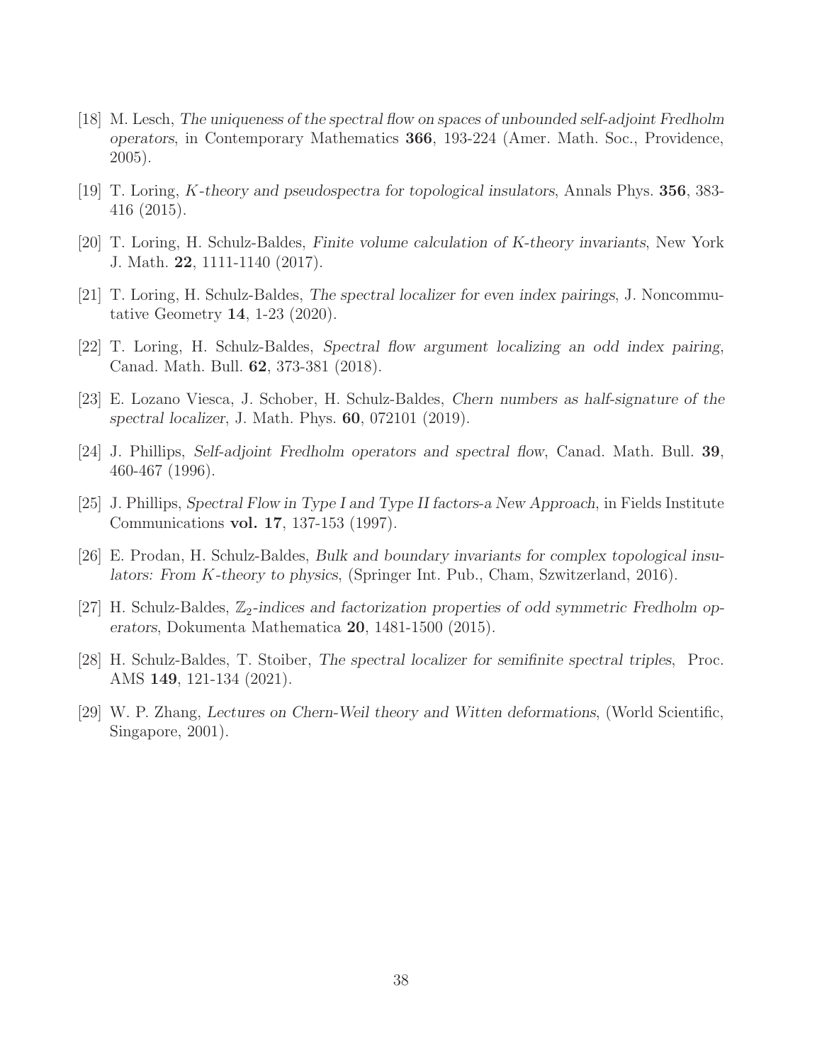[18] M. Lesch, *The uniqueness of the spectral flow on spaces of unbounded self-adjoint Fredholm operators*, in Contemporary Mathematics **366**, 193-224 (Amer. Math. Soc., Providence, 2005).

[19] T. Loring, *K-theory and pseudospectra for topological insulators*, Annals Phys. **356**, 383-416 (2015).

[20] T. Loring, H. Schulz-Baldes, *Finite volume calculation of K-theory invariants*, New York J. Math. **22**, 1111-1140 (2017).

[21] T. Loring, H. Schulz-Baldes, *The spectral localizer for even index pairings*, J. Noncommutative Geometry **14**, 1-23 (2020).

[22] T. Loring, H. Schulz-Baldes, *Spectral flow argument localizing an odd index pairing*, Canad. Math. Bull. **62**, 373-381 (2018).

[23] E. Lozano Viesca, J. Schober, H. Schulz-Baldes, *Chern numbers as half-signature of the spectral localizer*, J. Math. Phys. **60**, 072101 (2019).

[24] J. Phillips, *Self-adjoint Fredholm operators and spectral flow*, Canad. Math. Bull. **39**, 460-467 (1996).

[25] J. Phillips, *Spectral Flow in Type I and Type II factors-a New Approach*, in Fields Institute Communications **vol. 17**, 137-153 (1997).

[26] E. Prodan, H. Schulz-Baldes, *Bulk and boundary invariants for complex topological insulators: From K-theory to physics*, (Springer Int. Pub., Cham, Szwitzerland, 2016).

[27] H. Schulz-Baldes, *$\mathbb{Z}_2$-indices and factorization properties of odd symmetric Fredholm operators*, Dokumenta Mathematica **20**, 1481-1500 (2015).

[28] H. Schulz-Baldes, T. Stoiber, *The spectral localizer for semifinite spectral triples*, Proc. AMS **149**, 121-134 (2021).

[29] W. P. Zhang, *Lectures on Chern-Weil theory and Witten deformations*, (World Scientific, Singapore, 2001).